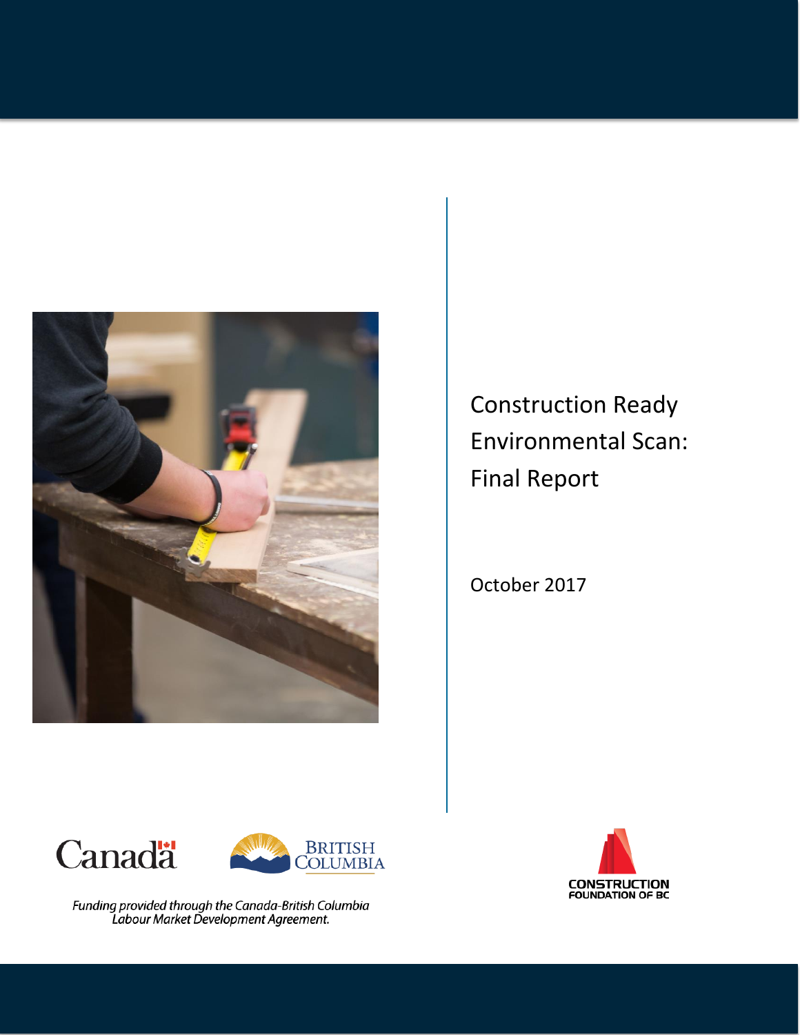# Construction Ready Environmental Scan: Final Report

October 2017

*Funding provided through the Canada-British Columbia Labour Market Development Agreement.*

CONSTRUCTION FOUNDATION OF BC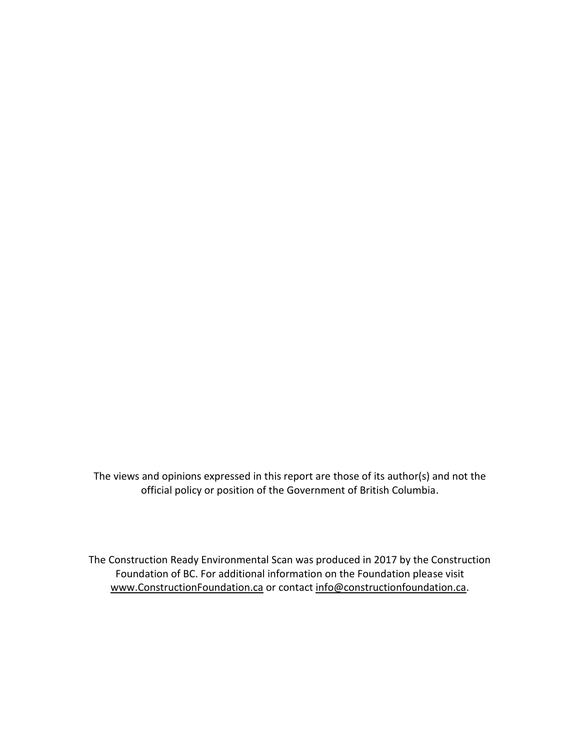The views and opinions expressed in this report are those of its author(s) and not the official policy or position of the Government of British Columbia.

The Construction Ready Environmental Scan was produced in 2017 by the Construction Foundation of BC. For additional information on the Foundation please visit www.ConstructionFoundation.ca or contact info@constructionfoundation.ca.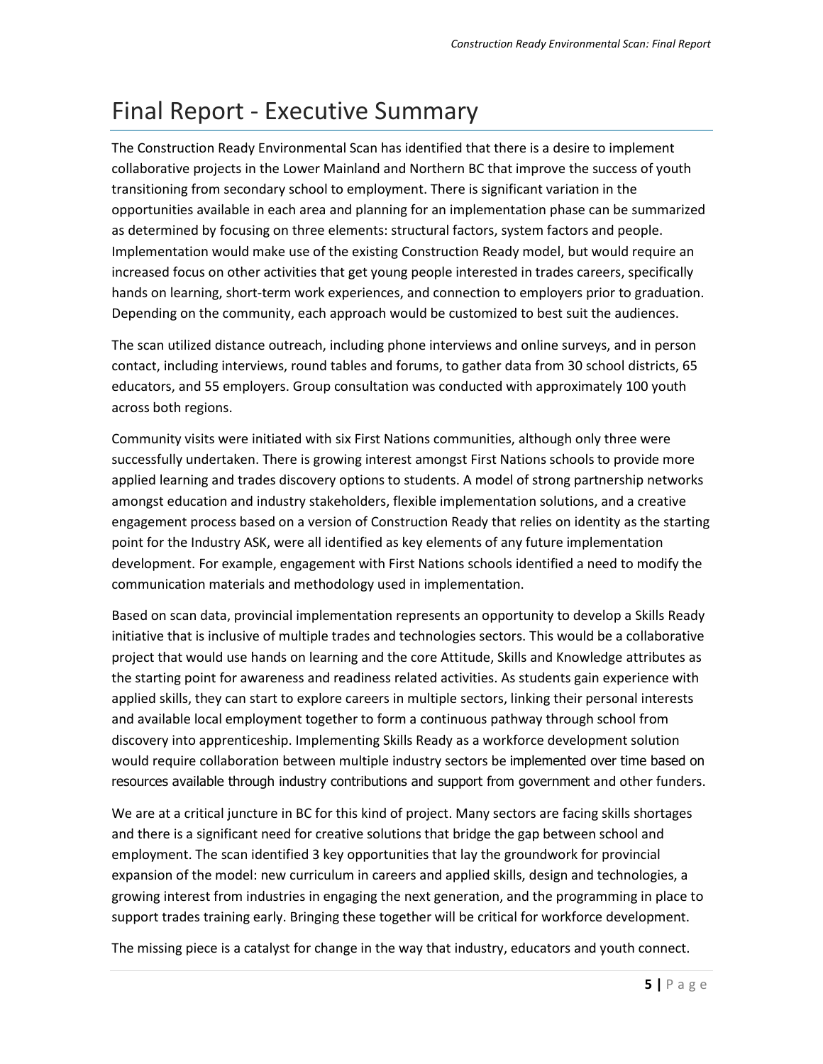# Final Report - Executive Summary

The Construction Ready Environmental Scan has identified that there is a desire to implement collaborative projects in the Lower Mainland and Northern BC that improve the success of youth transitioning from secondary school to employment. There is significant variation in the opportunities available in each area and planning for an implementation phase can be summarized as determined by focusing on three elements: structural factors, system factors and people. Implementation would make use of the existing Construction Ready model, but would require an increased focus on other activities that get young people interested in trades careers, specifically hands on learning, short-term work experiences, and connection to employers prior to graduation. Depending on the community, each approach would be customized to best suit the audiences.

The scan utilized distance outreach, including phone interviews and online surveys, and in person contact, including interviews, round tables and forums, to gather data from 30 school districts, 65 educators, and 55 employers. Group consultation was conducted with approximately 100 youth across both regions.

Community visits were initiated with six First Nations communities, although only three were successfully undertaken. There is growing interest amongst First Nations schools to provide more applied learning and trades discovery options to students. A model of strong partnership networks amongst education and industry stakeholders, flexible implementation solutions, and a creative engagement process based on a version of Construction Ready that relies on identity as the starting point for the Industry ASK, were all identified as key elements of any future implementation development. For example, engagement with First Nations schools identified a need to modify the communication materials and methodology used in implementation.

Based on scan data, provincial implementation represents an opportunity to develop a Skills Ready initiative that is inclusive of multiple trades and technologies sectors. This would be a collaborative project that would use hands on learning and the core Attitude, Skills and Knowledge attributes as the starting point for awareness and readiness related activities. As students gain experience with applied skills, they can start to explore careers in multiple sectors, linking their personal interests and available local employment together to form a continuous pathway through school from discovery into apprenticeship. Implementing Skills Ready as a workforce development solution would require collaboration between multiple industry sectors be implemented over time based on resources available through industry contributions and support from government and other funders.

We are at a critical juncture in BC for this kind of project. Many sectors are facing skills shortages and there is a significant need for creative solutions that bridge the gap between school and employment. The scan identified 3 key opportunities that lay the groundwork for provincial expansion of the model: new curriculum in careers and applied skills, design and technologies, a growing interest from industries in engaging the next generation, and the programming in place to support trades training early. Bringing these together will be critical for workforce development.

The missing piece is a catalyst for change in the way that industry, educators and youth connect.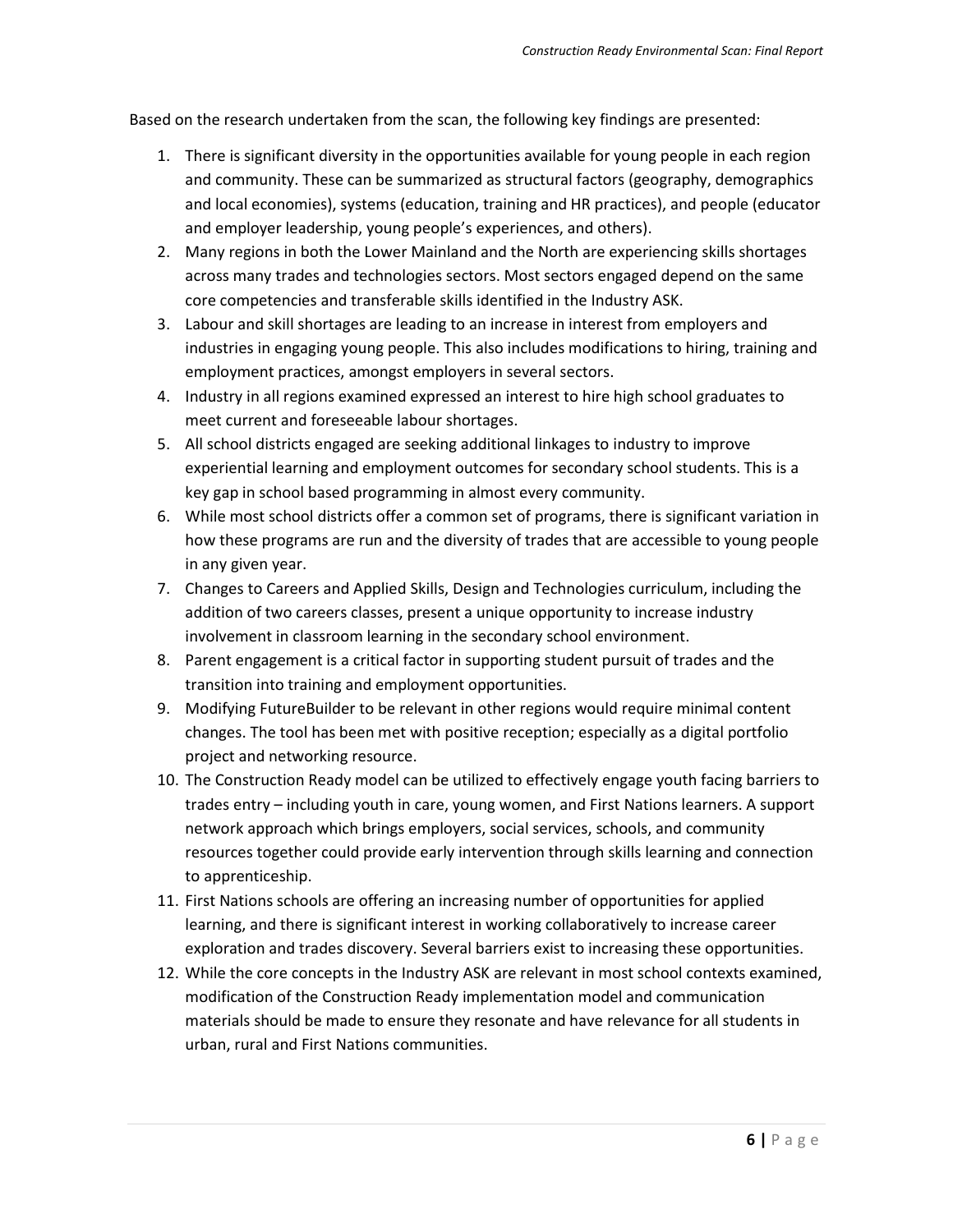Based on the research undertaken from the scan, the following key findings are presented:

1. There is significant diversity in the opportunities available for young people in each region and community. These can be summarized as structural factors (geography, demographics and local economies), systems (education, training and HR practices), and people (educator and employer leadership, young people's experiences, and others).
2. Many regions in both the Lower Mainland and the North are experiencing skills shortages across many trades and technologies sectors. Most sectors engaged depend on the same core competencies and transferable skills identified in the Industry ASK.
3. Labour and skill shortages are leading to an increase in interest from employers and industries in engaging young people. This also includes modifications to hiring, training and employment practices, amongst employers in several sectors.
4. Industry in all regions examined expressed an interest to hire high school graduates to meet current and foreseeable labour shortages.
5. All school districts engaged are seeking additional linkages to industry to improve experiential learning and employment outcomes for secondary school students. This is a key gap in school based programming in almost every community.
6. While most school districts offer a common set of programs, there is significant variation in how these programs are run and the diversity of trades that are accessible to young people in any given year.
7. Changes to Careers and Applied Skills, Design and Technologies curriculum, including the addition of two careers classes, present a unique opportunity to increase industry involvement in classroom learning in the secondary school environment.
8. Parent engagement is a critical factor in supporting student pursuit of trades and the transition into training and employment opportunities.
9. Modifying FutureBuilder to be relevant in other regions would require minimal content changes. The tool has been met with positive reception; especially as a digital portfolio project and networking resource.
10. The Construction Ready model can be utilized to effectively engage youth facing barriers to trades entry – including youth in care, young women, and First Nations learners. A support network approach which brings employers, social services, schools, and community resources together could provide early intervention through skills learning and connection to apprenticeship.
11. First Nations schools are offering an increasing number of opportunities for applied learning, and there is significant interest in working collaboratively to increase career exploration and trades discovery. Several barriers exist to increasing these opportunities.
12. While the core concepts in the Industry ASK are relevant in most school contexts examined, modification of the Construction Ready implementation model and communication materials should be made to ensure they resonate and have relevance for all students in urban, rural and First Nations communities.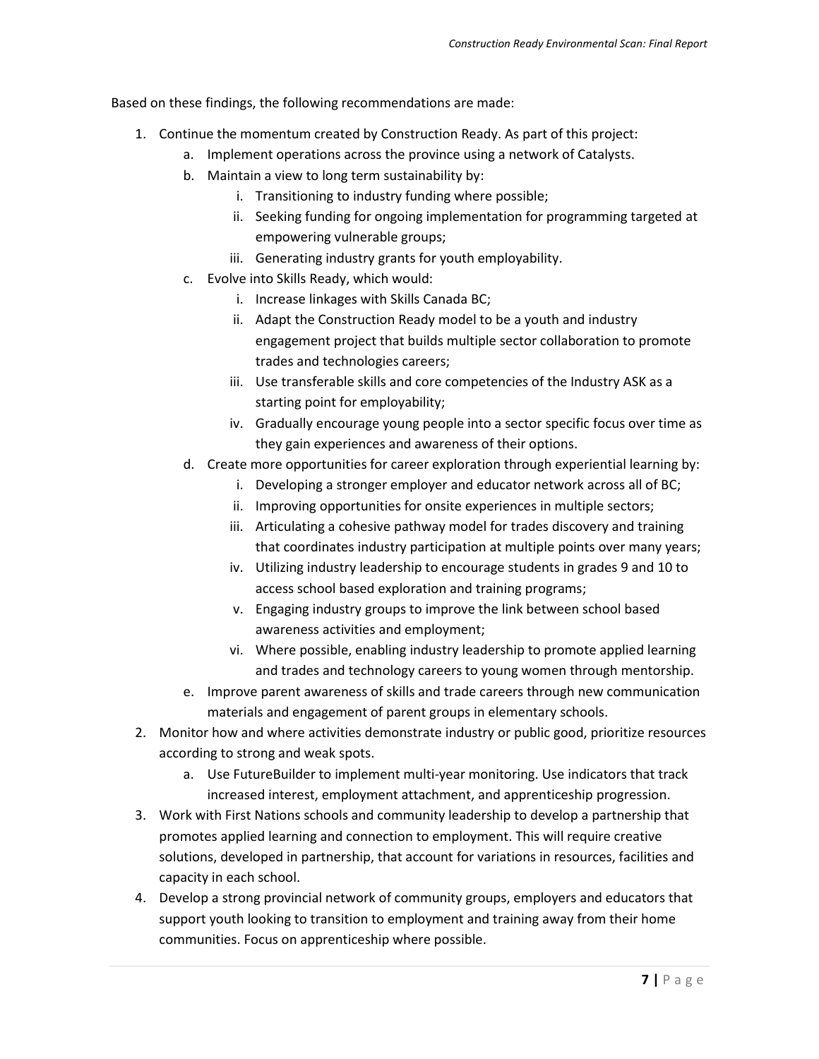Based on these findings, the following recommendations are made:

1. Continue the momentum created by Construction Ready. As part of this project:
    a. Implement operations across the province using a network of Catalysts.
    b. Maintain a view to long term sustainability by:
        i. Transitioning to industry funding where possible;
        ii. Seeking funding for ongoing implementation for programming targeted at empowering vulnerable groups;
        iii. Generating industry grants for youth employability.
    c. Evolve into Skills Ready, which would:
        i. Increase linkages with Skills Canada BC;
        ii. Adapt the Construction Ready model to be a youth and industry engagement project that builds multiple sector collaboration to promote trades and technologies careers;
        iii. Use transferable skills and core competencies of the Industry ASK as a starting point for employability;
        iv. Gradually encourage young people into a sector specific focus over time as they gain experiences and awareness of their options.
    d. Create more opportunities for career exploration through experiential learning by:
        i. Developing a stronger employer and educator network across all of BC;
        ii. Improving opportunities for onsite experiences in multiple sectors;
        iii. Articulating a cohesive pathway model for trades discovery and training that coordinates industry participation at multiple points over many years;
        iv. Utilizing industry leadership to encourage students in grades 9 and 10 to access school based exploration and training programs;
        v. Engaging industry groups to improve the link between school based awareness activities and employment;
        vi. Where possible, enabling industry leadership to promote applied learning and trades and technology careers to young women through mentorship.
    e. Improve parent awareness of skills and trade careers through new communication materials and engagement of parent groups in elementary schools.
2. Monitor how and where activities demonstrate industry or public good, prioritize resources according to strong and weak spots.
    a. Use FutureBuilder to implement multi-year monitoring. Use indicators that track increased interest, employment attachment, and apprenticeship progression.
3. Work with First Nations schools and community leadership to develop a partnership that promotes applied learning and connection to employment. This will require creative solutions, developed in partnership, that account for variations in resources, facilities and capacity in each school.
4. Develop a strong provincial network of community groups, employers and educators that support youth looking to transition to employment and training away from their home communities. Focus on apprenticeship where possible.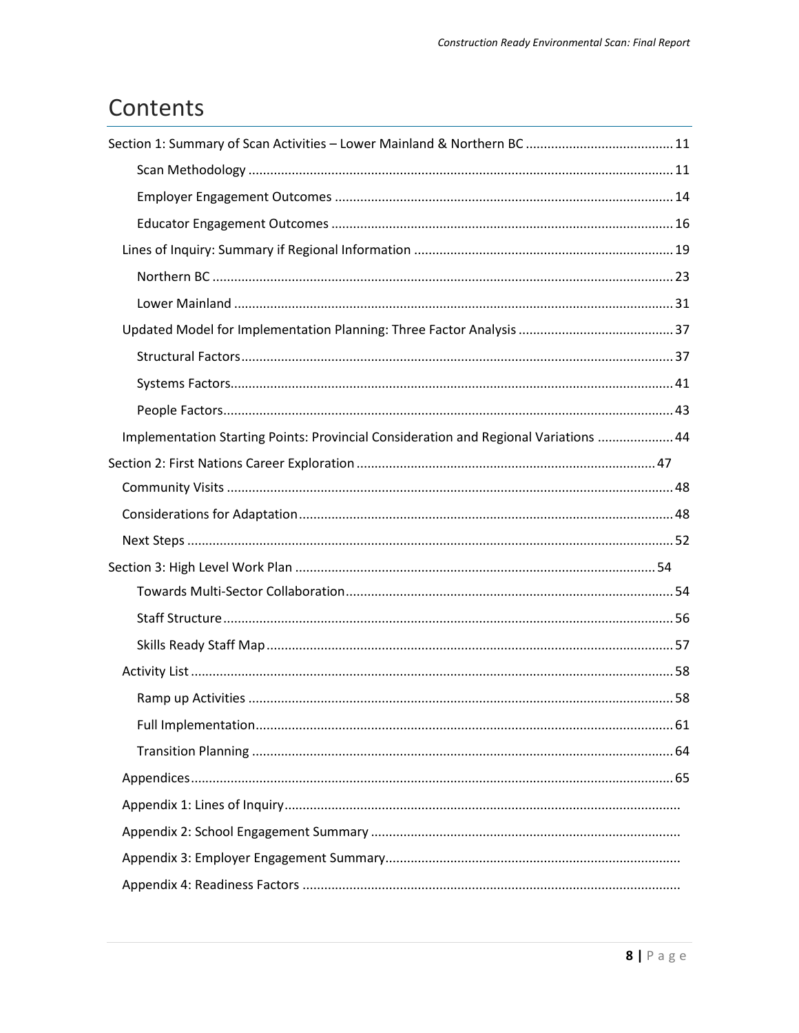# Contents

- Section 1: Summary of Scan Activities – Lower Mainland & Northern BC ..... 11
    - Scan Methodology ..... 11
    - Employer Engagement Outcomes ..... 14
    - Educator Engagement Outcomes ..... 16
  - Lines of Inquiry: Summary if Regional Information ..... 19
    - Northern BC ..... 23
    - Lower Mainland ..... 31
  - Updated Model for Implementation Planning: Three Factor Analysis ..... 37
    - Structural Factors ..... 37
    - Systems Factors ..... 41
    - People Factors ..... 43
  - Implementation Starting Points: Provincial Consideration and Regional Variations ..... 44
- Section 2: First Nations Career Exploration ..... 47
  - Community Visits ..... 48
  - Considerations for Adaptation ..... 48
  - Next Steps ..... 52
- Section 3: High Level Work Plan ..... 54
    - Towards Multi-Sector Collaboration ..... 54
    - Staff Structure ..... 56
    - Skills Ready Staff Map ..... 57
  - Activity List ..... 58
    - Ramp up Activities ..... 58
    - Full Implementation ..... 61
    - Transition Planning ..... 64
  - Appendices ..... 65
  - Appendix 1: Lines of Inquiry .....
  - Appendix 2: School Engagement Summary .....
  - Appendix 3: Employer Engagement Summary .....
  - Appendix 4: Readiness Factors .....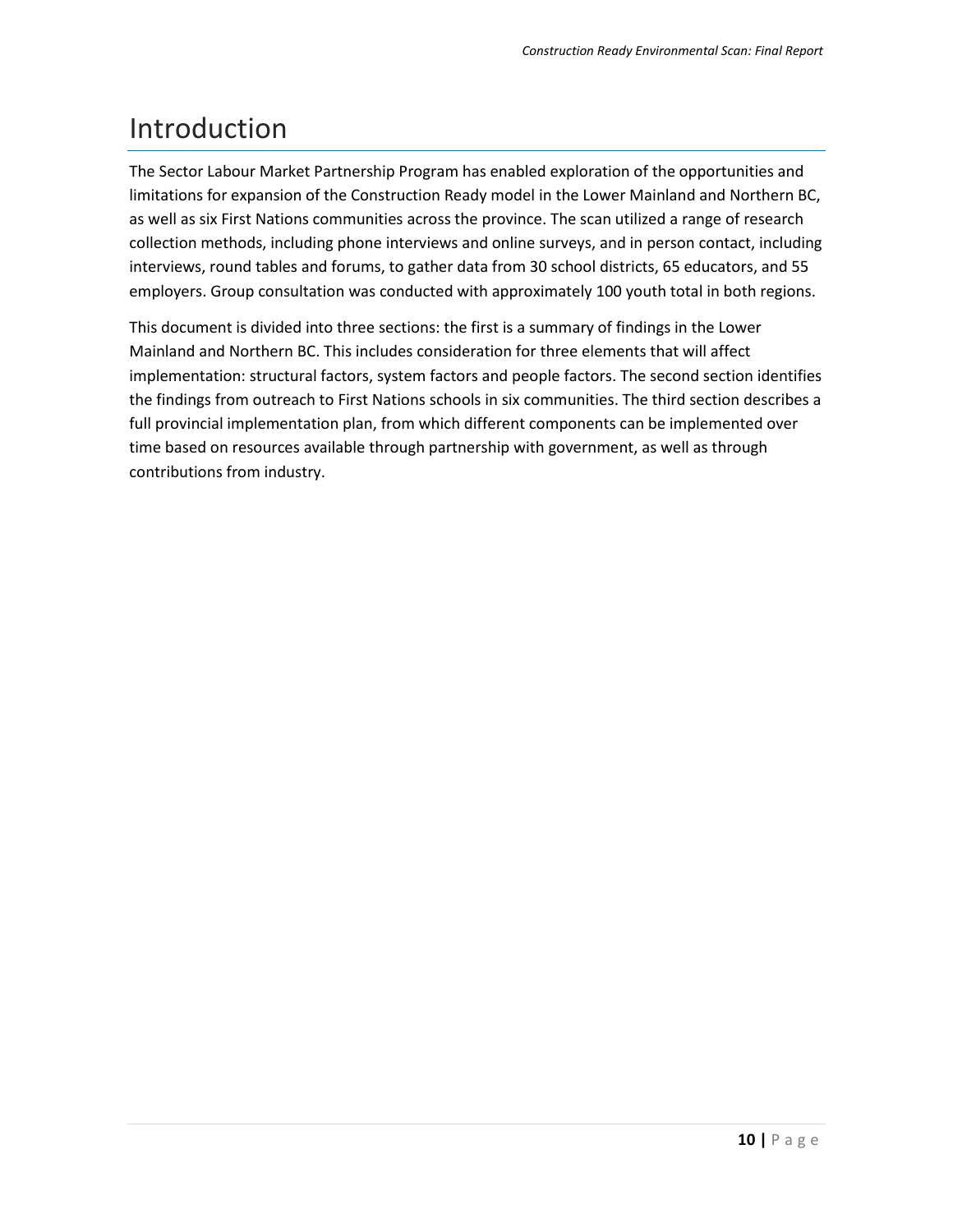# Introduction

The Sector Labour Market Partnership Program has enabled exploration of the opportunities and limitations for expansion of the Construction Ready model in the Lower Mainland and Northern BC, as well as six First Nations communities across the province. The scan utilized a range of research collection methods, including phone interviews and online surveys, and in person contact, including interviews, round tables and forums, to gather data from 30 school districts, 65 educators, and 55 employers. Group consultation was conducted with approximately 100 youth total in both regions.

This document is divided into three sections: the first is a summary of findings in the Lower Mainland and Northern BC. This includes consideration for three elements that will affect implementation: structural factors, system factors and people factors. The second section identifies the findings from outreach to First Nations schools in six communities. The third section describes a full provincial implementation plan, from which different components can be implemented over time based on resources available through partnership with government, as well as through contributions from industry.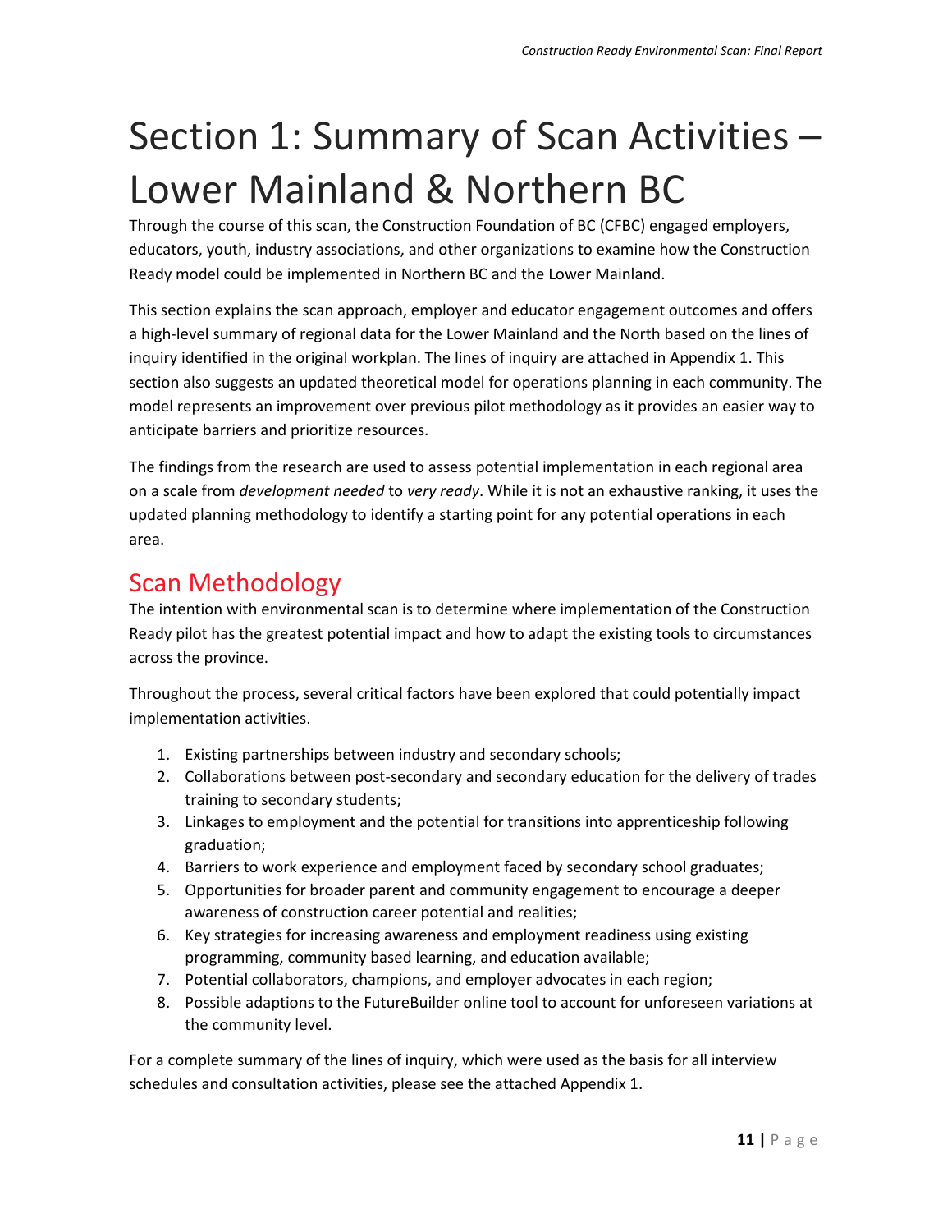# Section 1: Summary of Scan Activities – Lower Mainland & Northern BC

Through the course of this scan, the Construction Foundation of BC (CFBC) engaged employers, educators, youth, industry associations, and other organizations to examine how the Construction Ready model could be implemented in Northern BC and the Lower Mainland.

This section explains the scan approach, employer and educator engagement outcomes and offers a high-level summary of regional data for the Lower Mainland and the North based on the lines of inquiry identified in the original workplan. The lines of inquiry are attached in Appendix 1. This section also suggests an updated theoretical model for operations planning in each community. The model represents an improvement over previous pilot methodology as it provides an easier way to anticipate barriers and prioritize resources.

The findings from the research are used to assess potential implementation in each regional area on a scale from *development needed* to *very ready*. While it is not an exhaustive ranking, it uses the updated planning methodology to identify a starting point for any potential operations in each area.

## Scan Methodology

The intention with environmental scan is to determine where implementation of the Construction Ready pilot has the greatest potential impact and how to adapt the existing tools to circumstances across the province.

Throughout the process, several critical factors have been explored that could potentially impact implementation activities.

1. Existing partnerships between industry and secondary schools;
2. Collaborations between post-secondary and secondary education for the delivery of trades training to secondary students;
3. Linkages to employment and the potential for transitions into apprenticeship following graduation;
4. Barriers to work experience and employment faced by secondary school graduates;
5. Opportunities for broader parent and community engagement to encourage a deeper awareness of construction career potential and realities;
6. Key strategies for increasing awareness and employment readiness using existing programming, community based learning, and education available;
7. Potential collaborators, champions, and employer advocates in each region;
8. Possible adaptions to the FutureBuilder online tool to account for unforeseen variations at the community level.

For a complete summary of the lines of inquiry, which were used as the basis for all interview schedules and consultation activities, please see the attached Appendix 1.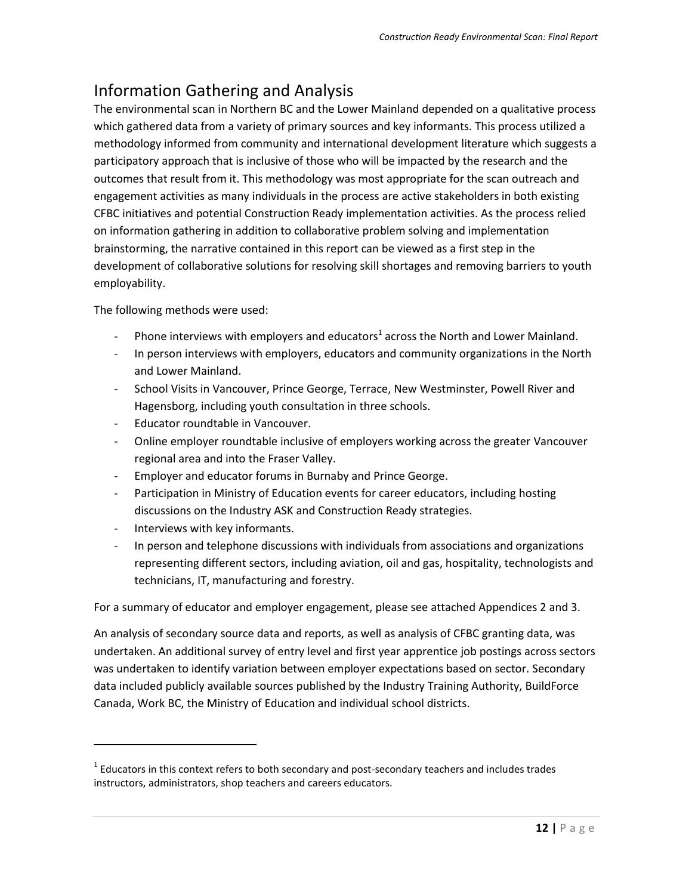## Information Gathering and Analysis

The environmental scan in Northern BC and the Lower Mainland depended on a qualitative process which gathered data from a variety of primary sources and key informants. This process utilized a methodology informed from community and international development literature which suggests a participatory approach that is inclusive of those who will be impacted by the research and the outcomes that result from it. This methodology was most appropriate for the scan outreach and engagement activities as many individuals in the process are active stakeholders in both existing CFBC initiatives and potential Construction Ready implementation activities. As the process relied on information gathering in addition to collaborative problem solving and implementation brainstorming, the narrative contained in this report can be viewed as a first step in the development of collaborative solutions for resolving skill shortages and removing barriers to youth employability.

The following methods were used:

- Phone interviews with employers and educators[1] across the North and Lower Mainland.
- In person interviews with employers, educators and community organizations in the North and Lower Mainland.
- School Visits in Vancouver, Prince George, Terrace, New Westminster, Powell River and Hagensborg, including youth consultation in three schools.
- Educator roundtable in Vancouver.
- Online employer roundtable inclusive of employers working across the greater Vancouver regional area and into the Fraser Valley.
- Employer and educator forums in Burnaby and Prince George.
- Participation in Ministry of Education events for career educators, including hosting discussions on the Industry ASK and Construction Ready strategies.
- Interviews with key informants.
- In person and telephone discussions with individuals from associations and organizations representing different sectors, including aviation, oil and gas, hospitality, technologists and technicians, IT, manufacturing and forestry.

For a summary of educator and employer engagement, please see attached Appendices 2 and 3.

An analysis of secondary source data and reports, as well as analysis of CFBC granting data, was undertaken. An additional survey of entry level and first year apprentice job postings across sectors was undertaken to identify variation between employer expectations based on sector. Secondary data included publicly available sources published by the Industry Training Authority, BuildForce Canada, Work BC, the Ministry of Education and individual school districts.

---

[1] Educators in this context refers to both secondary and post-secondary teachers and includes trades instructors, administrators, shop teachers and careers educators.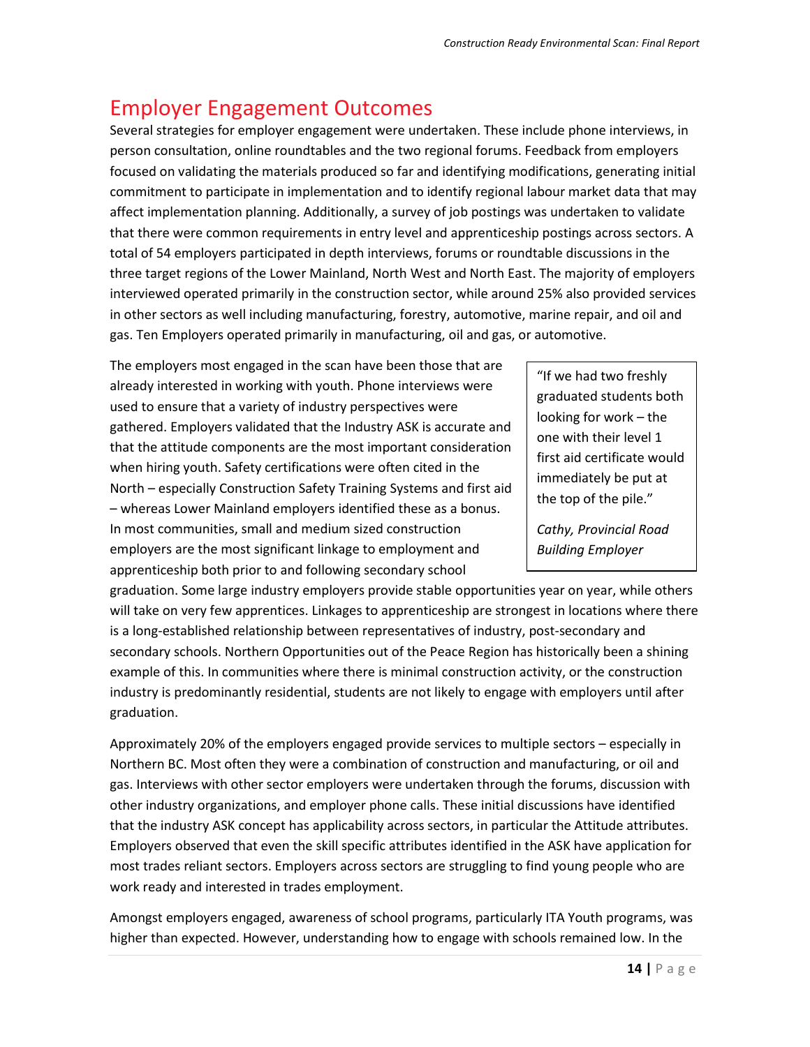## Employer Engagement Outcomes

Several strategies for employer engagement were undertaken. These include phone interviews, in person consultation, online roundtables and the two regional forums. Feedback from employers focused on validating the materials produced so far and identifying modifications, generating initial commitment to participate in implementation and to identify regional labour market data that may affect implementation planning. Additionally, a survey of job postings was undertaken to validate that there were common requirements in entry level and apprenticeship postings across sectors. A total of 54 employers participated in depth interviews, forums or roundtable discussions in the three target regions of the Lower Mainland, North West and North East. The majority of employers interviewed operated primarily in the construction sector, while around 25% also provided services in other sectors as well including manufacturing, forestry, automotive, marine repair, and oil and gas. Ten Employers operated primarily in manufacturing, oil and gas, or automotive.

The employers most engaged in the scan have been those that are already interested in working with youth. Phone interviews were used to ensure that a variety of industry perspectives were gathered. Employers validated that the Industry ASK is accurate and that the attitude components are the most important consideration when hiring youth. Safety certifications were often cited in the North – especially Construction Safety Training Systems and first aid – whereas Lower Mainland employers identified these as a bonus. In most communities, small and medium sized construction employers are the most significant linkage to employment and apprenticeship both prior to and following secondary school graduation. Some large industry employers provide stable opportunities year on year, while others will take on very few apprentices. Linkages to apprenticeship are strongest in locations where there is a long-established relationship between representatives of industry, post-secondary and secondary schools. Northern Opportunities out of the Peace Region has historically been a shining example of this. In communities where there is minimal construction activity, or the construction industry is predominantly residential, students are not likely to engage with employers until after graduation.

> "If we had two freshly graduated students both looking for work – the one with their level 1 first aid certificate would immediately be put at the top of the pile."
>
> *Cathy, Provincial Road Building Employer*

Approximately 20% of the employers engaged provide services to multiple sectors – especially in Northern BC. Most often they were a combination of construction and manufacturing, or oil and gas. Interviews with other sector employers were undertaken through the forums, discussion with other industry organizations, and employer phone calls. These initial discussions have identified that the industry ASK concept has applicability across sectors, in particular the Attitude attributes. Employers observed that even the skill specific attributes identified in the ASK have application for most trades reliant sectors. Employers across sectors are struggling to find young people who are work ready and interested in trades employment.

Amongst employers engaged, awareness of school programs, particularly ITA Youth programs, was higher than expected. However, understanding how to engage with schools remained low. In the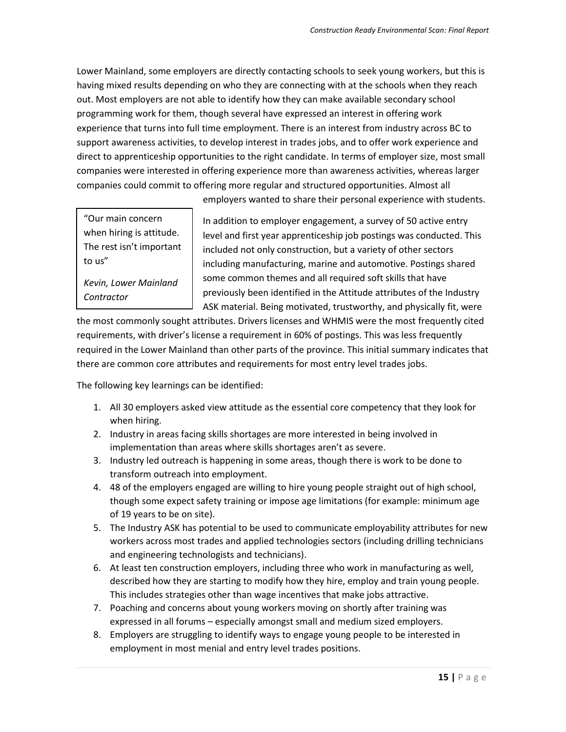Lower Mainland, some employers are directly contacting schools to seek young workers, but this is having mixed results depending on who they are connecting with at the schools when they reach out. Most employers are not able to identify how they can make available secondary school programming work for them, though several have expressed an interest in offering work experience that turns into full time employment. There is an interest from industry across BC to support awareness activities, to develop interest in trades jobs, and to offer work experience and direct to apprenticeship opportunities to the right candidate. In terms of employer size, most small companies were interested in offering experience more than awareness activities, whereas larger companies could commit to offering more regular and structured opportunities. Almost all employers wanted to share their personal experience with students.

> "Our main concern when hiring is attitude. The rest isn't important to us"
>
> *Kevin, Lower Mainland Contractor*

In addition to employer engagement, a survey of 50 active entry level and first year apprenticeship job postings was conducted. This included not only construction, but a variety of other sectors including manufacturing, marine and automotive. Postings shared some common themes and all required soft skills that have previously been identified in the Attitude attributes of the Industry ASK material. Being motivated, trustworthy, and physically fit, were the most commonly sought attributes. Drivers licenses and WHMIS were the most frequently cited requirements, with driver's license a requirement in 60% of postings. This was less frequently required in the Lower Mainland than other parts of the province. This initial summary indicates that there are common core attributes and requirements for most entry level trades jobs.

The following key learnings can be identified:

1. All 30 employers asked view attitude as the essential core competency that they look for when hiring.
2. Industry in areas facing skills shortages are more interested in being involved in implementation than areas where skills shortages aren't as severe.
3. Industry led outreach is happening in some areas, though there is work to be done to transform outreach into employment.
4. 48 of the employers engaged are willing to hire young people straight out of high school, though some expect safety training or impose age limitations (for example: minimum age of 19 years to be on site).
5. The Industry ASK has potential to be used to communicate employability attributes for new workers across most trades and applied technologies sectors (including drilling technicians and engineering technologists and technicians).
6. At least ten construction employers, including three who work in manufacturing as well, described how they are starting to modify how they hire, employ and train young people. This includes strategies other than wage incentives that make jobs attractive.
7. Poaching and concerns about young workers moving on shortly after training was expressed in all forums – especially amongst small and medium sized employers.
8. Employers are struggling to identify ways to engage young people to be interested in employment in most menial and entry level trades positions.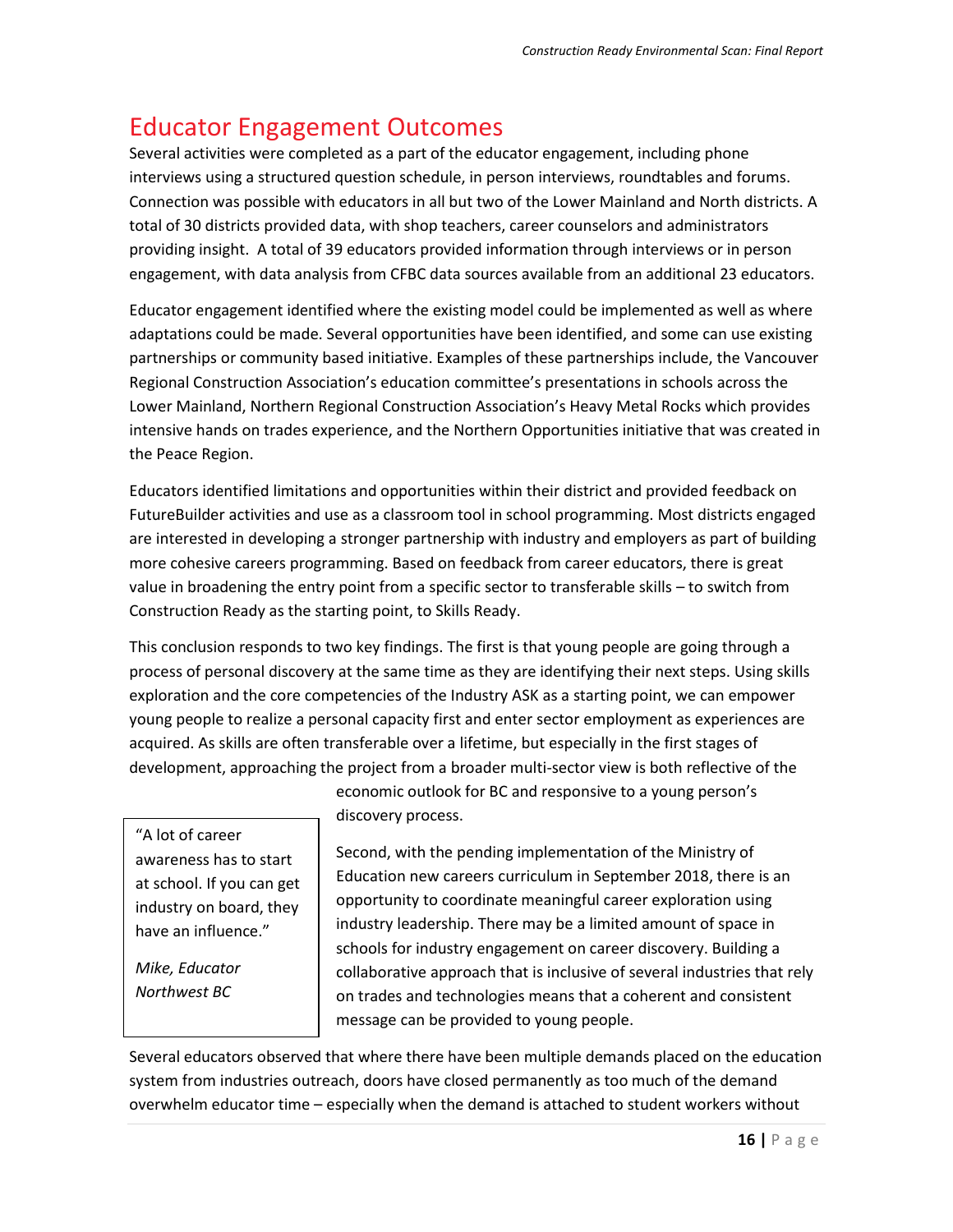# Educator Engagement Outcomes

Several activities were completed as a part of the educator engagement, including phone interviews using a structured question schedule, in person interviews, roundtables and forums. Connection was possible with educators in all but two of the Lower Mainland and North districts. A total of 30 districts provided data, with shop teachers, career counselors and administrators providing insight. A total of 39 educators provided information through interviews or in person engagement, with data analysis from CFBC data sources available from an additional 23 educators.

Educator engagement identified where the existing model could be implemented as well as where adaptations could be made. Several opportunities have been identified, and some can use existing partnerships or community based initiative. Examples of these partnerships include, the Vancouver Regional Construction Association's education committee's presentations in schools across the Lower Mainland, Northern Regional Construction Association's Heavy Metal Rocks which provides intensive hands on trades experience, and the Northern Opportunities initiative that was created in the Peace Region.

Educators identified limitations and opportunities within their district and provided feedback on FutureBuilder activities and use as a classroom tool in school programming. Most districts engaged are interested in developing a stronger partnership with industry and employers as part of building more cohesive careers programming. Based on feedback from career educators, there is great value in broadening the entry point from a specific sector to transferable skills – to switch from Construction Ready as the starting point, to Skills Ready.

This conclusion responds to two key findings. The first is that young people are going through a process of personal discovery at the same time as they are identifying their next steps. Using skills exploration and the core competencies of the Industry ASK as a starting point, we can empower young people to realize a personal capacity first and enter sector employment as experiences are acquired. As skills are often transferable over a lifetime, but especially in the first stages of development, approaching the project from a broader multi-sector view is both reflective of the economic outlook for BC and responsive to a young person's discovery process.

> "A lot of career awareness has to start at school. If you can get industry on board, they have an influence."
>
> *Mike, Educator Northwest BC*

Second, with the pending implementation of the Ministry of Education new careers curriculum in September 2018, there is an opportunity to coordinate meaningful career exploration using industry leadership. There may be a limited amount of space in schools for industry engagement on career discovery. Building a collaborative approach that is inclusive of several industries that rely on trades and technologies means that a coherent and consistent message can be provided to young people.

Several educators observed that where there have been multiple demands placed on the education system from industries outreach, doors have closed permanently as too much of the demand overwhelm educator time – especially when the demand is attached to student workers without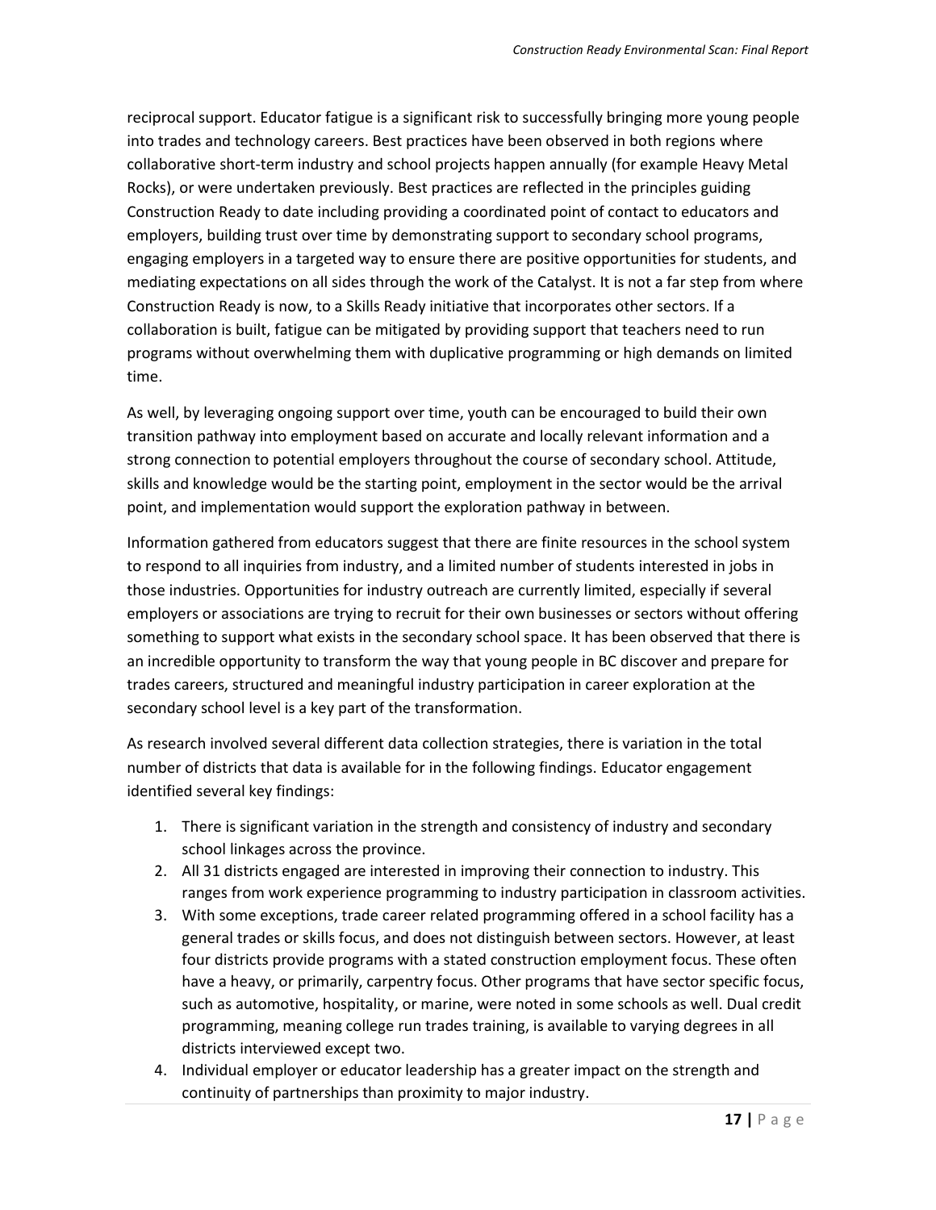reciprocal support. Educator fatigue is a significant risk to successfully bringing more young people into trades and technology careers. Best practices have been observed in both regions where collaborative short-term industry and school projects happen annually (for example Heavy Metal Rocks), or were undertaken previously. Best practices are reflected in the principles guiding Construction Ready to date including providing a coordinated point of contact to educators and employers, building trust over time by demonstrating support to secondary school programs, engaging employers in a targeted way to ensure there are positive opportunities for students, and mediating expectations on all sides through the work of the Catalyst. It is not a far step from where Construction Ready is now, to a Skills Ready initiative that incorporates other sectors. If a collaboration is built, fatigue can be mitigated by providing support that teachers need to run programs without overwhelming them with duplicative programming or high demands on limited time.

As well, by leveraging ongoing support over time, youth can be encouraged to build their own transition pathway into employment based on accurate and locally relevant information and a strong connection to potential employers throughout the course of secondary school. Attitude, skills and knowledge would be the starting point, employment in the sector would be the arrival point, and implementation would support the exploration pathway in between.

Information gathered from educators suggest that there are finite resources in the school system to respond to all inquiries from industry, and a limited number of students interested in jobs in those industries. Opportunities for industry outreach are currently limited, especially if several employers or associations are trying to recruit for their own businesses or sectors without offering something to support what exists in the secondary school space. It has been observed that there is an incredible opportunity to transform the way that young people in BC discover and prepare for trades careers, structured and meaningful industry participation in career exploration at the secondary school level is a key part of the transformation.

As research involved several different data collection strategies, there is variation in the total number of districts that data is available for in the following findings. Educator engagement identified several key findings:

1. There is significant variation in the strength and consistency of industry and secondary school linkages across the province.
2. All 31 districts engaged are interested in improving their connection to industry. This ranges from work experience programming to industry participation in classroom activities.
3. With some exceptions, trade career related programming offered in a school facility has a general trades or skills focus, and does not distinguish between sectors. However, at least four districts provide programs with a stated construction employment focus. These often have a heavy, or primarily, carpentry focus. Other programs that have sector specific focus, such as automotive, hospitality, or marine, were noted in some schools as well. Dual credit programming, meaning college run trades training, is available to varying degrees in all districts interviewed except two.
4. Individual employer or educator leadership has a greater impact on the strength and continuity of partnerships than proximity to major industry.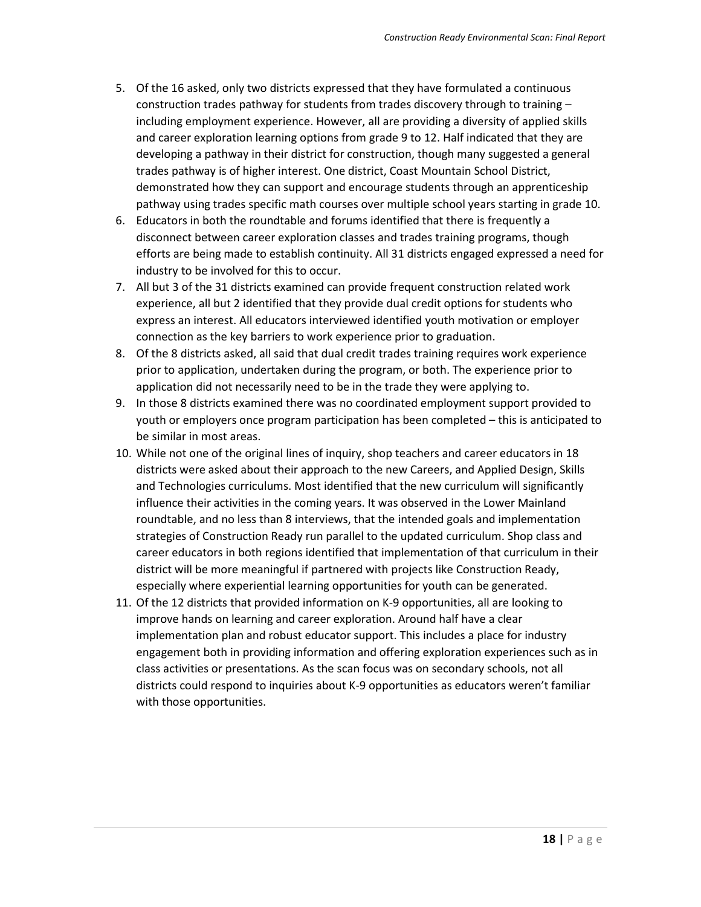5. Of the 16 asked, only two districts expressed that they have formulated a continuous construction trades pathway for students from trades discovery through to training – including employment experience. However, all are providing a diversity of applied skills and career exploration learning options from grade 9 to 12. Half indicated that they are developing a pathway in their district for construction, though many suggested a general trades pathway is of higher interest. One district, Coast Mountain School District, demonstrated how they can support and encourage students through an apprenticeship pathway using trades specific math courses over multiple school years starting in grade 10.
6. Educators in both the roundtable and forums identified that there is frequently a disconnect between career exploration classes and trades training programs, though efforts are being made to establish continuity. All 31 districts engaged expressed a need for industry to be involved for this to occur.
7. All but 3 of the 31 districts examined can provide frequent construction related work experience, all but 2 identified that they provide dual credit options for students who express an interest. All educators interviewed identified youth motivation or employer connection as the key barriers to work experience prior to graduation.
8. Of the 8 districts asked, all said that dual credit trades training requires work experience prior to application, undertaken during the program, or both. The experience prior to application did not necessarily need to be in the trade they were applying to.
9. In those 8 districts examined there was no coordinated employment support provided to youth or employers once program participation has been completed – this is anticipated to be similar in most areas.
10. While not one of the original lines of inquiry, shop teachers and career educators in 18 districts were asked about their approach to the new Careers, and Applied Design, Skills and Technologies curriculums. Most identified that the new curriculum will significantly influence their activities in the coming years. It was observed in the Lower Mainland roundtable, and no less than 8 interviews, that the intended goals and implementation strategies of Construction Ready run parallel to the updated curriculum. Shop class and career educators in both regions identified that implementation of that curriculum in their district will be more meaningful if partnered with projects like Construction Ready, especially where experiential learning opportunities for youth can be generated.
11. Of the 12 districts that provided information on K-9 opportunities, all are looking to improve hands on learning and career exploration. Around half have a clear implementation plan and robust educator support. This includes a place for industry engagement both in providing information and offering exploration experiences such as in class activities or presentations. As the scan focus was on secondary schools, not all districts could respond to inquiries about K-9 opportunities as educators weren't familiar with those opportunities.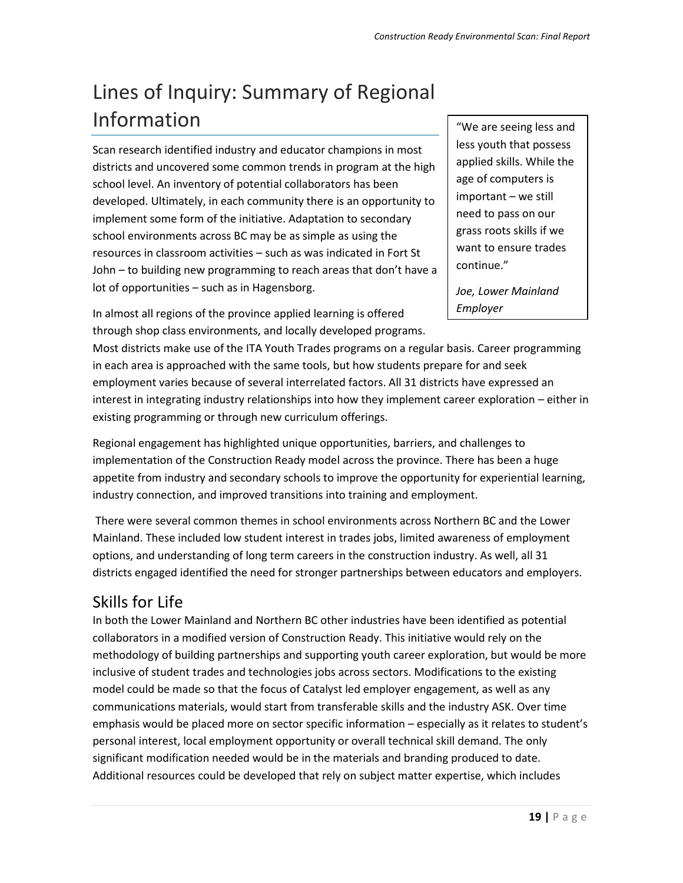# Lines of Inquiry: Summary of Regional Information

> "We are seeing less and less youth that possess applied skills. While the age of computers is important – we still need to pass on our grass roots skills if we want to ensure trades continue."
>
> *Joe, Lower Mainland Employer*

Scan research identified industry and educator champions in most districts and uncovered some common trends in program at the high school level. An inventory of potential collaborators has been developed. Ultimately, in each community there is an opportunity to implement some form of the initiative. Adaptation to secondary school environments across BC may be as simple as using the resources in classroom activities – such as was indicated in Fort St John – to building new programming to reach areas that don't have a lot of opportunities – such as in Hagensborg.

In almost all regions of the province applied learning is offered through shop class environments, and locally developed programs. Most districts make use of the ITA Youth Trades programs on a regular basis. Career programming in each area is approached with the same tools, but how students prepare for and seek employment varies because of several interrelated factors. All 31 districts have expressed an interest in integrating industry relationships into how they implement career exploration – either in existing programming or through new curriculum offerings.

Regional engagement has highlighted unique opportunities, barriers, and challenges to implementation of the Construction Ready model across the province. There has been a huge appetite from industry and secondary schools to improve the opportunity for experiential learning, industry connection, and improved transitions into training and employment.

There were several common themes in school environments across Northern BC and the Lower Mainland. These included low student interest in trades jobs, limited awareness of employment options, and understanding of long term careers in the construction industry. As well, all 31 districts engaged identified the need for stronger partnerships between educators and employers.

## Skills for Life

In both the Lower Mainland and Northern BC other industries have been identified as potential collaborators in a modified version of Construction Ready. This initiative would rely on the methodology of building partnerships and supporting youth career exploration, but would be more inclusive of student trades and technologies jobs across sectors. Modifications to the existing model could be made so that the focus of Catalyst led employer engagement, as well as any communications materials, would start from transferable skills and the industry ASK. Over time emphasis would be placed more on sector specific information – especially as it relates to student's personal interest, local employment opportunity or overall technical skill demand. The only significant modification needed would be in the materials and branding produced to date. Additional resources could be developed that rely on subject matter expertise, which includes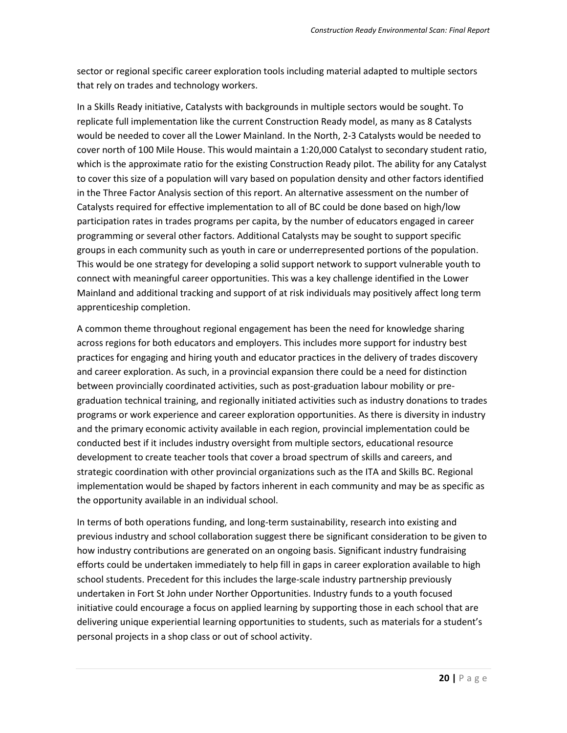sector or regional specific career exploration tools including material adapted to multiple sectors that rely on trades and technology workers.

In a Skills Ready initiative, Catalysts with backgrounds in multiple sectors would be sought. To replicate full implementation like the current Construction Ready model, as many as 8 Catalysts would be needed to cover all the Lower Mainland. In the North, 2-3 Catalysts would be needed to cover north of 100 Mile House. This would maintain a 1:20,000 Catalyst to secondary student ratio, which is the approximate ratio for the existing Construction Ready pilot. The ability for any Catalyst to cover this size of a population will vary based on population density and other factors identified in the Three Factor Analysis section of this report. An alternative assessment on the number of Catalysts required for effective implementation to all of BC could be done based on high/low participation rates in trades programs per capita, by the number of educators engaged in career programming or several other factors. Additional Catalysts may be sought to support specific groups in each community such as youth in care or underrepresented portions of the population. This would be one strategy for developing a solid support network to support vulnerable youth to connect with meaningful career opportunities. This was a key challenge identified in the Lower Mainland and additional tracking and support of at risk individuals may positively affect long term apprenticeship completion.

A common theme throughout regional engagement has been the need for knowledge sharing across regions for both educators and employers. This includes more support for industry best practices for engaging and hiring youth and educator practices in the delivery of trades discovery and career exploration. As such, in a provincial expansion there could be a need for distinction between provincially coordinated activities, such as post-graduation labour mobility or pre-graduation technical training, and regionally initiated activities such as industry donations to trades programs or work experience and career exploration opportunities. As there is diversity in industry and the primary economic activity available in each region, provincial implementation could be conducted best if it includes industry oversight from multiple sectors, educational resource development to create teacher tools that cover a broad spectrum of skills and careers, and strategic coordination with other provincial organizations such as the ITA and Skills BC. Regional implementation would be shaped by factors inherent in each community and may be as specific as the opportunity available in an individual school.

In terms of both operations funding, and long-term sustainability, research into existing and previous industry and school collaboration suggest there be significant consideration to be given to how industry contributions are generated on an ongoing basis. Significant industry fundraising efforts could be undertaken immediately to help fill in gaps in career exploration available to high school students. Precedent for this includes the large-scale industry partnership previously undertaken in Fort St John under Norther Opportunities. Industry funds to a youth focused initiative could encourage a focus on applied learning by supporting those in each school that are delivering unique experiential learning opportunities to students, such as materials for a student's personal projects in a shop class or out of school activity.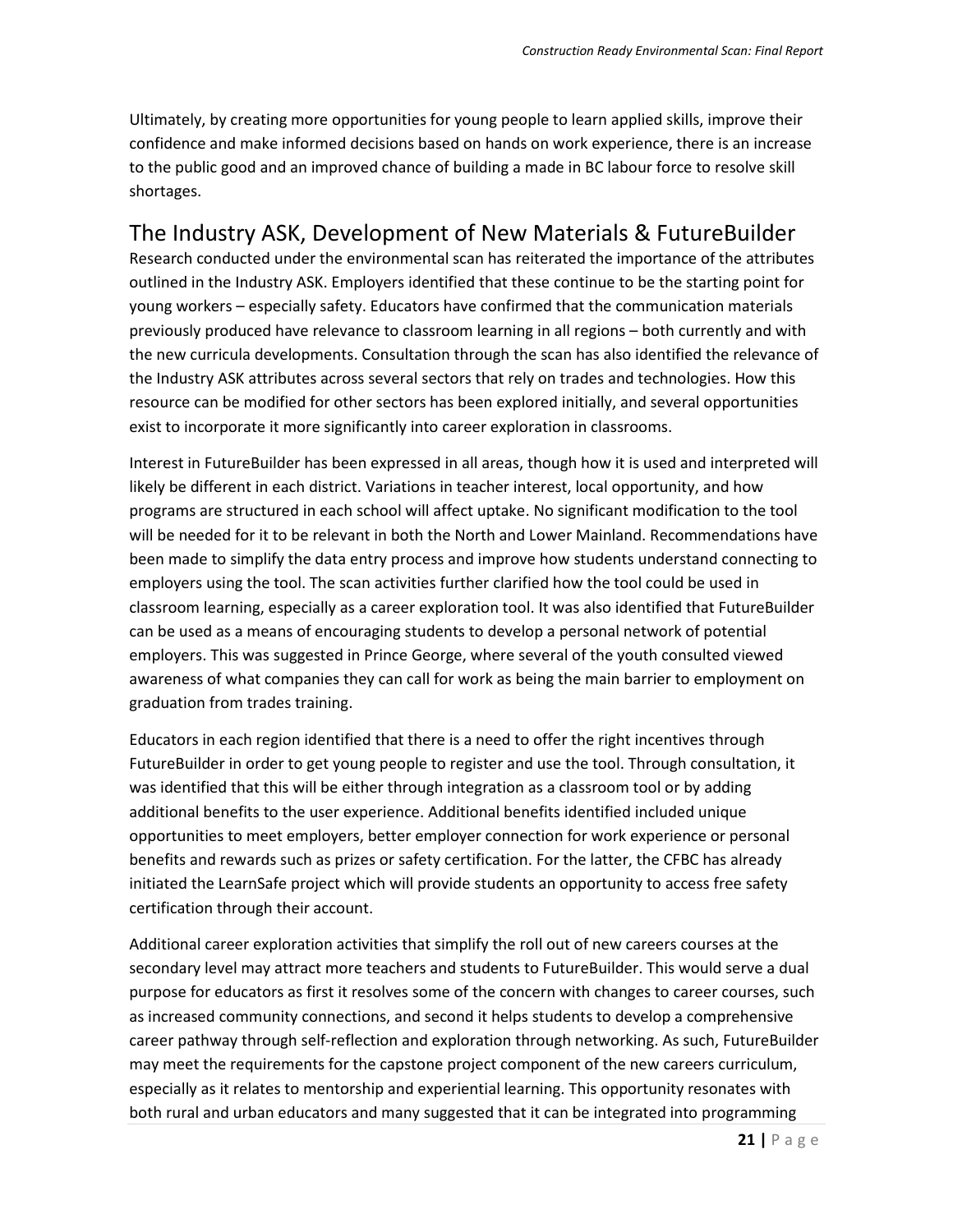Ultimately, by creating more opportunities for young people to learn applied skills, improve their confidence and make informed decisions based on hands on work experience, there is an increase to the public good and an improved chance of building a made in BC labour force to resolve skill shortages.

## The Industry ASK, Development of New Materials & FutureBuilder

Research conducted under the environmental scan has reiterated the importance of the attributes outlined in the Industry ASK. Employers identified that these continue to be the starting point for young workers – especially safety. Educators have confirmed that the communication materials previously produced have relevance to classroom learning in all regions – both currently and with the new curricula developments. Consultation through the scan has also identified the relevance of the Industry ASK attributes across several sectors that rely on trades and technologies. How this resource can be modified for other sectors has been explored initially, and several opportunities exist to incorporate it more significantly into career exploration in classrooms.

Interest in FutureBuilder has been expressed in all areas, though how it is used and interpreted will likely be different in each district. Variations in teacher interest, local opportunity, and how programs are structured in each school will affect uptake. No significant modification to the tool will be needed for it to be relevant in both the North and Lower Mainland. Recommendations have been made to simplify the data entry process and improve how students understand connecting to employers using the tool. The scan activities further clarified how the tool could be used in classroom learning, especially as a career exploration tool. It was also identified that FutureBuilder can be used as a means of encouraging students to develop a personal network of potential employers. This was suggested in Prince George, where several of the youth consulted viewed awareness of what companies they can call for work as being the main barrier to employment on graduation from trades training.

Educators in each region identified that there is a need to offer the right incentives through FutureBuilder in order to get young people to register and use the tool. Through consultation, it was identified that this will be either through integration as a classroom tool or by adding additional benefits to the user experience. Additional benefits identified included unique opportunities to meet employers, better employer connection for work experience or personal benefits and rewards such as prizes or safety certification. For the latter, the CFBC has already initiated the LearnSafe project which will provide students an opportunity to access free safety certification through their account.

Additional career exploration activities that simplify the roll out of new careers courses at the secondary level may attract more teachers and students to FutureBuilder. This would serve a dual purpose for educators as first it resolves some of the concern with changes to career courses, such as increased community connections, and second it helps students to develop a comprehensive career pathway through self-reflection and exploration through networking. As such, FutureBuilder may meet the requirements for the capstone project component of the new careers curriculum, especially as it relates to mentorship and experiential learning. This opportunity resonates with both rural and urban educators and many suggested that it can be integrated into programming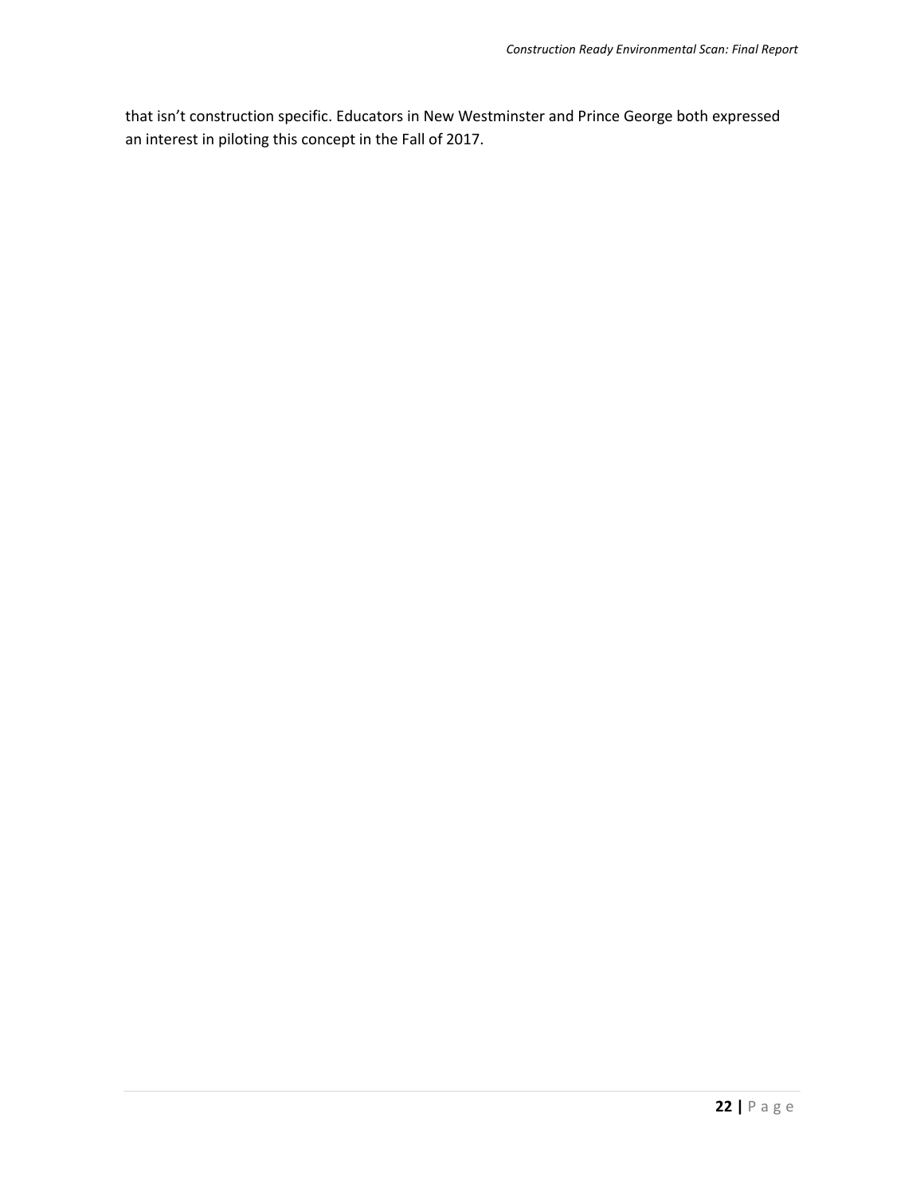that isn't construction specific. Educators in New Westminster and Prince George both expressed an interest in piloting this concept in the Fall of 2017.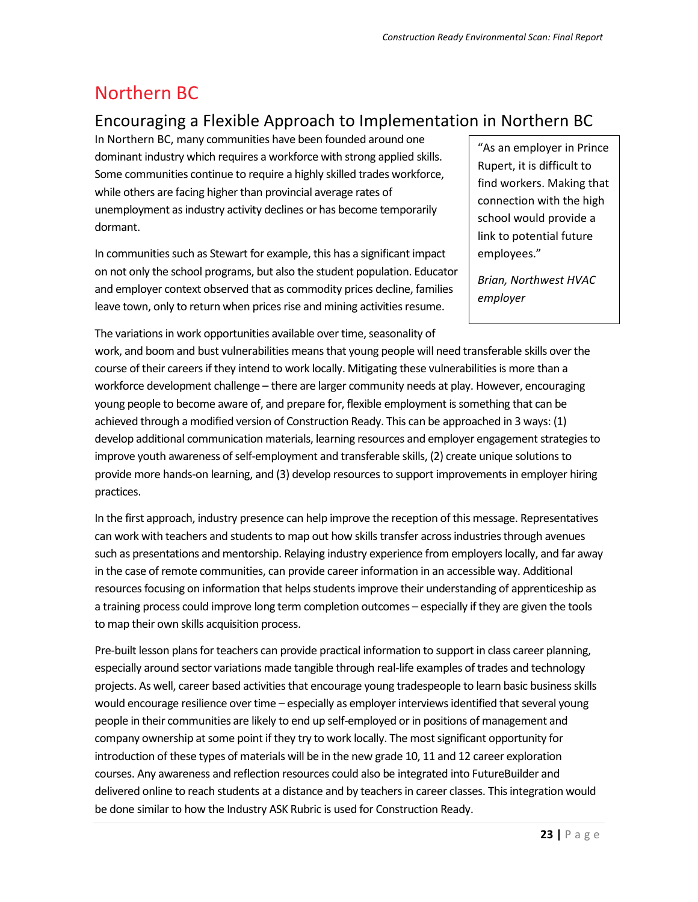# Northern BC

## Encouraging a Flexible Approach to Implementation in Northern BC

In Northern BC, many communities have been founded around one dominant industry which requires a workforce with strong applied skills. Some communities continue to require a highly skilled trades workforce, while others are facing higher than provincial average rates of unemployment as industry activity declines or has become temporarily dormant.

> "As an employer in Prince Rupert, it is difficult to find workers. Making that connection with the high school would provide a link to potential future employees."
>
> *Brian, Northwest HVAC employer*

In communities such as Stewart for example, this has a significant impact on not only the school programs, but also the student population. Educator and employer context observed that as commodity prices decline, families leave town, only to return when prices rise and mining activities resume.

The variations in work opportunities available over time, seasonality of work, and boom and bust vulnerabilities means that young people will need transferable skills over the course of their careers if they intend to work locally. Mitigating these vulnerabilities is more than a workforce development challenge – there are larger community needs at play. However, encouraging young people to become aware of, and prepare for, flexible employment is something that can be achieved through a modified version of Construction Ready. This can be approached in 3 ways: (1) develop additional communication materials, learning resources and employer engagement strategies to improve youth awareness of self-employment and transferable skills, (2) create unique solutions to provide more hands-on learning, and (3) develop resources to support improvements in employer hiring practices.

In the first approach, industry presence can help improve the reception of this message. Representatives can work with teachers and students to map out how skills transfer across industries through avenues such as presentations and mentorship. Relaying industry experience from employers locally, and far away in the case of remote communities, can provide career information in an accessible way. Additional resources focusing on information that helps students improve their understanding of apprenticeship as a training process could improve long term completion outcomes – especially if they are given the tools to map their own skills acquisition process.

Pre-built lesson plans for teachers can provide practical information to support in class career planning, especially around sector variations made tangible through real-life examples of trades and technology projects. As well, career based activities that encourage young tradespeople to learn basic business skills would encourage resilience over time – especially as employer interviews identified that several young people in their communities are likely to end up self-employed or in positions of management and company ownership at some point if they try to work locally. The most significant opportunity for introduction of these types of materials will be in the new grade 10, 11 and 12 career exploration courses. Any awareness and reflection resources could also be integrated into FutureBuilder and delivered online to reach students at a distance and by teachers in career classes. This integration would be done similar to how the Industry ASK Rubric is used for Construction Ready.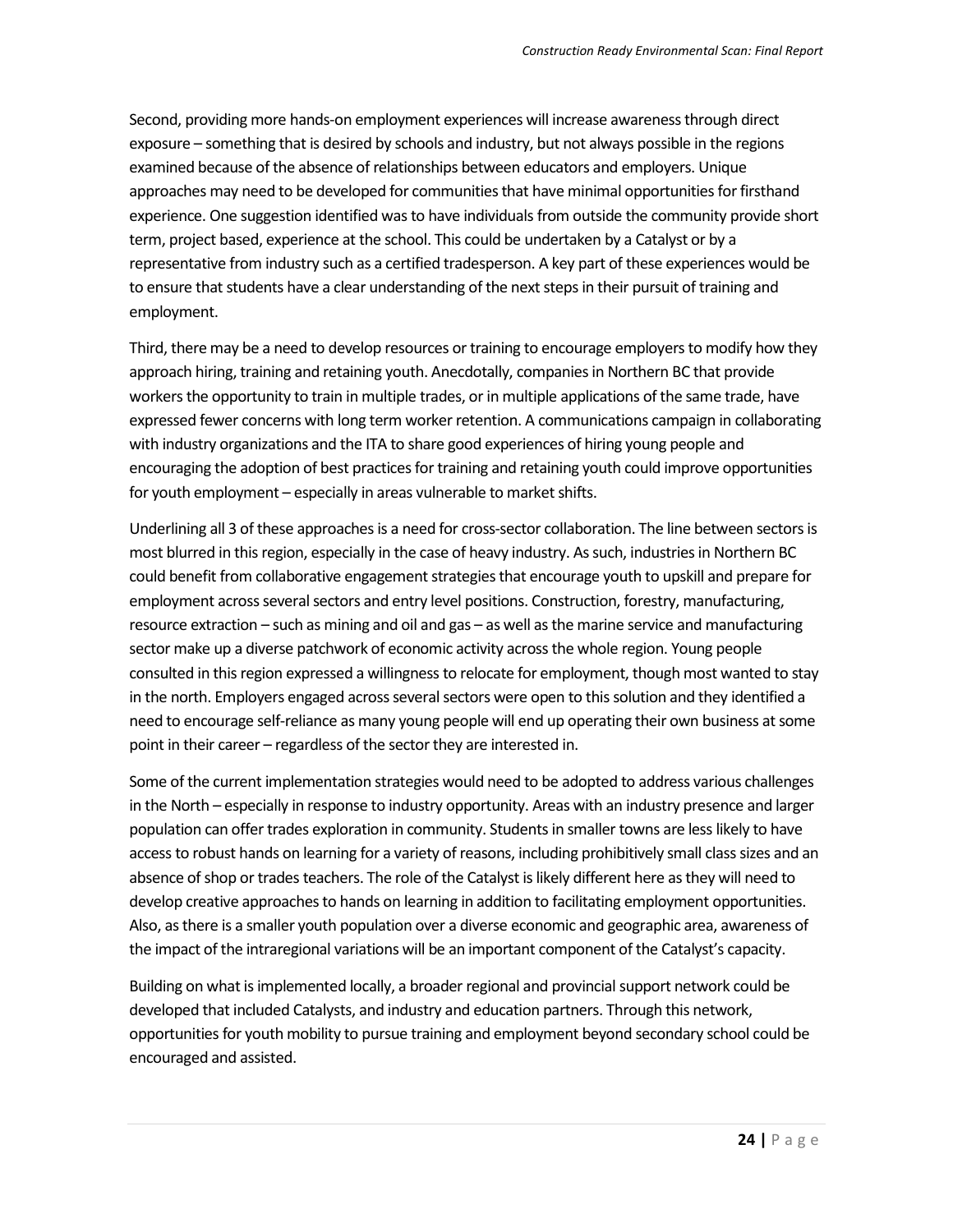Second, providing more hands-on employment experiences will increase awareness through direct exposure – something that is desired by schools and industry, but not always possible in the regions examined because of the absence of relationships between educators and employers. Unique approaches may need to be developed for communities that have minimal opportunities for firsthand experience. One suggestion identified was to have individuals from outside the community provide short term, project based, experience at the school. This could be undertaken by a Catalyst or by a representative from industry such as a certified tradesperson. A key part of these experiences would be to ensure that students have a clear understanding of the next steps in their pursuit of training and employment.

Third, there may be a need to develop resources or training to encourage employers to modify how they approach hiring, training and retaining youth. Anecdotally, companies in Northern BC that provide workers the opportunity to train in multiple trades, or in multiple applications of the same trade, have expressed fewer concerns with long term worker retention. A communications campaign in collaborating with industry organizations and the ITA to share good experiences of hiring young people and encouraging the adoption of best practices for training and retaining youth could improve opportunities for youth employment – especially in areas vulnerable to market shifts.

Underlining all 3 of these approaches is a need for cross-sector collaboration. The line between sectors is most blurred in this region, especially in the case of heavy industry. As such, industries in Northern BC could benefit from collaborative engagement strategies that encourage youth to upskill and prepare for employment across several sectors and entry level positions. Construction, forestry, manufacturing, resource extraction – such as mining and oil and gas – as well as the marine service and manufacturing sector make up a diverse patchwork of economic activity across the whole region. Young people consulted in this region expressed a willingness to relocate for employment, though most wanted to stay in the north. Employers engaged across several sectors were open to this solution and they identified a need to encourage self-reliance as many young people will end up operating their own business at some point in their career – regardless of the sector they are interested in.

Some of the current implementation strategies would need to be adopted to address various challenges in the North – especially in response to industry opportunity. Areas with an industry presence and larger population can offer trades exploration in community. Students in smaller towns are less likely to have access to robust hands on learning for a variety of reasons, including prohibitively small class sizes and an absence of shop or trades teachers. The role of the Catalyst is likely different here as they will need to develop creative approaches to hands on learning in addition to facilitating employment opportunities. Also, as there is a smaller youth population over a diverse economic and geographic area, awareness of the impact of the intraregional variations will be an important component of the Catalyst's capacity.

Building on what is implemented locally, a broader regional and provincial support network could be developed that included Catalysts, and industry and education partners. Through this network, opportunities for youth mobility to pursue training and employment beyond secondary school could be encouraged and assisted.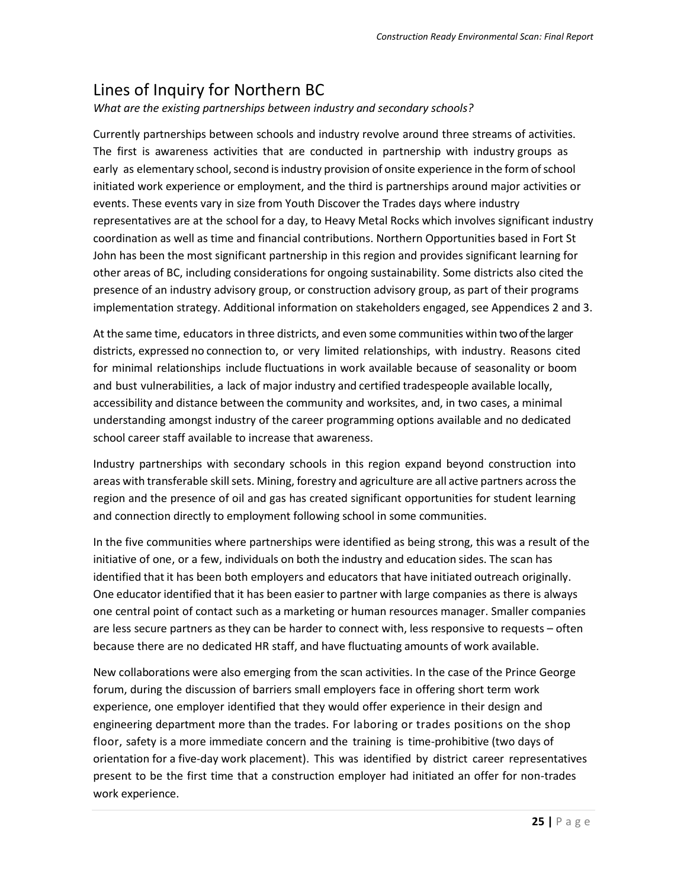## Lines of Inquiry for Northern BC

*What are the existing partnerships between industry and secondary schools?*

Currently partnerships between schools and industry revolve around three streams of activities. The first is awareness activities that are conducted in partnership with industry groups as early as elementary school, second is industry provision of onsite experience in the form of school initiated work experience or employment, and the third is partnerships around major activities or events. These events vary in size from Youth Discover the Trades days where industry representatives are at the school for a day, to Heavy Metal Rocks which involves significant industry coordination as well as time and financial contributions. Northern Opportunities based in Fort St John has been the most significant partnership in this region and provides significant learning for other areas of BC, including considerations for ongoing sustainability. Some districts also cited the presence of an industry advisory group, or construction advisory group, as part of their programs implementation strategy. Additional information on stakeholders engaged, see Appendices 2 and 3.

At the same time, educators in three districts, and even some communities within two of the larger districts, expressed no connection to, or very limited relationships, with industry. Reasons cited for minimal relationships include fluctuations in work available because of seasonality or boom and bust vulnerabilities, a lack of major industry and certified tradespeople available locally, accessibility and distance between the community and worksites, and, in two cases, a minimal understanding amongst industry of the career programming options available and no dedicated school career staff available to increase that awareness.

Industry partnerships with secondary schools in this region expand beyond construction into areas with transferable skill sets. Mining, forestry and agriculture are all active partners across the region and the presence of oil and gas has created significant opportunities for student learning and connection directly to employment following school in some communities.

In the five communities where partnerships were identified as being strong, this was a result of the initiative of one, or a few, individuals on both the industry and education sides. The scan has identified that it has been both employers and educators that have initiated outreach originally. One educator identified that it has been easier to partner with large companies as there is always one central point of contact such as a marketing or human resources manager. Smaller companies are less secure partners as they can be harder to connect with, less responsive to requests – often because there are no dedicated HR staff, and have fluctuating amounts of work available.

New collaborations were also emerging from the scan activities. In the case of the Prince George forum, during the discussion of barriers small employers face in offering short term work experience, one employer identified that they would offer experience in their design and engineering department more than the trades. For laboring or trades positions on the shop floor, safety is a more immediate concern and the training is time-prohibitive (two days of orientation for a five-day work placement). This was identified by district career representatives present to be the first time that a construction employer had initiated an offer for non-trades work experience.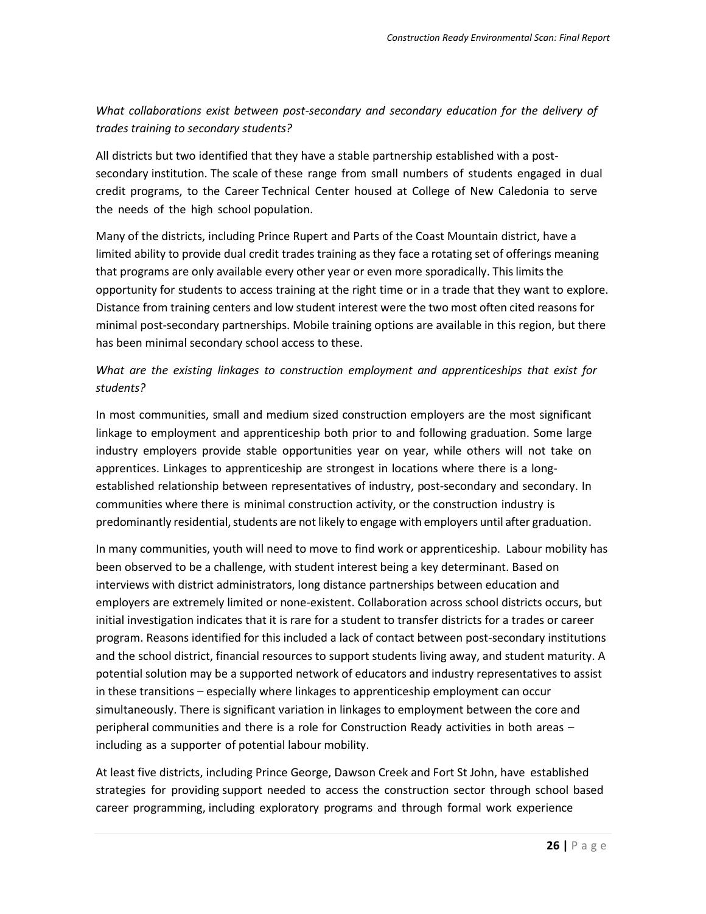*What collaborations exist between post-secondary and secondary education for the delivery of trades training to secondary students?*

All districts but two identified that they have a stable partnership established with a post-secondary institution. The scale of these range from small numbers of students engaged in dual credit programs, to the Career Technical Center housed at College of New Caledonia to serve the needs of the high school population.

Many of the districts, including Prince Rupert and Parts of the Coast Mountain district, have a limited ability to provide dual credit trades training as they face a rotating set of offerings meaning that programs are only available every other year or even more sporadically. This limits the opportunity for students to access training at the right time or in a trade that they want to explore. Distance from training centers and low student interest were the two most often cited reasons for minimal post-secondary partnerships. Mobile training options are available in this region, but there has been minimal secondary school access to these.

*What are the existing linkages to construction employment and apprenticeships that exist for students?*

In most communities, small and medium sized construction employers are the most significant linkage to employment and apprenticeship both prior to and following graduation. Some large industry employers provide stable opportunities year on year, while others will not take on apprentices. Linkages to apprenticeship are strongest in locations where there is a long-established relationship between representatives of industry, post-secondary and secondary. In communities where there is minimal construction activity, or the construction industry is predominantly residential, students are not likely to engage with employers until after graduation.

In many communities, youth will need to move to find work or apprenticeship. Labour mobility has been observed to be a challenge, with student interest being a key determinant. Based on interviews with district administrators, long distance partnerships between education and employers are extremely limited or none-existent. Collaboration across school districts occurs, but initial investigation indicates that it is rare for a student to transfer districts for a trades or career program. Reasons identified for this included a lack of contact between post-secondary institutions and the school district, financial resources to support students living away, and student maturity. A potential solution may be a supported network of educators and industry representatives to assist in these transitions – especially where linkages to apprenticeship employment can occur simultaneously. There is significant variation in linkages to employment between the core and peripheral communities and there is a role for Construction Ready activities in both areas – including as a supporter of potential labour mobility.

At least five districts, including Prince George, Dawson Creek and Fort St John, have established strategies for providing support needed to access the construction sector through school based career programming, including exploratory programs and through formal work experience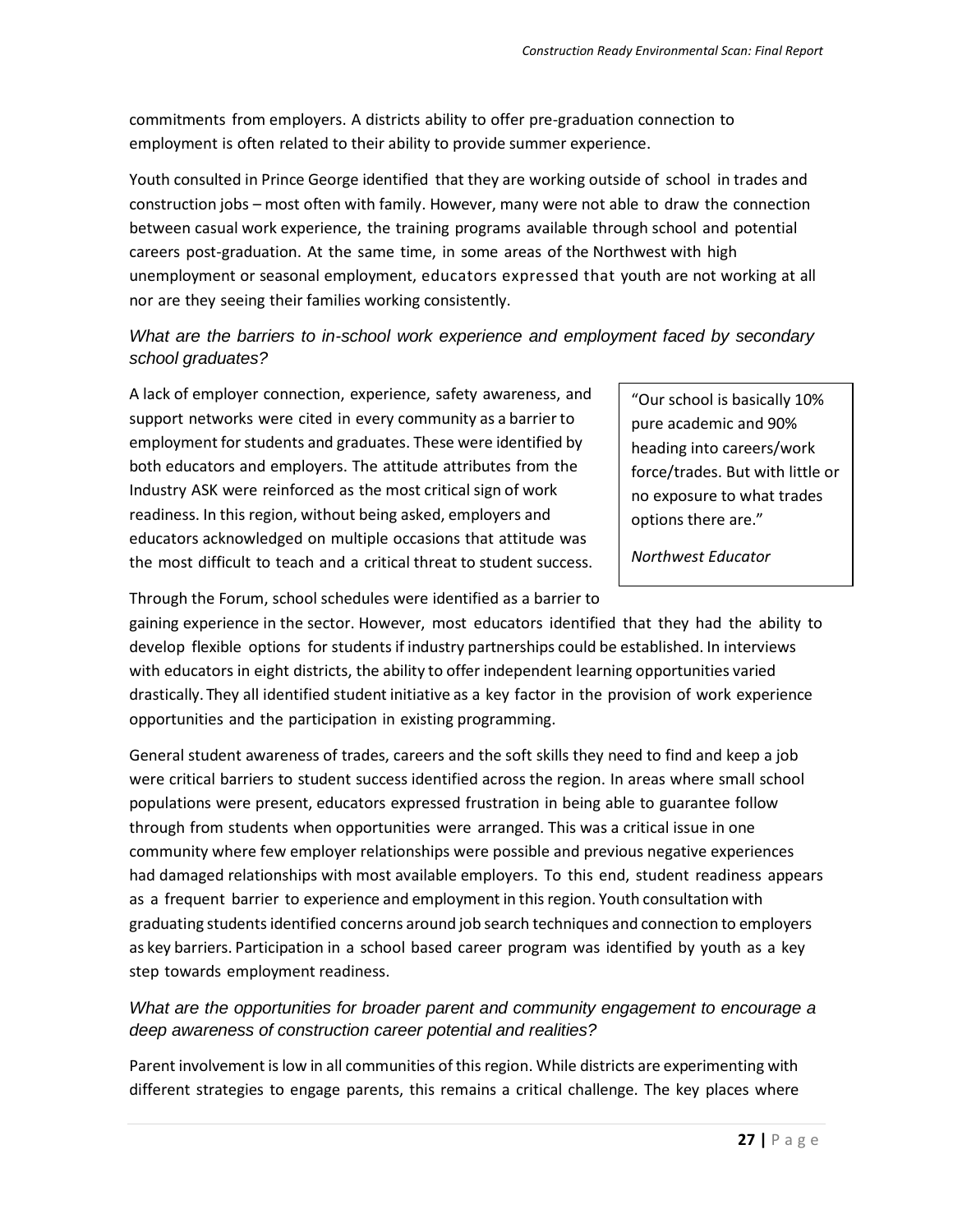commitments from employers. A districts ability to offer pre-graduation connection to employment is often related to their ability to provide summer experience.

Youth consulted in Prince George identified that they are working outside of school in trades and construction jobs – most often with family. However, many were not able to draw the connection between casual work experience, the training programs available through school and potential careers post-graduation. At the same time, in some areas of the Northwest with high unemployment or seasonal employment, educators expressed that youth are not working at all nor are they seeing their families working consistently.

### *What are the barriers to in-school work experience and employment faced by secondary school graduates?*

A lack of employer connection, experience, safety awareness, and support networks were cited in every community as a barrier to employment for students and graduates. These were identified by both educators and employers. The attitude attributes from the Industry ASK were reinforced as the most critical sign of work readiness. In this region, without being asked, employers and educators acknowledged on multiple occasions that attitude was the most difficult to teach and a critical threat to student success.

> "Our school is basically 10% pure academic and 90% heading into careers/work force/trades. But with little or no exposure to what trades options there are."
>
> *Northwest Educator*

Through the Forum, school schedules were identified as a barrier to gaining experience in the sector. However, most educators identified that they had the ability to develop flexible options for students if industry partnerships could be established. In interviews with educators in eight districts, the ability to offer independent learning opportunities varied drastically. They all identified student initiative as a key factor in the provision of work experience opportunities and the participation in existing programming.

General student awareness of trades, careers and the soft skills they need to find and keep a job were critical barriers to student success identified across the region. In areas where small school populations were present, educators expressed frustration in being able to guarantee follow through from students when opportunities were arranged. This was a critical issue in one community where few employer relationships were possible and previous negative experiences had damaged relationships with most available employers. To this end, student readiness appears as a frequent barrier to experience and employment in this region. Youth consultation with graduating students identified concerns around job search techniques and connection to employers as key barriers. Participation in a school based career program was identified by youth as a key step towards employment readiness.

### *What are the opportunities for broader parent and community engagement to encourage a deep awareness of construction career potential and realities?*

Parent involvement is low in all communities of this region. While districts are experimenting with different strategies to engage parents, this remains a critical challenge. The key places where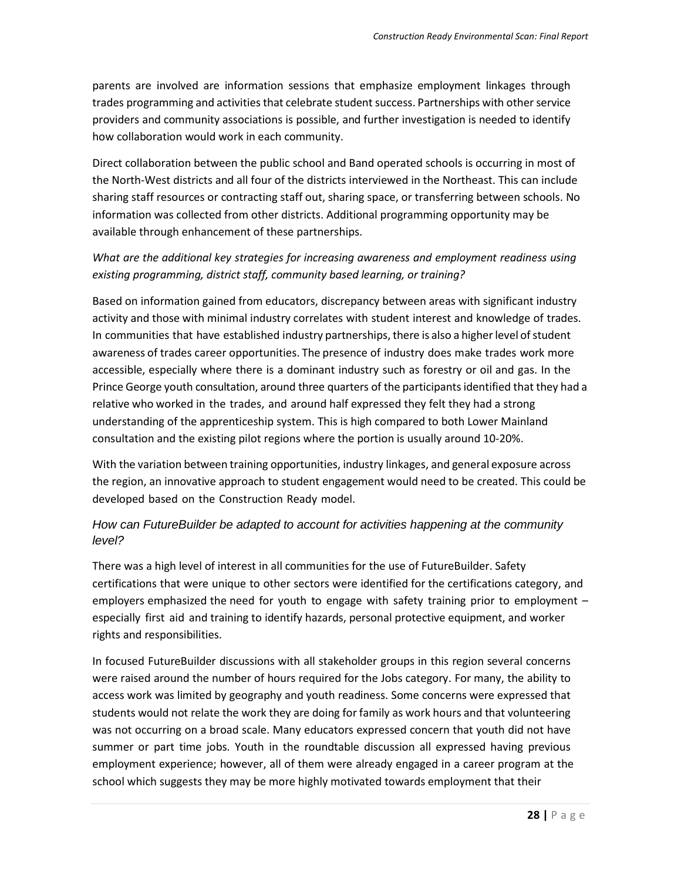parents are involved are information sessions that emphasize employment linkages through trades programming and activities that celebrate student success. Partnerships with other service providers and community associations is possible, and further investigation is needed to identify how collaboration would work in each community.

Direct collaboration between the public school and Band operated schools is occurring in most of the North-West districts and all four of the districts interviewed in the Northeast. This can include sharing staff resources or contracting staff out, sharing space, or transferring between schools. No information was collected from other districts. Additional programming opportunity may be available through enhancement of these partnerships.

*What are the additional key strategies for increasing awareness and employment readiness using existing programming, district staff, community based learning, or training?*

Based on information gained from educators, discrepancy between areas with significant industry activity and those with minimal industry correlates with student interest and knowledge of trades. In communities that have established industry partnerships, there is also a higher level of student awareness of trades career opportunities. The presence of industry does make trades work more accessible, especially where there is a dominant industry such as forestry or oil and gas. In the Prince George youth consultation, around three quarters of the participants identified that they had a relative who worked in the trades, and around half expressed they felt they had a strong understanding of the apprenticeship system. This is high compared to both Lower Mainland consultation and the existing pilot regions where the portion is usually around 10-20%.

With the variation between training opportunities, industry linkages, and general exposure across the region, an innovative approach to student engagement would need to be created. This could be developed based on the Construction Ready model.

### *How can FutureBuilder be adapted to account for activities happening at the community level?*

There was a high level of interest in all communities for the use of FutureBuilder. Safety certifications that were unique to other sectors were identified for the certifications category, and employers emphasized the need for youth to engage with safety training prior to employment – especially first aid and training to identify hazards, personal protective equipment, and worker rights and responsibilities.

In focused FutureBuilder discussions with all stakeholder groups in this region several concerns were raised around the number of hours required for the Jobs category. For many, the ability to access work was limited by geography and youth readiness. Some concerns were expressed that students would not relate the work they are doing for family as work hours and that volunteering was not occurring on a broad scale. Many educators expressed concern that youth did not have summer or part time jobs. Youth in the roundtable discussion all expressed having previous employment experience; however, all of them were already engaged in a career program at the school which suggests they may be more highly motivated towards employment that their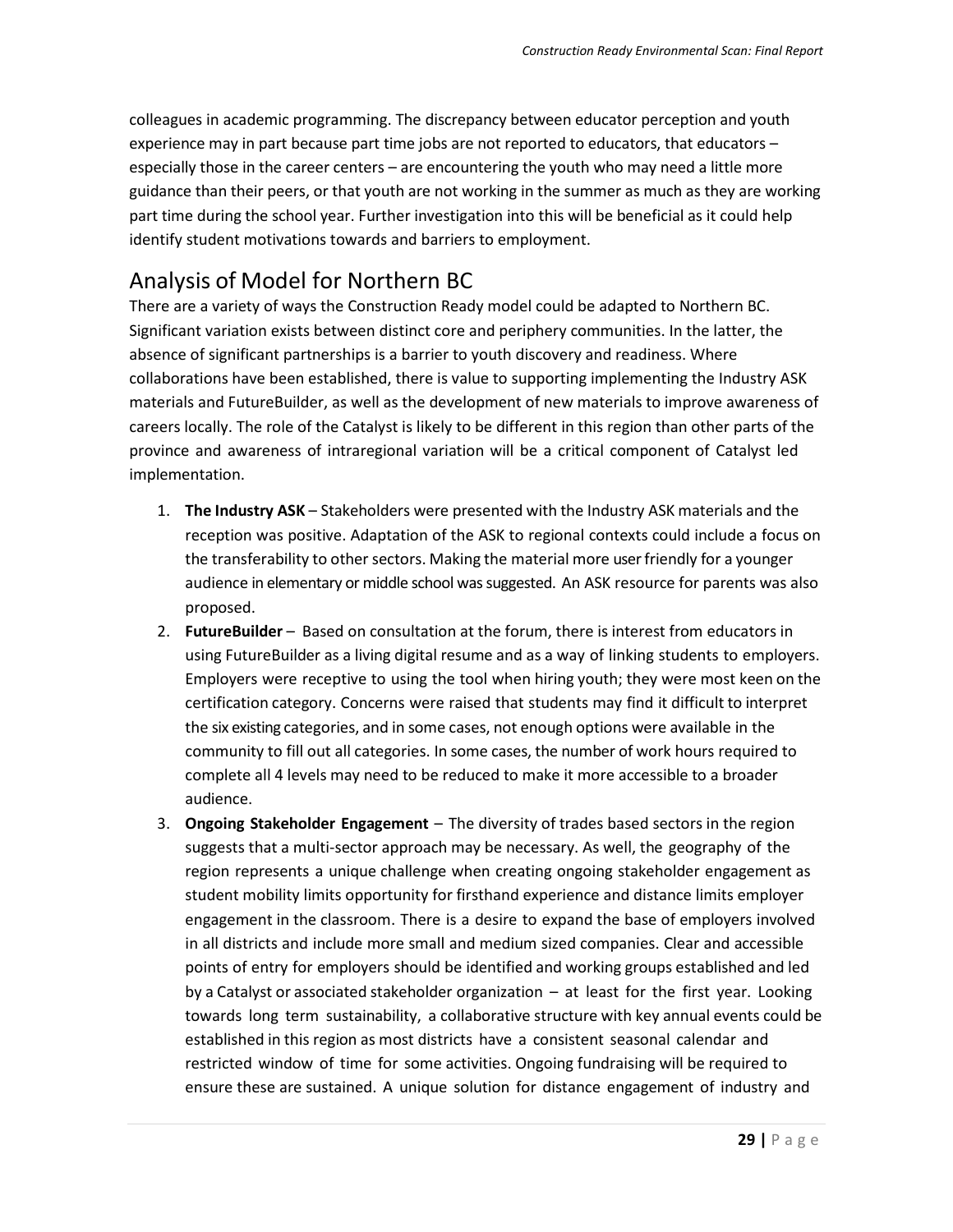colleagues in academic programming. The discrepancy between educator perception and youth experience may in part because part time jobs are not reported to educators, that educators – especially those in the career centers – are encountering the youth who may need a little more guidance than their peers, or that youth are not working in the summer as much as they are working part time during the school year. Further investigation into this will be beneficial as it could help identify student motivations towards and barriers to employment.

## Analysis of Model for Northern BC

There are a variety of ways the Construction Ready model could be adapted to Northern BC. Significant variation exists between distinct core and periphery communities. In the latter, the absence of significant partnerships is a barrier to youth discovery and readiness. Where collaborations have been established, there is value to supporting implementing the Industry ASK materials and FutureBuilder, as well as the development of new materials to improve awareness of careers locally. The role of the Catalyst is likely to be different in this region than other parts of the province and awareness of intraregional variation will be a critical component of Catalyst led implementation.

1. **The Industry ASK** – Stakeholders were presented with the Industry ASK materials and the reception was positive. Adaptation of the ASK to regional contexts could include a focus on the transferability to other sectors. Making the material more user friendly for a younger audience in elementary or middle school was suggested. An ASK resource for parents was also proposed.
2. **FutureBuilder** – Based on consultation at the forum, there is interest from educators in using FutureBuilder as a living digital resume and as a way of linking students to employers. Employers were receptive to using the tool when hiring youth; they were most keen on the certification category. Concerns were raised that students may find it difficult to interpret the six existing categories, and in some cases, not enough options were available in the community to fill out all categories. In some cases, the number of work hours required to complete all 4 levels may need to be reduced to make it more accessible to a broader audience.
3. **Ongoing Stakeholder Engagement** – The diversity of trades based sectors in the region suggests that a multi-sector approach may be necessary. As well, the geography of the region represents a unique challenge when creating ongoing stakeholder engagement as student mobility limits opportunity for firsthand experience and distance limits employer engagement in the classroom. There is a desire to expand the base of employers involved in all districts and include more small and medium sized companies. Clear and accessible points of entry for employers should be identified and working groups established and led by a Catalyst or associated stakeholder organization – at least for the first year. Looking towards long term sustainability, a collaborative structure with key annual events could be established in this region as most districts have a consistent seasonal calendar and restricted window of time for some activities. Ongoing fundraising will be required to ensure these are sustained. A unique solution for distance engagement of industry and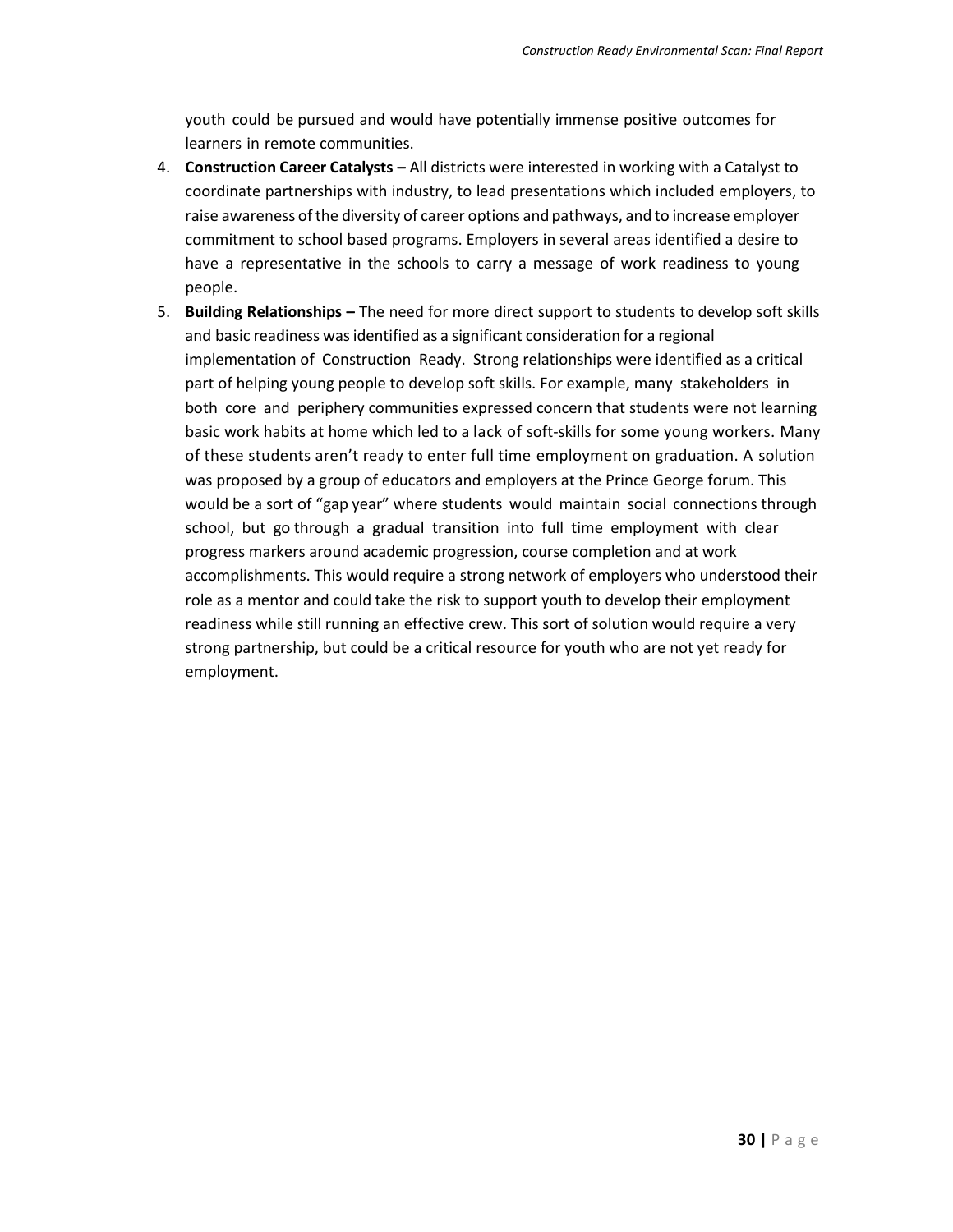youth could be pursued and would have potentially immense positive outcomes for learners in remote communities.

4. **Construction Career Catalysts –** All districts were interested in working with a Catalyst to coordinate partnerships with industry, to lead presentations which included employers, to raise awareness of the diversity of career options and pathways, and to increase employer commitment to school based programs. Employers in several areas identified a desire to have a representative in the schools to carry a message of work readiness to young people.
5. **Building Relationships –** The need for more direct support to students to develop soft skills and basic readiness was identified as a significant consideration for a regional implementation of Construction Ready. Strong relationships were identified as a critical part of helping young people to develop soft skills. For example, many stakeholders in both core and periphery communities expressed concern that students were not learning basic work habits at home which led to a lack of soft-skills for some young workers. Many of these students aren't ready to enter full time employment on graduation. A solution was proposed by a group of educators and employers at the Prince George forum. This would be a sort of "gap year" where students would maintain social connections through school, but go through a gradual transition into full time employment with clear progress markers around academic progression, course completion and at work accomplishments. This would require a strong network of employers who understood their role as a mentor and could take the risk to support youth to develop their employment readiness while still running an effective crew. This sort of solution would require a very strong partnership, but could be a critical resource for youth who are not yet ready for employment.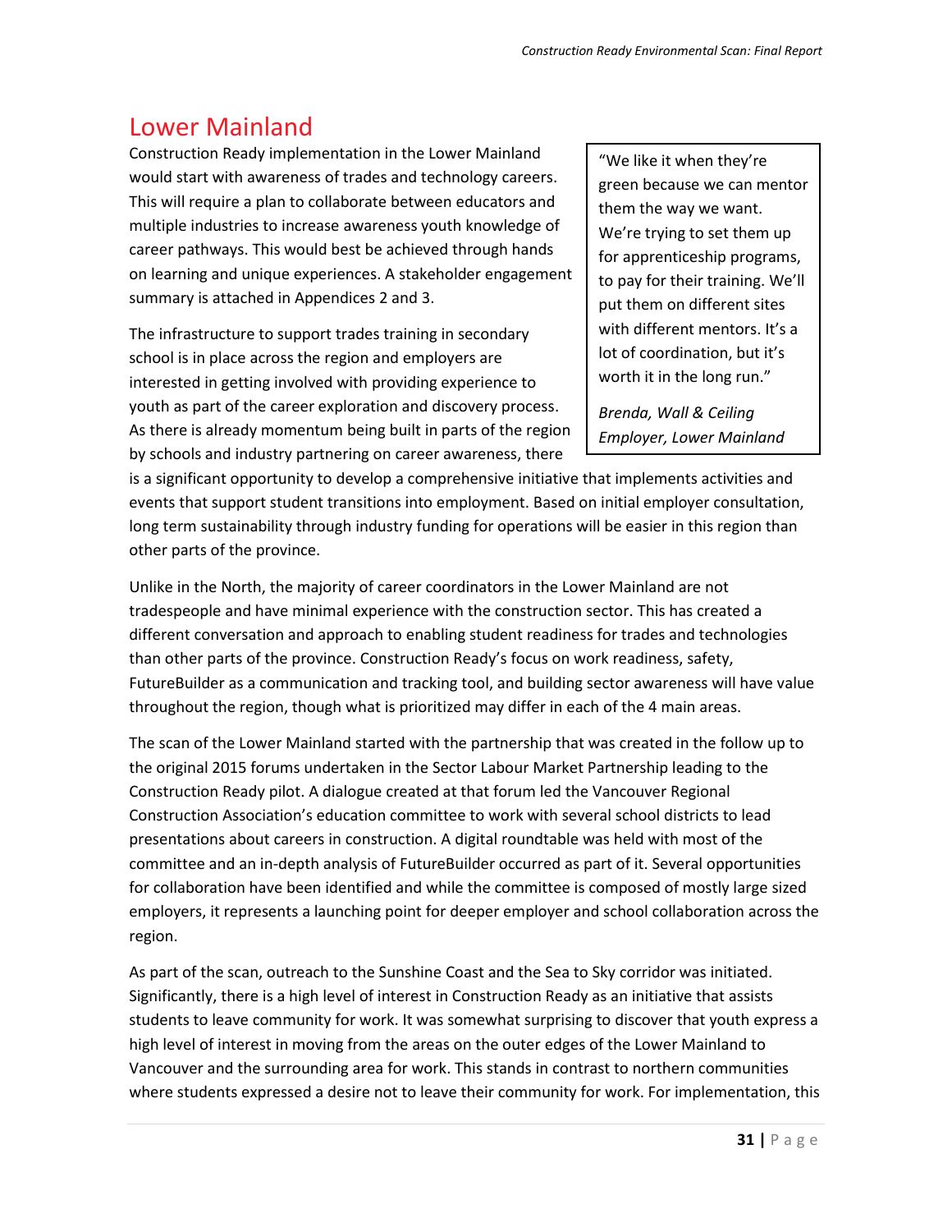## Lower Mainland

Construction Ready implementation in the Lower Mainland would start with awareness of trades and technology careers. This will require a plan to collaborate between educators and multiple industries to increase awareness youth knowledge of career pathways. This would best be achieved through hands on learning and unique experiences. A stakeholder engagement summary is attached in Appendices 2 and 3.

> "We like it when they're green because we can mentor them the way we want. We're trying to set them up for apprenticeship programs, to pay for their training. We'll put them on different sites with different mentors. It's a lot of coordination, but it's worth it in the long run."
>
> *Brenda, Wall & Ceiling Employer, Lower Mainland*

The infrastructure to support trades training in secondary school is in place across the region and employers are interested in getting involved with providing experience to youth as part of the career exploration and discovery process. As there is already momentum being built in parts of the region by schools and industry partnering on career awareness, there is a significant opportunity to develop a comprehensive initiative that implements activities and events that support student transitions into employment. Based on initial employer consultation, long term sustainability through industry funding for operations will be easier in this region than other parts of the province.

Unlike in the North, the majority of career coordinators in the Lower Mainland are not tradespeople and have minimal experience with the construction sector. This has created a different conversation and approach to enabling student readiness for trades and technologies than other parts of the province. Construction Ready's focus on work readiness, safety, FutureBuilder as a communication and tracking tool, and building sector awareness will have value throughout the region, though what is prioritized may differ in each of the 4 main areas.

The scan of the Lower Mainland started with the partnership that was created in the follow up to the original 2015 forums undertaken in the Sector Labour Market Partnership leading to the Construction Ready pilot. A dialogue created at that forum led the Vancouver Regional Construction Association's education committee to work with several school districts to lead presentations about careers in construction. A digital roundtable was held with most of the committee and an in-depth analysis of FutureBuilder occurred as part of it. Several opportunities for collaboration have been identified and while the committee is composed of mostly large sized employers, it represents a launching point for deeper employer and school collaboration across the region.

As part of the scan, outreach to the Sunshine Coast and the Sea to Sky corridor was initiated. Significantly, there is a high level of interest in Construction Ready as an initiative that assists students to leave community for work. It was somewhat surprising to discover that youth express a high level of interest in moving from the areas on the outer edges of the Lower Mainland to Vancouver and the surrounding area for work. This stands in contrast to northern communities where students expressed a desire not to leave their community for work. For implementation, this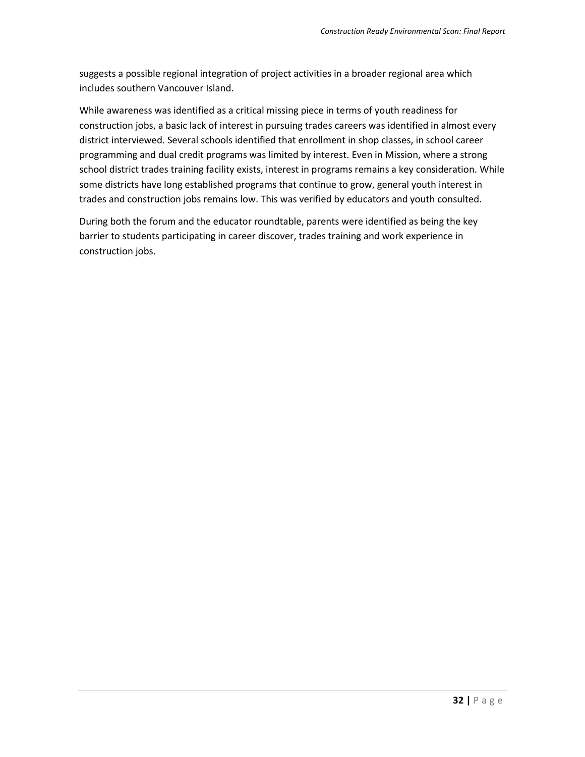suggests a possible regional integration of project activities in a broader regional area which includes southern Vancouver Island.

While awareness was identified as a critical missing piece in terms of youth readiness for construction jobs, a basic lack of interest in pursuing trades careers was identified in almost every district interviewed. Several schools identified that enrollment in shop classes, in school career programming and dual credit programs was limited by interest. Even in Mission, where a strong school district trades training facility exists, interest in programs remains a key consideration. While some districts have long established programs that continue to grow, general youth interest in trades and construction jobs remains low. This was verified by educators and youth consulted.

During both the forum and the educator roundtable, parents were identified as being the key barrier to students participating in career discover, trades training and work experience in construction jobs.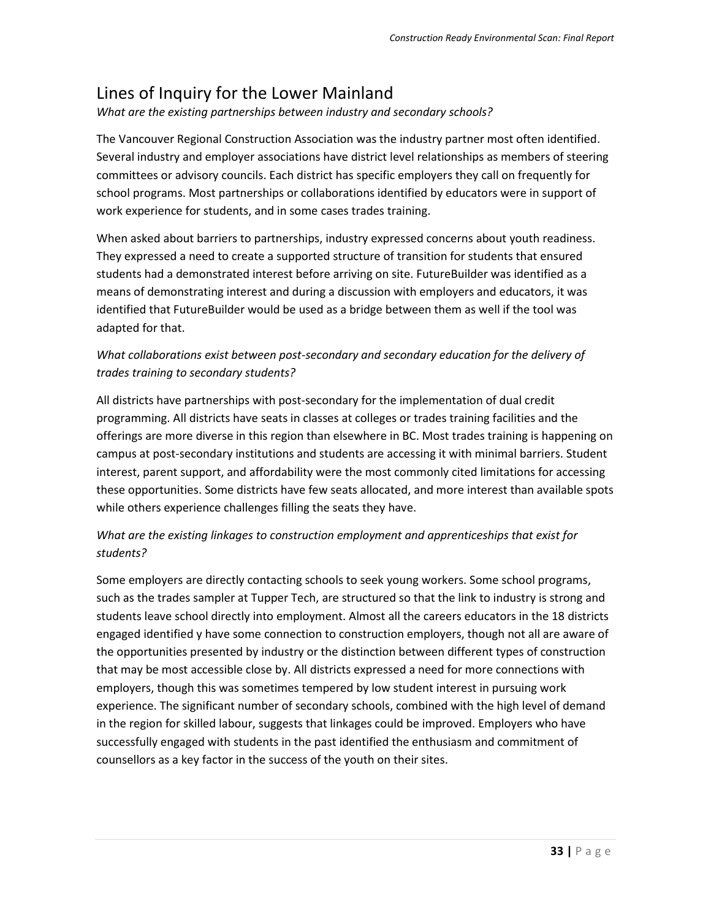## Lines of Inquiry for the Lower Mainland

*What are the existing partnerships between industry and secondary schools?*

The Vancouver Regional Construction Association was the industry partner most often identified. Several industry and employer associations have district level relationships as members of steering committees or advisory councils. Each district has specific employers they call on frequently for school programs. Most partnerships or collaborations identified by educators were in support of work experience for students, and in some cases trades training.

When asked about barriers to partnerships, industry expressed concerns about youth readiness. They expressed a need to create a supported structure of transition for students that ensured students had a demonstrated interest before arriving on site. FutureBuilder was identified as a means of demonstrating interest and during a discussion with employers and educators, it was identified that FutureBuilder would be used as a bridge between them as well if the tool was adapted for that.

*What collaborations exist between post-secondary and secondary education for the delivery of trades training to secondary students?*

All districts have partnerships with post-secondary for the implementation of dual credit programming. All districts have seats in classes at colleges or trades training facilities and the offerings are more diverse in this region than elsewhere in BC. Most trades training is happening on campus at post-secondary institutions and students are accessing it with minimal barriers. Student interest, parent support, and affordability were the most commonly cited limitations for accessing these opportunities. Some districts have few seats allocated, and more interest than available spots while others experience challenges filling the seats they have.

*What are the existing linkages to construction employment and apprenticeships that exist for students?*

Some employers are directly contacting schools to seek young workers. Some school programs, such as the trades sampler at Tupper Tech, are structured so that the link to industry is strong and students leave school directly into employment. Almost all the careers educators in the 18 districts engaged identified y have some connection to construction employers, though not all are aware of the opportunities presented by industry or the distinction between different types of construction that may be most accessible close by. All districts expressed a need for more connections with employers, though this was sometimes tempered by low student interest in pursuing work experience. The significant number of secondary schools, combined with the high level of demand in the region for skilled labour, suggests that linkages could be improved. Employers who have successfully engaged with students in the past identified the enthusiasm and commitment of counsellors as a key factor in the success of the youth on their sites.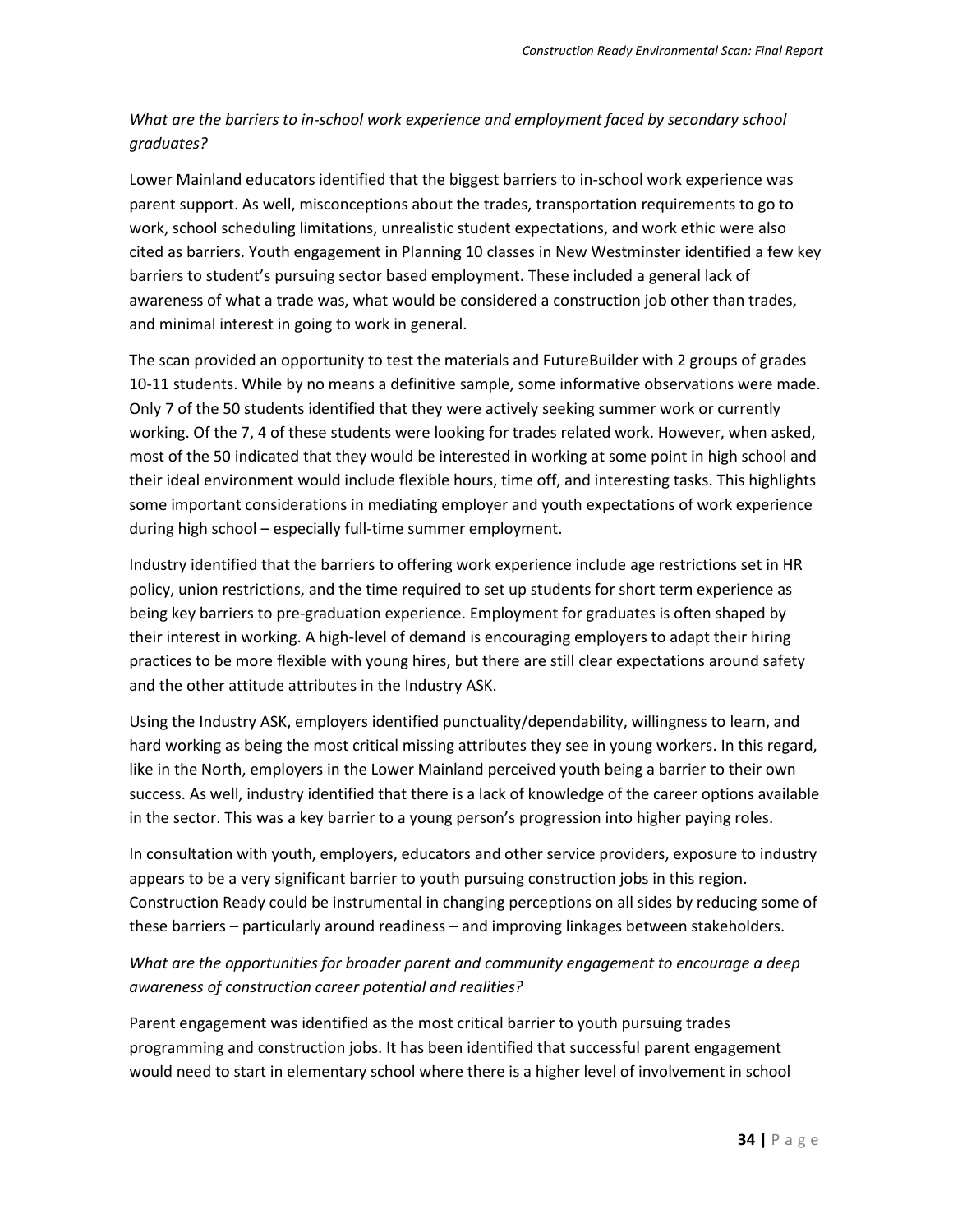*What are the barriers to in-school work experience and employment faced by secondary school graduates?*

Lower Mainland educators identified that the biggest barriers to in-school work experience was parent support. As well, misconceptions about the trades, transportation requirements to go to work, school scheduling limitations, unrealistic student expectations, and work ethic were also cited as barriers. Youth engagement in Planning 10 classes in New Westminster identified a few key barriers to student's pursuing sector based employment. These included a general lack of awareness of what a trade was, what would be considered a construction job other than trades, and minimal interest in going to work in general.

The scan provided an opportunity to test the materials and FutureBuilder with 2 groups of grades 10-11 students. While by no means a definitive sample, some informative observations were made. Only 7 of the 50 students identified that they were actively seeking summer work or currently working. Of the 7, 4 of these students were looking for trades related work. However, when asked, most of the 50 indicated that they would be interested in working at some point in high school and their ideal environment would include flexible hours, time off, and interesting tasks. This highlights some important considerations in mediating employer and youth expectations of work experience during high school – especially full-time summer employment.

Industry identified that the barriers to offering work experience include age restrictions set in HR policy, union restrictions, and the time required to set up students for short term experience as being key barriers to pre-graduation experience. Employment for graduates is often shaped by their interest in working. A high-level of demand is encouraging employers to adapt their hiring practices to be more flexible with young hires, but there are still clear expectations around safety and the other attitude attributes in the Industry ASK.

Using the Industry ASK, employers identified punctuality/dependability, willingness to learn, and hard working as being the most critical missing attributes they see in young workers. In this regard, like in the North, employers in the Lower Mainland perceived youth being a barrier to their own success. As well, industry identified that there is a lack of knowledge of the career options available in the sector. This was a key barrier to a young person's progression into higher paying roles.

In consultation with youth, employers, educators and other service providers, exposure to industry appears to be a very significant barrier to youth pursuing construction jobs in this region. Construction Ready could be instrumental in changing perceptions on all sides by reducing some of these barriers – particularly around readiness – and improving linkages between stakeholders.

*What are the opportunities for broader parent and community engagement to encourage a deep awareness of construction career potential and realities?*

Parent engagement was identified as the most critical barrier to youth pursuing trades programming and construction jobs. It has been identified that successful parent engagement would need to start in elementary school where there is a higher level of involvement in school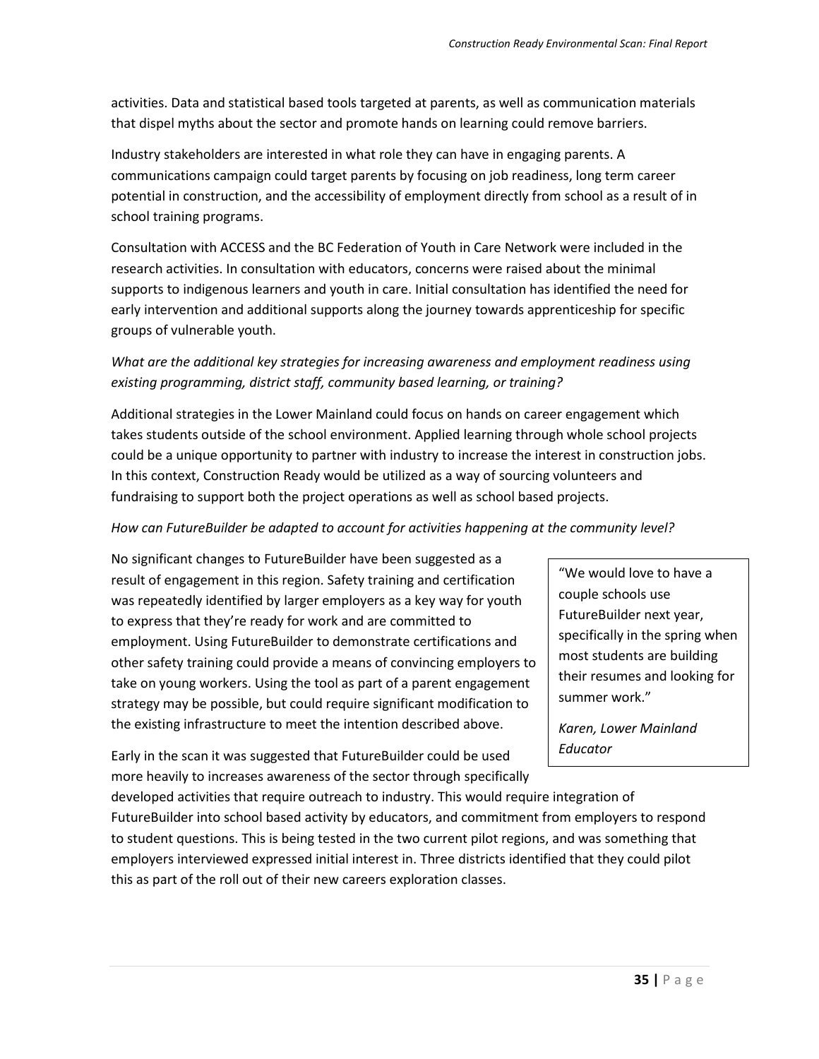activities. Data and statistical based tools targeted at parents, as well as communication materials that dispel myths about the sector and promote hands on learning could remove barriers.

Industry stakeholders are interested in what role they can have in engaging parents. A communications campaign could target parents by focusing on job readiness, long term career potential in construction, and the accessibility of employment directly from school as a result of in school training programs.

Consultation with ACCESS and the BC Federation of Youth in Care Network were included in the research activities. In consultation with educators, concerns were raised about the minimal supports to indigenous learners and youth in care. Initial consultation has identified the need for early intervention and additional supports along the journey towards apprenticeship for specific groups of vulnerable youth.

*What are the additional key strategies for increasing awareness and employment readiness using existing programming, district staff, community based learning, or training?*

Additional strategies in the Lower Mainland could focus on hands on career engagement which takes students outside of the school environment. Applied learning through whole school projects could be a unique opportunity to partner with industry to increase the interest in construction jobs. In this context, Construction Ready would be utilized as a way of sourcing volunteers and fundraising to support both the project operations as well as school based projects.

*How can FutureBuilder be adapted to account for activities happening at the community level?*

No significant changes to FutureBuilder have been suggested as a result of engagement in this region. Safety training and certification was repeatedly identified by larger employers as a key way for youth to express that they're ready for work and are committed to employment. Using FutureBuilder to demonstrate certifications and other safety training could provide a means of convincing employers to take on young workers. Using the tool as part of a parent engagement strategy may be possible, but could require significant modification to the existing infrastructure to meet the intention described above.

> "We would love to have a couple schools use FutureBuilder next year, specifically in the spring when most students are building their resumes and looking for summer work."
>
> *Karen, Lower Mainland Educator*

Early in the scan it was suggested that FutureBuilder could be used more heavily to increases awareness of the sector through specifically developed activities that require outreach to industry. This would require integration of FutureBuilder into school based activity by educators, and commitment from employers to respond to student questions. This is being tested in the two current pilot regions, and was something that employers interviewed expressed initial interest in. Three districts identified that they could pilot this as part of the roll out of their new careers exploration classes.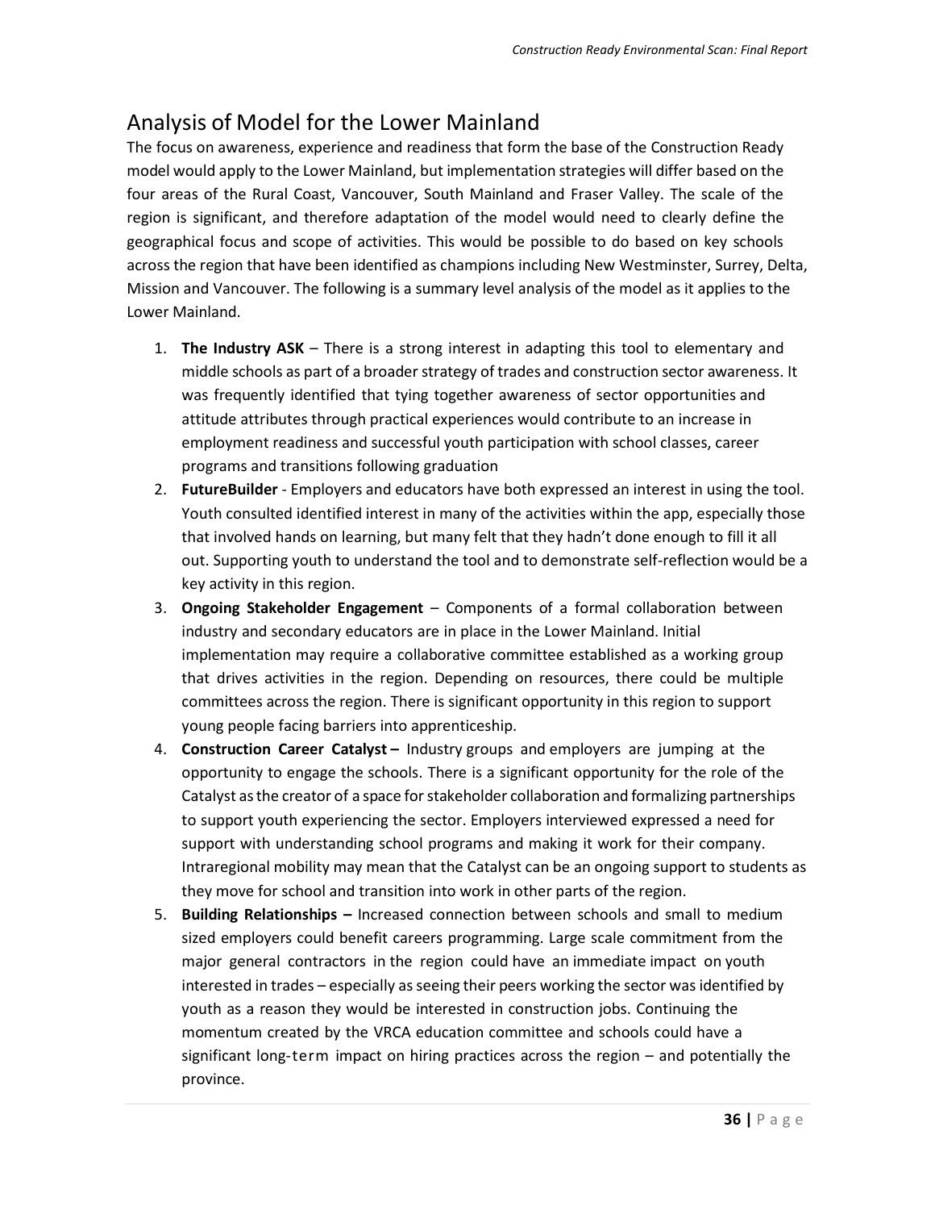## Analysis of Model for the Lower Mainland

The focus on awareness, experience and readiness that form the base of the Construction Ready model would apply to the Lower Mainland, but implementation strategies will differ based on the four areas of the Rural Coast, Vancouver, South Mainland and Fraser Valley. The scale of the region is significant, and therefore adaptation of the model would need to clearly define the geographical focus and scope of activities. This would be possible to do based on key schools across the region that have been identified as champions including New Westminster, Surrey, Delta, Mission and Vancouver. The following is a summary level analysis of the model as it applies to the Lower Mainland.

1. **The Industry ASK** – There is a strong interest in adapting this tool to elementary and middle schools as part of a broader strategy of trades and construction sector awareness. It was frequently identified that tying together awareness of sector opportunities and attitude attributes through practical experiences would contribute to an increase in employment readiness and successful youth participation with school classes, career programs and transitions following graduation
2. **FutureBuilder** - Employers and educators have both expressed an interest in using the tool. Youth consulted identified interest in many of the activities within the app, especially those that involved hands on learning, but many felt that they hadn't done enough to fill it all out. Supporting youth to understand the tool and to demonstrate self-reflection would be a key activity in this region.
3. **Ongoing Stakeholder Engagement** – Components of a formal collaboration between industry and secondary educators are in place in the Lower Mainland. Initial implementation may require a collaborative committee established as a working group that drives activities in the region. Depending on resources, there could be multiple committees across the region. There is significant opportunity in this region to support young people facing barriers into apprenticeship.
4. **Construction Career Catalyst –** Industry groups and employers are jumping at the opportunity to engage the schools. There is a significant opportunity for the role of the Catalyst as the creator of a space for stakeholder collaboration and formalizing partnerships to support youth experiencing the sector. Employers interviewed expressed a need for support with understanding school programs and making it work for their company. Intraregional mobility may mean that the Catalyst can be an ongoing support to students as they move for school and transition into work in other parts of the region.
5. **Building Relationships –** Increased connection between schools and small to medium sized employers could benefit careers programming. Large scale commitment from the major general contractors in the region could have an immediate impact on youth interested in trades – especially as seeing their peers working the sector was identified by youth as a reason they would be interested in construction jobs. Continuing the momentum created by the VRCA education committee and schools could have a significant long-term impact on hiring practices across the region – and potentially the province.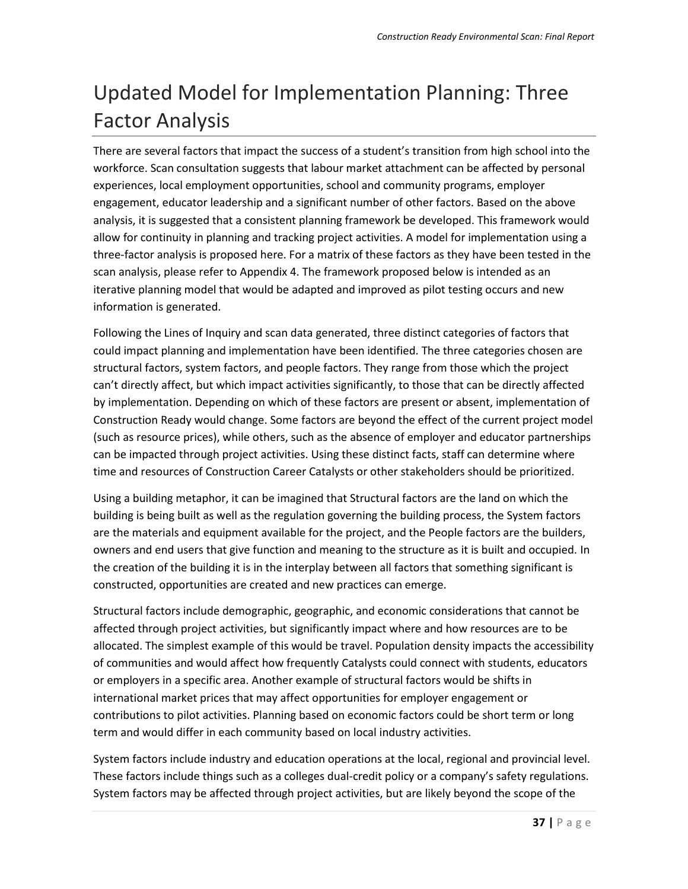# Updated Model for Implementation Planning: Three Factor Analysis

There are several factors that impact the success of a student's transition from high school into the workforce. Scan consultation suggests that labour market attachment can be affected by personal experiences, local employment opportunities, school and community programs, employer engagement, educator leadership and a significant number of other factors. Based on the above analysis, it is suggested that a consistent planning framework be developed. This framework would allow for continuity in planning and tracking project activities. A model for implementation using a three-factor analysis is proposed here. For a matrix of these factors as they have been tested in the scan analysis, please refer to Appendix 4. The framework proposed below is intended as an iterative planning model that would be adapted and improved as pilot testing occurs and new information is generated.

Following the Lines of Inquiry and scan data generated, three distinct categories of factors that could impact planning and implementation have been identified. The three categories chosen are structural factors, system factors, and people factors. They range from those which the project can't directly affect, but which impact activities significantly, to those that can be directly affected by implementation. Depending on which of these factors are present or absent, implementation of Construction Ready would change. Some factors are beyond the effect of the current project model (such as resource prices), while others, such as the absence of employer and educator partnerships can be impacted through project activities. Using these distinct facts, staff can determine where time and resources of Construction Career Catalysts or other stakeholders should be prioritized.

Using a building metaphor, it can be imagined that Structural factors are the land on which the building is being built as well as the regulation governing the building process, the System factors are the materials and equipment available for the project, and the People factors are the builders, owners and end users that give function and meaning to the structure as it is built and occupied. In the creation of the building it is in the interplay between all factors that something significant is constructed, opportunities are created and new practices can emerge.

Structural factors include demographic, geographic, and economic considerations that cannot be affected through project activities, but significantly impact where and how resources are to be allocated. The simplest example of this would be travel. Population density impacts the accessibility of communities and would affect how frequently Catalysts could connect with students, educators or employers in a specific area. Another example of structural factors would be shifts in international market prices that may affect opportunities for employer engagement or contributions to pilot activities. Planning based on economic factors could be short term or long term and would differ in each community based on local industry activities.

System factors include industry and education operations at the local, regional and provincial level. These factors include things such as a colleges dual-credit policy or a company's safety regulations. System factors may be affected through project activities, but are likely beyond the scope of the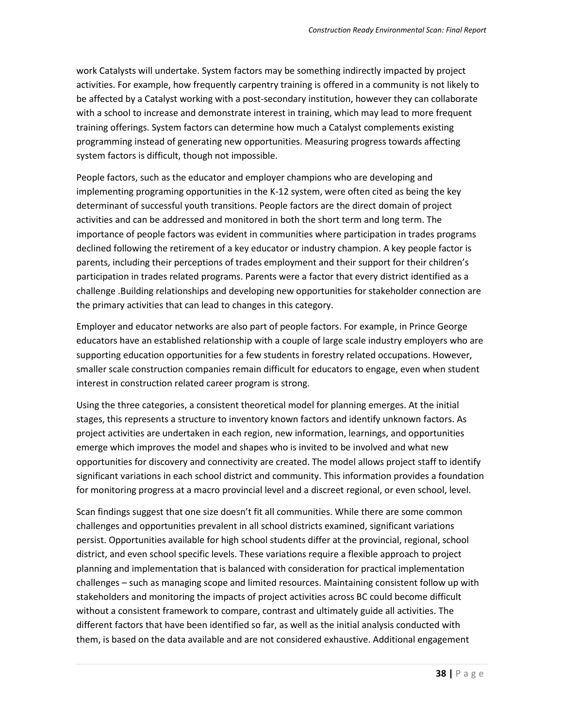work Catalysts will undertake. System factors may be something indirectly impacted by project activities. For example, how frequently carpentry training is offered in a community is not likely to be affected by a Catalyst working with a post-secondary institution, however they can collaborate with a school to increase and demonstrate interest in training, which may lead to more frequent training offerings. System factors can determine how much a Catalyst complements existing programming instead of generating new opportunities. Measuring progress towards affecting system factors is difficult, though not impossible.

People factors, such as the educator and employer champions who are developing and implementing programing opportunities in the K-12 system, were often cited as being the key determinant of successful youth transitions. People factors are the direct domain of project activities and can be addressed and monitored in both the short term and long term. The importance of people factors was evident in communities where participation in trades programs declined following the retirement of a key educator or industry champion. A key people factor is parents, including their perceptions of trades employment and their support for their children's participation in trades related programs. Parents were a factor that every district identified as a challenge .Building relationships and developing new opportunities for stakeholder connection are the primary activities that can lead to changes in this category.

Employer and educator networks are also part of people factors. For example, in Prince George educators have an established relationship with a couple of large scale industry employers who are supporting education opportunities for a few students in forestry related occupations. However, smaller scale construction companies remain difficult for educators to engage, even when student interest in construction related career program is strong.

Using the three categories, a consistent theoretical model for planning emerges. At the initial stages, this represents a structure to inventory known factors and identify unknown factors. As project activities are undertaken in each region, new information, learnings, and opportunities emerge which improves the model and shapes who is invited to be involved and what new opportunities for discovery and connectivity are created. The model allows project staff to identify significant variations in each school district and community. This information provides a foundation for monitoring progress at a macro provincial level and a discreet regional, or even school, level.

Scan findings suggest that one size doesn't fit all communities. While there are some common challenges and opportunities prevalent in all school districts examined, significant variations persist. Opportunities available for high school students differ at the provincial, regional, school district, and even school specific levels. These variations require a flexible approach to project planning and implementation that is balanced with consideration for practical implementation challenges – such as managing scope and limited resources. Maintaining consistent follow up with stakeholders and monitoring the impacts of project activities across BC could become difficult without a consistent framework to compare, contrast and ultimately guide all activities. The different factors that have been identified so far, as well as the initial analysis conducted with them, is based on the data available and are not considered exhaustive. Additional engagement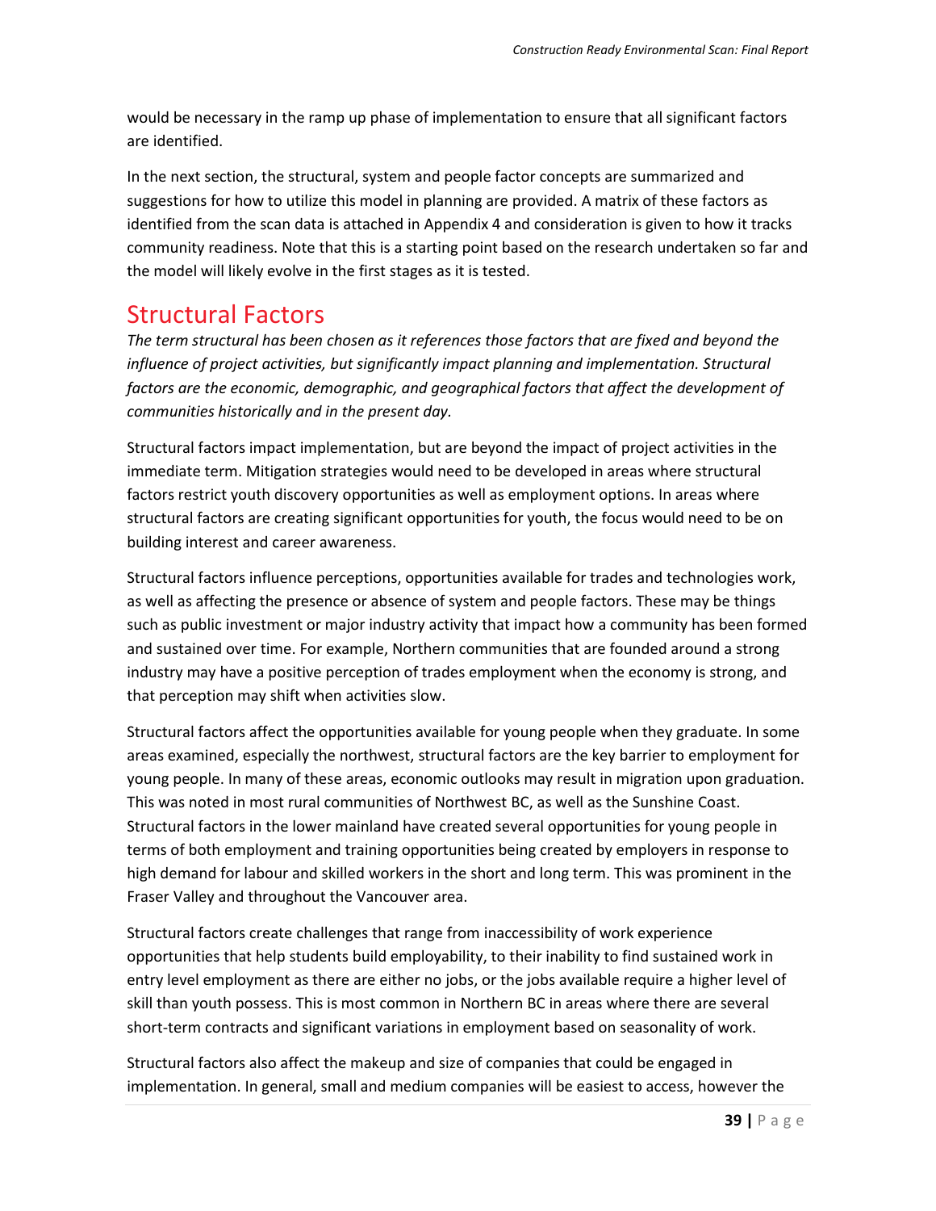would be necessary in the ramp up phase of implementation to ensure that all significant factors are identified.

In the next section, the structural, system and people factor concepts are summarized and suggestions for how to utilize this model in planning are provided. A matrix of these factors as identified from the scan data is attached in Appendix 4 and consideration is given to how it tracks community readiness. Note that this is a starting point based on the research undertaken so far and the model will likely evolve in the first stages as it is tested.

## Structural Factors

*The term structural has been chosen as it references those factors that are fixed and beyond the influence of project activities, but significantly impact planning and implementation. Structural factors are the economic, demographic, and geographical factors that affect the development of communities historically and in the present day.*

Structural factors impact implementation, but are beyond the impact of project activities in the immediate term. Mitigation strategies would need to be developed in areas where structural factors restrict youth discovery opportunities as well as employment options. In areas where structural factors are creating significant opportunities for youth, the focus would need to be on building interest and career awareness.

Structural factors influence perceptions, opportunities available for trades and technologies work, as well as affecting the presence or absence of system and people factors. These may be things such as public investment or major industry activity that impact how a community has been formed and sustained over time. For example, Northern communities that are founded around a strong industry may have a positive perception of trades employment when the economy is strong, and that perception may shift when activities slow.

Structural factors affect the opportunities available for young people when they graduate. In some areas examined, especially the northwest, structural factors are the key barrier to employment for young people. In many of these areas, economic outlooks may result in migration upon graduation. This was noted in most rural communities of Northwest BC, as well as the Sunshine Coast. Structural factors in the lower mainland have created several opportunities for young people in terms of both employment and training opportunities being created by employers in response to high demand for labour and skilled workers in the short and long term. This was prominent in the Fraser Valley and throughout the Vancouver area.

Structural factors create challenges that range from inaccessibility of work experience opportunities that help students build employability, to their inability to find sustained work in entry level employment as there are either no jobs, or the jobs available require a higher level of skill than youth possess. This is most common in Northern BC in areas where there are several short-term contracts and significant variations in employment based on seasonality of work.

Structural factors also affect the makeup and size of companies that could be engaged in implementation. In general, small and medium companies will be easiest to access, however the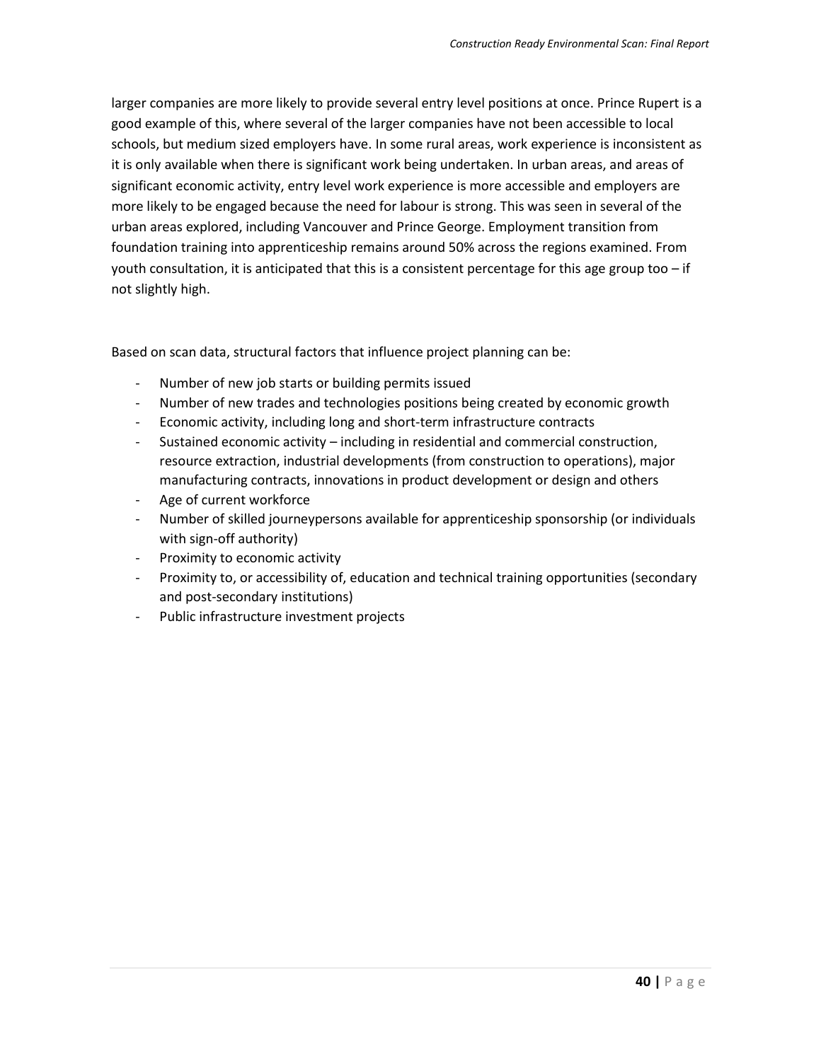larger companies are more likely to provide several entry level positions at once. Prince Rupert is a good example of this, where several of the larger companies have not been accessible to local schools, but medium sized employers have. In some rural areas, work experience is inconsistent as it is only available when there is significant work being undertaken. In urban areas, and areas of significant economic activity, entry level work experience is more accessible and employers are more likely to be engaged because the need for labour is strong. This was seen in several of the urban areas explored, including Vancouver and Prince George. Employment transition from foundation training into apprenticeship remains around 50% across the regions examined. From youth consultation, it is anticipated that this is a consistent percentage for this age group too – if not slightly high.

Based on scan data, structural factors that influence project planning can be:

- Number of new job starts or building permits issued
- Number of new trades and technologies positions being created by economic growth
- Economic activity, including long and short-term infrastructure contracts
- Sustained economic activity – including in residential and commercial construction, resource extraction, industrial developments (from construction to operations), major manufacturing contracts, innovations in product development or design and others
- Age of current workforce
- Number of skilled journeypersons available for apprenticeship sponsorship (or individuals with sign-off authority)
- Proximity to economic activity
- Proximity to, or accessibility of, education and technical training opportunities (secondary and post-secondary institutions)
- Public infrastructure investment projects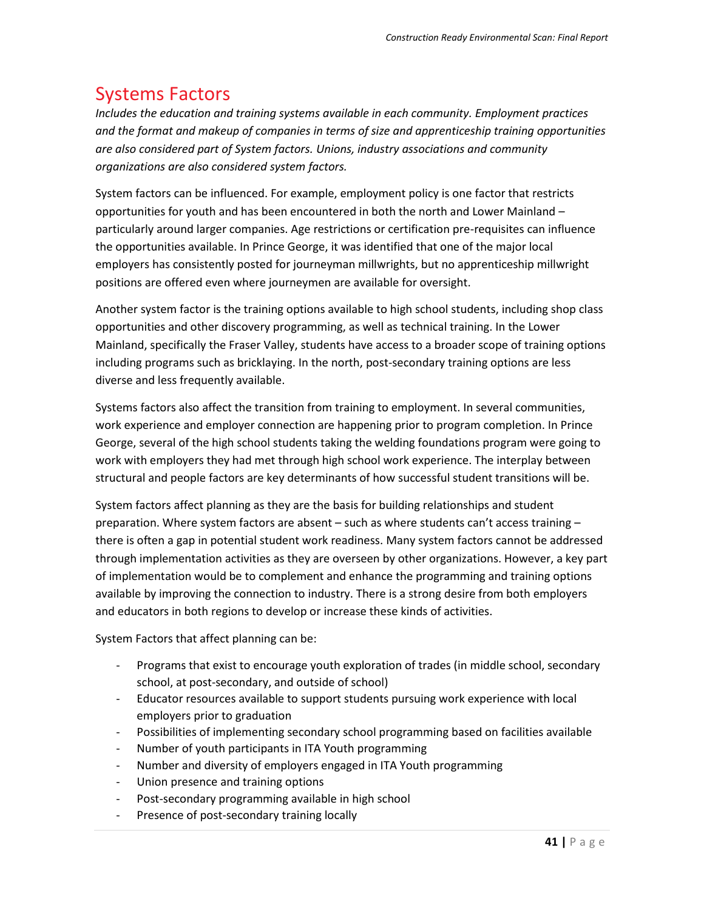# Systems Factors

*Includes the education and training systems available in each community. Employment practices and the format and makeup of companies in terms of size and apprenticeship training opportunities are also considered part of System factors. Unions, industry associations and community organizations are also considered system factors.*

System factors can be influenced. For example, employment policy is one factor that restricts opportunities for youth and has been encountered in both the north and Lower Mainland – particularly around larger companies. Age restrictions or certification pre-requisites can influence the opportunities available. In Prince George, it was identified that one of the major local employers has consistently posted for journeyman millwrights, but no apprenticeship millwright positions are offered even where journeymen are available for oversight.

Another system factor is the training options available to high school students, including shop class opportunities and other discovery programming, as well as technical training. In the Lower Mainland, specifically the Fraser Valley, students have access to a broader scope of training options including programs such as bricklaying. In the north, post-secondary training options are less diverse and less frequently available.

Systems factors also affect the transition from training to employment. In several communities, work experience and employer connection are happening prior to program completion. In Prince George, several of the high school students taking the welding foundations program were going to work with employers they had met through high school work experience. The interplay between structural and people factors are key determinants of how successful student transitions will be.

System factors affect planning as they are the basis for building relationships and student preparation. Where system factors are absent – such as where students can't access training – there is often a gap in potential student work readiness. Many system factors cannot be addressed through implementation activities as they are overseen by other organizations. However, a key part of implementation would be to complement and enhance the programming and training options available by improving the connection to industry. There is a strong desire from both employers and educators in both regions to develop or increase these kinds of activities.

System Factors that affect planning can be:

- Programs that exist to encourage youth exploration of trades (in middle school, secondary school, at post-secondary, and outside of school)
- Educator resources available to support students pursuing work experience with local employers prior to graduation
- Possibilities of implementing secondary school programming based on facilities available
- Number of youth participants in ITA Youth programming
- Number and diversity of employers engaged in ITA Youth programming
- Union presence and training options
- Post-secondary programming available in high school
- Presence of post-secondary training locally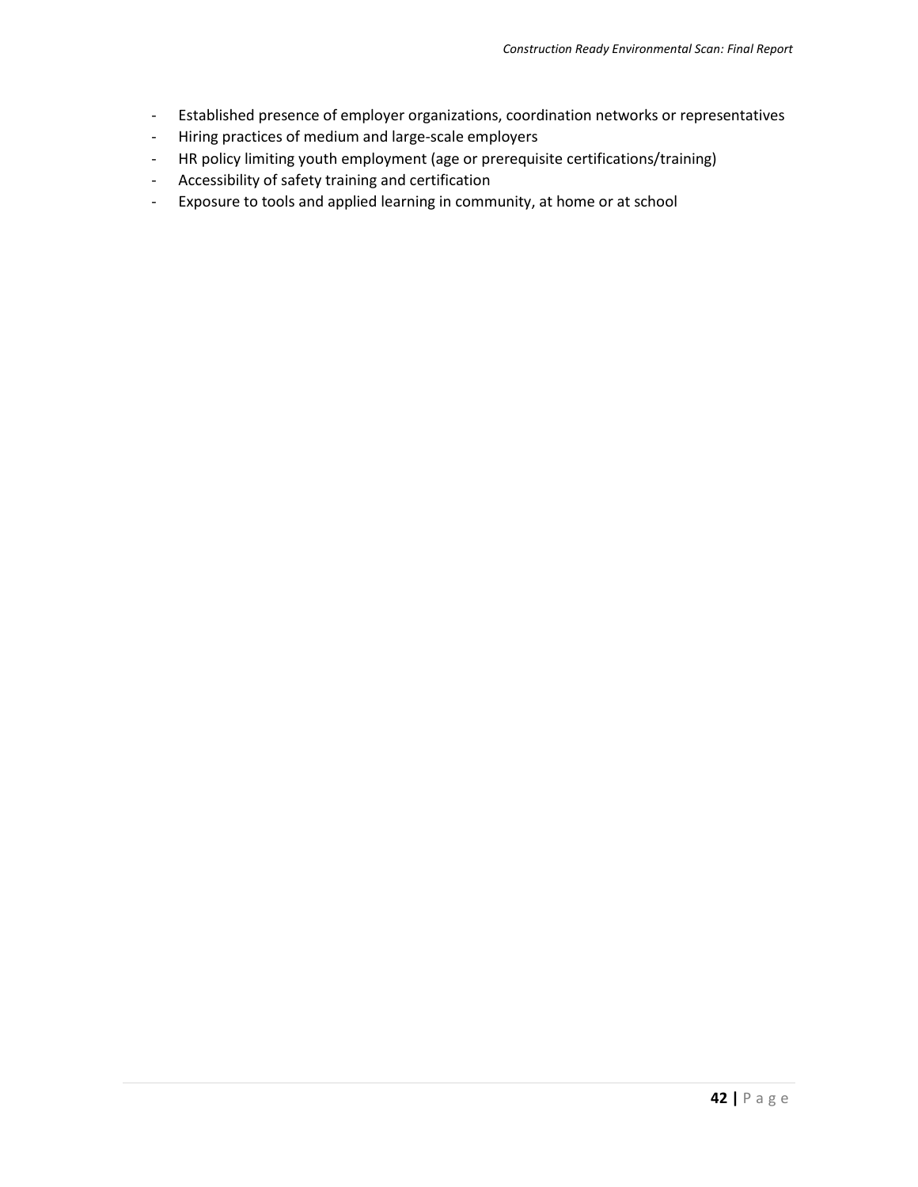- Established presence of employer organizations, coordination networks or representatives
- Hiring practices of medium and large-scale employers
- HR policy limiting youth employment (age or prerequisite certifications/training)
- Accessibility of safety training and certification
- Exposure to tools and applied learning in community, at home or at school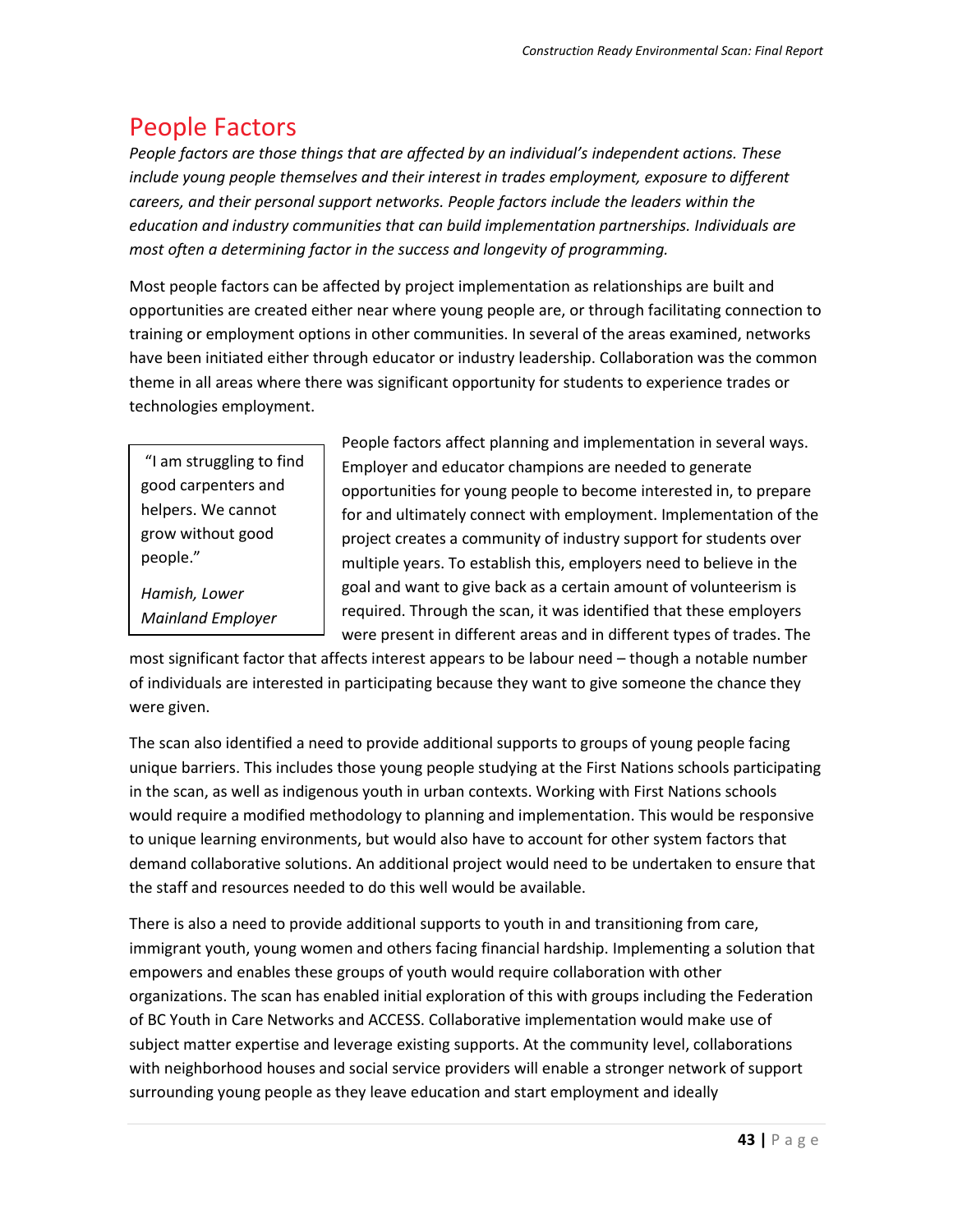# People Factors

*People factors are those things that are affected by an individual's independent actions. These include young people themselves and their interest in trades employment, exposure to different careers, and their personal support networks. People factors include the leaders within the education and industry communities that can build implementation partnerships. Individuals are most often a determining factor in the success and longevity of programming.*

Most people factors can be affected by project implementation as relationships are built and opportunities are created either near where young people are, or through facilitating connection to training or employment options in other communities. In several of the areas examined, networks have been initiated either through educator or industry leadership. Collaboration was the common theme in all areas where there was significant opportunity for students to experience trades or technologies employment.

> "I am struggling to find good carpenters and helpers. We cannot grow without good people."
>
> *Hamish, Lower Mainland Employer*

People factors affect planning and implementation in several ways. Employer and educator champions are needed to generate opportunities for young people to become interested in, to prepare for and ultimately connect with employment. Implementation of the project creates a community of industry support for students over multiple years. To establish this, employers need to believe in the goal and want to give back as a certain amount of volunteerism is required. Through the scan, it was identified that these employers were present in different areas and in different types of trades. The most significant factor that affects interest appears to be labour need – though a notable number of individuals are interested in participating because they want to give someone the chance they were given.

The scan also identified a need to provide additional supports to groups of young people facing unique barriers. This includes those young people studying at the First Nations schools participating in the scan, as well as indigenous youth in urban contexts. Working with First Nations schools would require a modified methodology to planning and implementation. This would be responsive to unique learning environments, but would also have to account for other system factors that demand collaborative solutions. An additional project would need to be undertaken to ensure that the staff and resources needed to do this well would be available.

There is also a need to provide additional supports to youth in and transitioning from care, immigrant youth, young women and others facing financial hardship. Implementing a solution that empowers and enables these groups of youth would require collaboration with other organizations. The scan has enabled initial exploration of this with groups including the Federation of BC Youth in Care Networks and ACCESS. Collaborative implementation would make use of subject matter expertise and leverage existing supports. At the community level, collaborations with neighborhood houses and social service providers will enable a stronger network of support surrounding young people as they leave education and start employment and ideally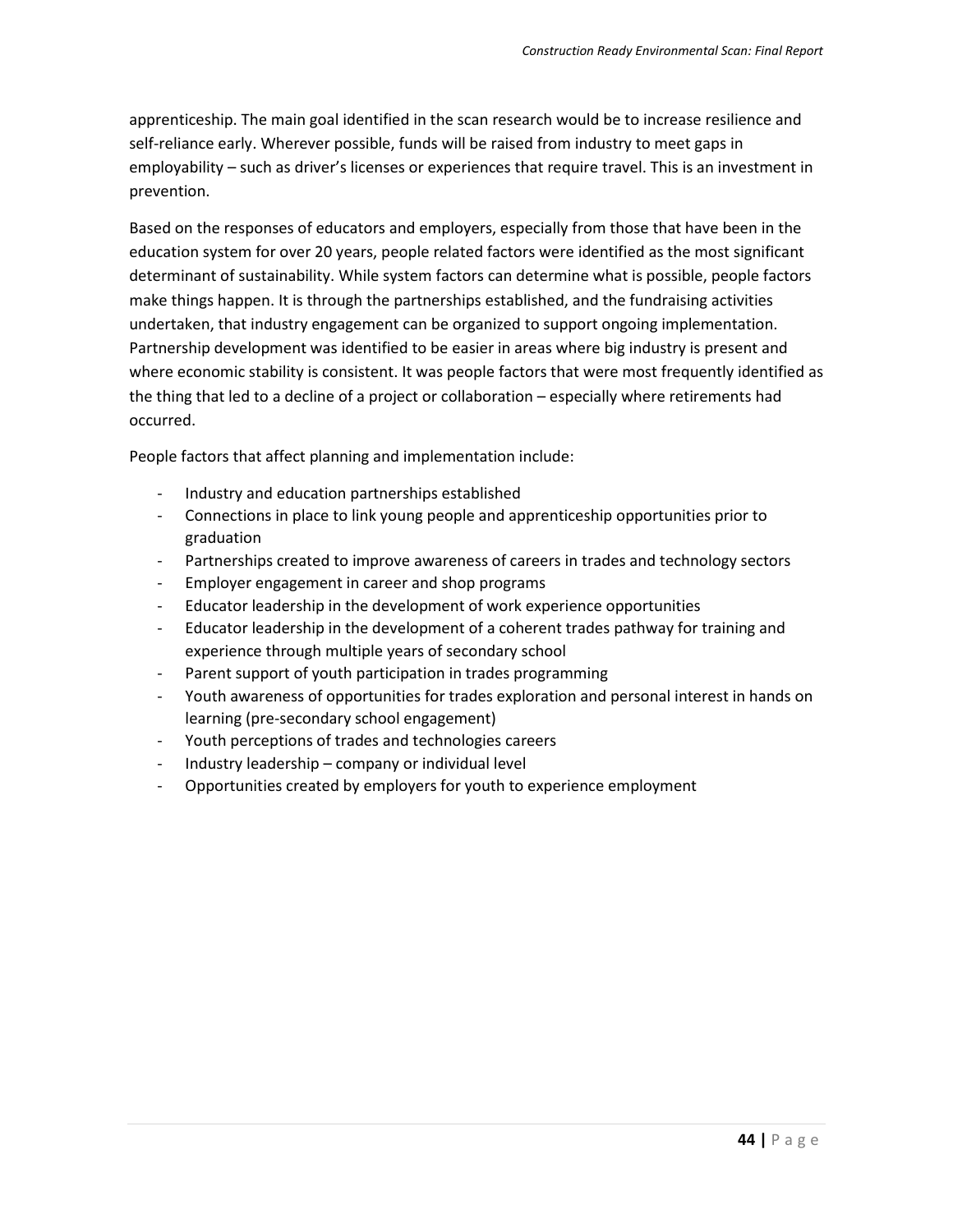apprenticeship. The main goal identified in the scan research would be to increase resilience and self-reliance early. Wherever possible, funds will be raised from industry to meet gaps in employability – such as driver's licenses or experiences that require travel. This is an investment in prevention.

Based on the responses of educators and employers, especially from those that have been in the education system for over 20 years, people related factors were identified as the most significant determinant of sustainability. While system factors can determine what is possible, people factors make things happen. It is through the partnerships established, and the fundraising activities undertaken, that industry engagement can be organized to support ongoing implementation. Partnership development was identified to be easier in areas where big industry is present and where economic stability is consistent. It was people factors that were most frequently identified as the thing that led to a decline of a project or collaboration – especially where retirements had occurred.

People factors that affect planning and implementation include:

- Industry and education partnerships established
- Connections in place to link young people and apprenticeship opportunities prior to graduation
- Partnerships created to improve awareness of careers in trades and technology sectors
- Employer engagement in career and shop programs
- Educator leadership in the development of work experience opportunities
- Educator leadership in the development of a coherent trades pathway for training and experience through multiple years of secondary school
- Parent support of youth participation in trades programming
- Youth awareness of opportunities for trades exploration and personal interest in hands on learning (pre-secondary school engagement)
- Youth perceptions of trades and technologies careers
- Industry leadership – company or individual level
- Opportunities created by employers for youth to experience employment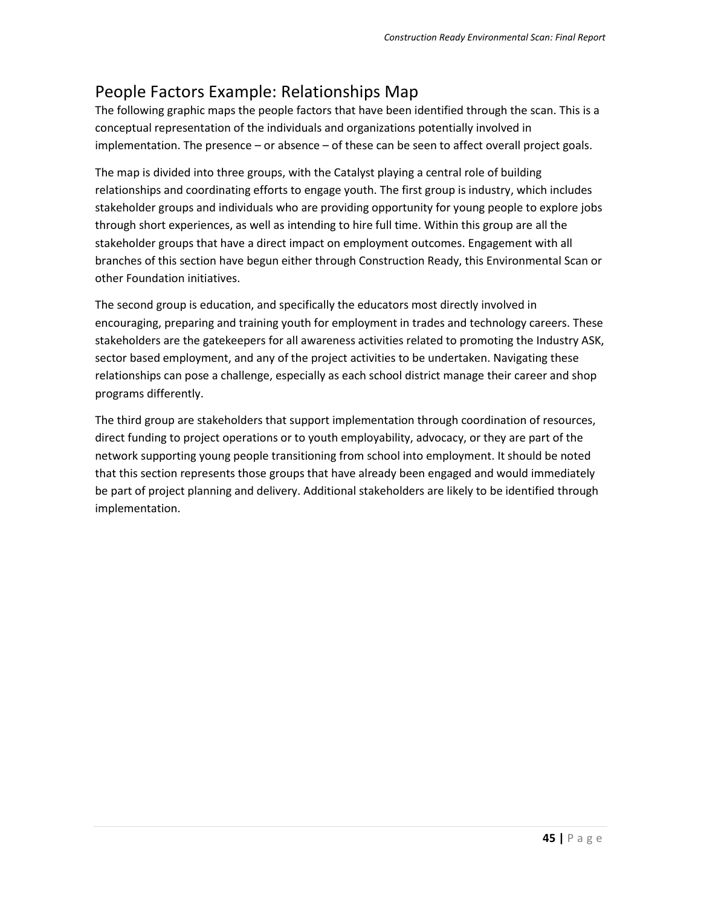## People Factors Example: Relationships Map

The following graphic maps the people factors that have been identified through the scan. This is a conceptual representation of the individuals and organizations potentially involved in implementation. The presence – or absence – of these can be seen to affect overall project goals.

The map is divided into three groups, with the Catalyst playing a central role of building relationships and coordinating efforts to engage youth. The first group is industry, which includes stakeholder groups and individuals who are providing opportunity for young people to explore jobs through short experiences, as well as intending to hire full time. Within this group are all the stakeholder groups that have a direct impact on employment outcomes. Engagement with all branches of this section have begun either through Construction Ready, this Environmental Scan or other Foundation initiatives.

The second group is education, and specifically the educators most directly involved in encouraging, preparing and training youth for employment in trades and technology careers. These stakeholders are the gatekeepers for all awareness activities related to promoting the Industry ASK, sector based employment, and any of the project activities to be undertaken. Navigating these relationships can pose a challenge, especially as each school district manage their career and shop programs differently.

The third group are stakeholders that support implementation through coordination of resources, direct funding to project operations or to youth employability, advocacy, or they are part of the network supporting young people transitioning from school into employment. It should be noted that this section represents those groups that have already been engaged and would immediately be part of project planning and delivery. Additional stakeholders are likely to be identified through implementation.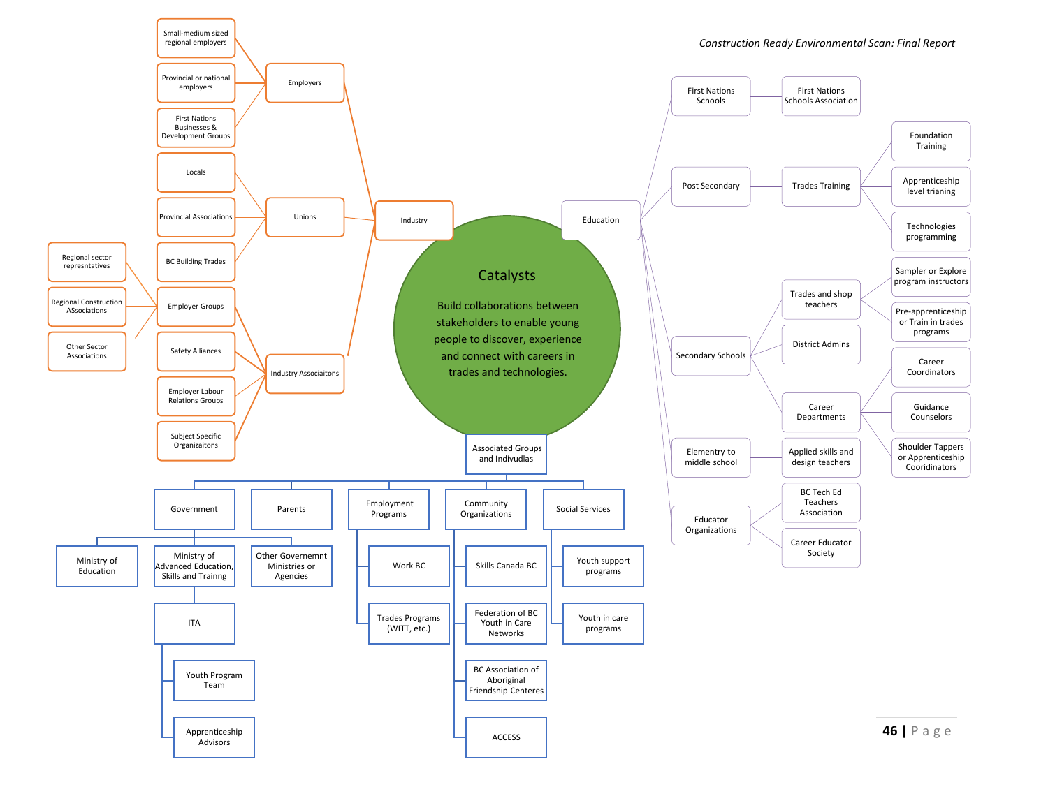## Catalysts

Build collaborations between stakeholders to enable young people to discover, experience and connect with careers in trades and technologies.

- **Industry**
  - Employers
    - Small-medium sized regional employers
    - Provincial or national employers
    - First Nations Businesses & Development Groups
  - Unions
    - Locals
    - Provincial Associations
    - BC Building Trades
  - Industry Associaitons
    - Employer Groups
      - Regional sector represntatives
      - Regional Construction ASsociations
      - Other Sector Associations
    - Safety Alliances
    - Employer Labour Relations Groups
    - Subject Specific Organizaitons
- **Education**
  - First Nations Schools
    - First Nations Schools Association
  - Post Secondary
    - Trades Training
      - Foundation Training
      - Apprenticeship level trianing
      - Technologies programming
  - Secondary Schools
    - Trades and shop teachers
      - Sampler or Explore program instructors
      - Pre-apprenticeship or Train in trades programs
    - District Admins
    - Career Departments
      - Career Coordinators
      - Guidance Counselors
      - Shoulder Tappers or Apprenticeship Cooridinators
  - Elementry to middle school
    - Applied skills and design teachers
  - Educator Organizations
    - BC Tech Ed Teachers Association
    - Career Educator Society
- **Associated Groups and Indivudlas**
  - Government
    - Ministry of Education
    - Ministry of Advanced Education, Skills and Trainng
      - ITA
        - Youth Program Team
        - Apprenticeship Advisors
    - Other Governemnt Ministries or Agencies
  - Parents
  - Employment Programs
    - Work BC
    - Trades Programs (WITT, etc.)
  - Community Organizations
    - Skills Canada BC
    - Federation of BC Youth in Care Networks
    - BC Association of Aboriginal Friendship Centeres
    - ACCESS
  - Social Services
    - Youth support programs
    - Youth in care programs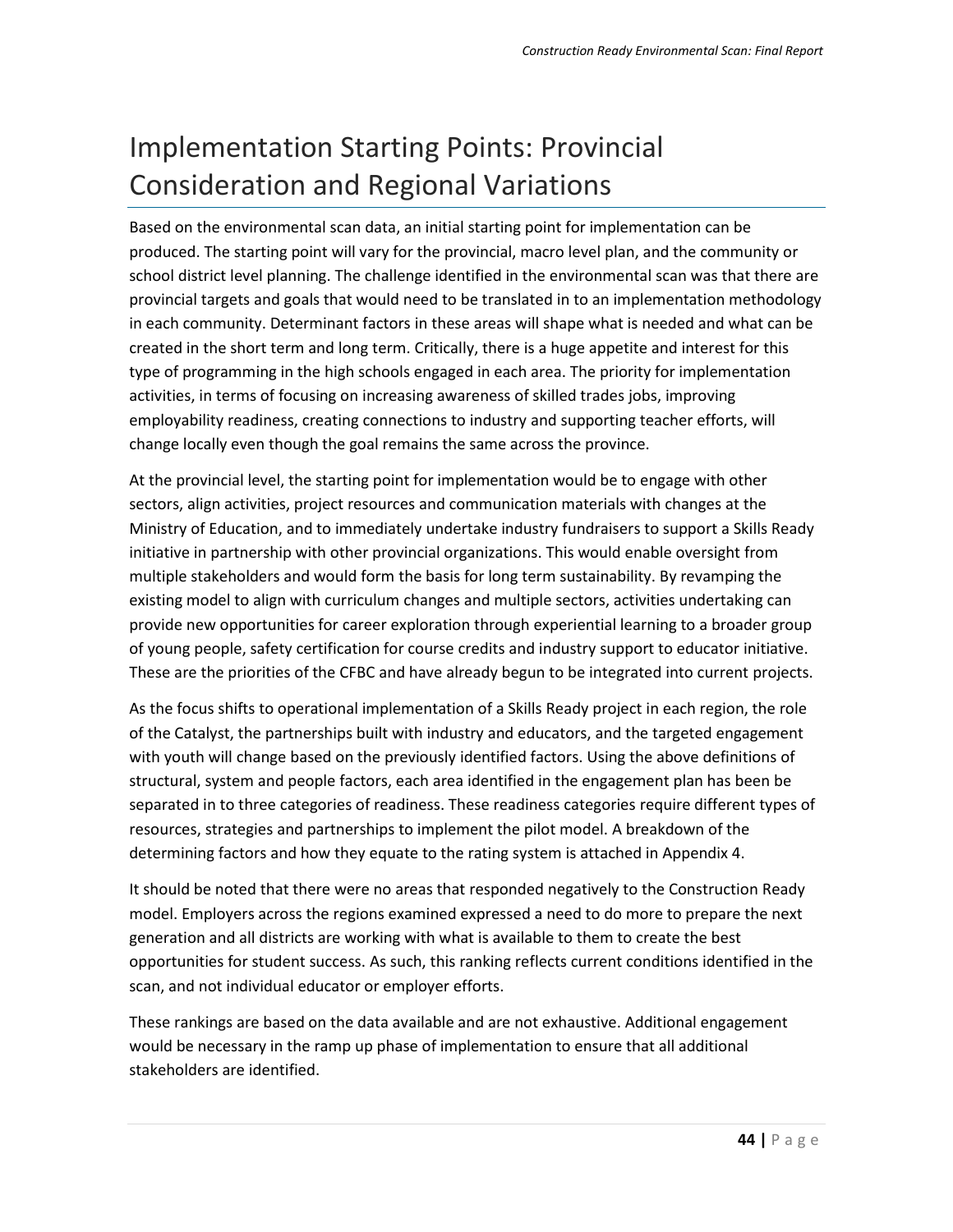# Implementation Starting Points: Provincial Consideration and Regional Variations

Based on the environmental scan data, an initial starting point for implementation can be produced. The starting point will vary for the provincial, macro level plan, and the community or school district level planning. The challenge identified in the environmental scan was that there are provincial targets and goals that would need to be translated in to an implementation methodology in each community. Determinant factors in these areas will shape what is needed and what can be created in the short term and long term. Critically, there is a huge appetite and interest for this type of programming in the high schools engaged in each area. The priority for implementation activities, in terms of focusing on increasing awareness of skilled trades jobs, improving employability readiness, creating connections to industry and supporting teacher efforts, will change locally even though the goal remains the same across the province.

At the provincial level, the starting point for implementation would be to engage with other sectors, align activities, project resources and communication materials with changes at the Ministry of Education, and to immediately undertake industry fundraisers to support a Skills Ready initiative in partnership with other provincial organizations. This would enable oversight from multiple stakeholders and would form the basis for long term sustainability. By revamping the existing model to align with curriculum changes and multiple sectors, activities undertaking can provide new opportunities for career exploration through experiential learning to a broader group of young people, safety certification for course credits and industry support to educator initiative. These are the priorities of the CFBC and have already begun to be integrated into current projects.

As the focus shifts to operational implementation of a Skills Ready project in each region, the role of the Catalyst, the partnerships built with industry and educators, and the targeted engagement with youth will change based on the previously identified factors. Using the above definitions of structural, system and people factors, each area identified in the engagement plan has been be separated in to three categories of readiness. These readiness categories require different types of resources, strategies and partnerships to implement the pilot model. A breakdown of the determining factors and how they equate to the rating system is attached in Appendix 4.

It should be noted that there were no areas that responded negatively to the Construction Ready model. Employers across the regions examined expressed a need to do more to prepare the next generation and all districts are working with what is available to them to create the best opportunities for student success. As such, this ranking reflects current conditions identified in the scan, and not individual educator or employer efforts.

These rankings are based on the data available and are not exhaustive. Additional engagement would be necessary in the ramp up phase of implementation to ensure that all additional stakeholders are identified.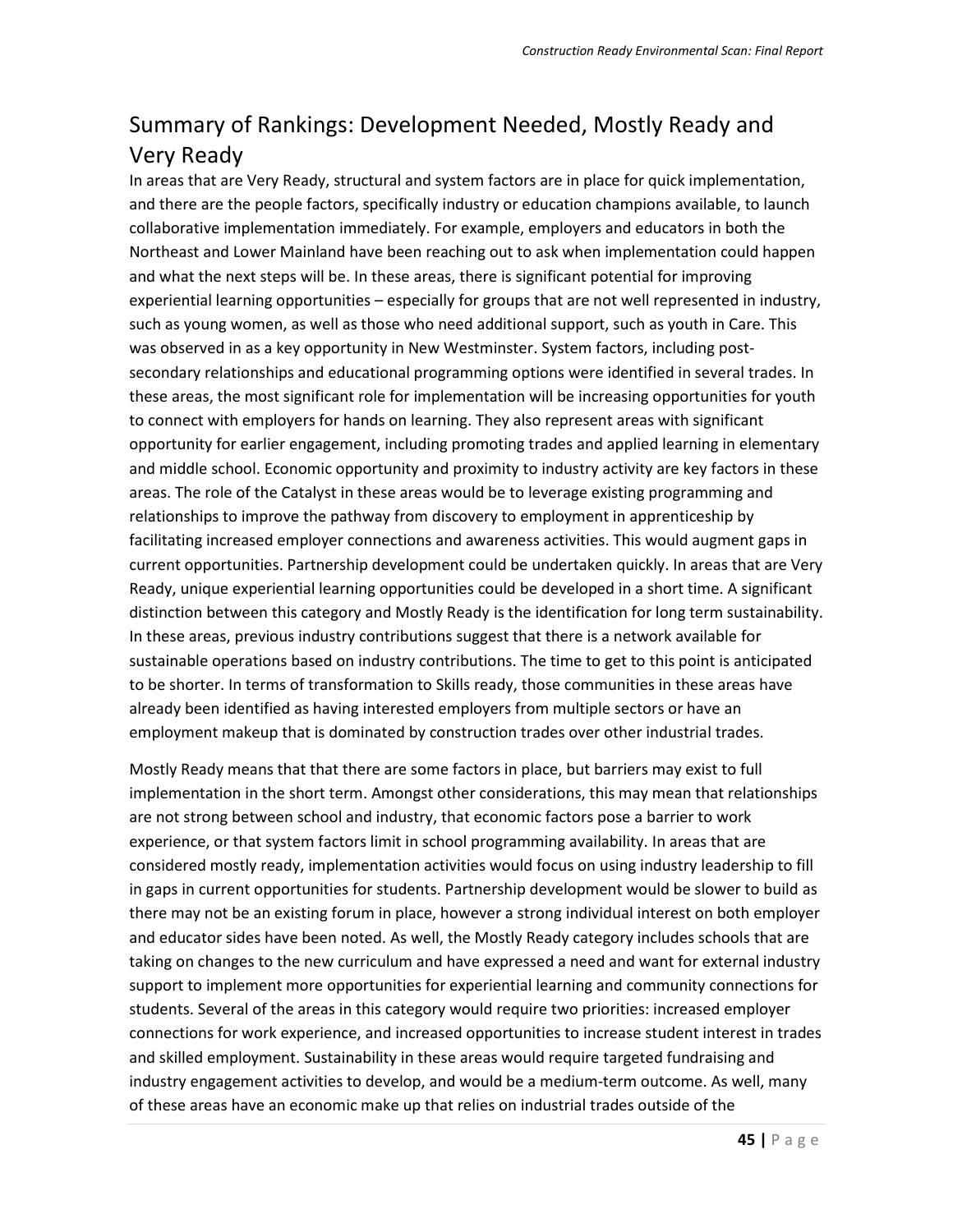## Summary of Rankings: Development Needed, Mostly Ready and Very Ready

In areas that are Very Ready, structural and system factors are in place for quick implementation, and there are the people factors, specifically industry or education champions available, to launch collaborative implementation immediately. For example, employers and educators in both the Northeast and Lower Mainland have been reaching out to ask when implementation could happen and what the next steps will be. In these areas, there is significant potential for improving experiential learning opportunities – especially for groups that are not well represented in industry, such as young women, as well as those who need additional support, such as youth in Care. This was observed in as a key opportunity in New Westminster. System factors, including post-secondary relationships and educational programming options were identified in several trades. In these areas, the most significant role for implementation will be increasing opportunities for youth to connect with employers for hands on learning. They also represent areas with significant opportunity for earlier engagement, including promoting trades and applied learning in elementary and middle school. Economic opportunity and proximity to industry activity are key factors in these areas. The role of the Catalyst in these areas would be to leverage existing programming and relationships to improve the pathway from discovery to employment in apprenticeship by facilitating increased employer connections and awareness activities. This would augment gaps in current opportunities. Partnership development could be undertaken quickly. In areas that are Very Ready, unique experiential learning opportunities could be developed in a short time. A significant distinction between this category and Mostly Ready is the identification for long term sustainability. In these areas, previous industry contributions suggest that there is a network available for sustainable operations based on industry contributions. The time to get to this point is anticipated to be shorter. In terms of transformation to Skills ready, those communities in these areas have already been identified as having interested employers from multiple sectors or have an employment makeup that is dominated by construction trades over other industrial trades.

Mostly Ready means that that there are some factors in place, but barriers may exist to full implementation in the short term. Amongst other considerations, this may mean that relationships are not strong between school and industry, that economic factors pose a barrier to work experience, or that system factors limit in school programming availability. In areas that are considered mostly ready, implementation activities would focus on using industry leadership to fill in gaps in current opportunities for students. Partnership development would be slower to build as there may not be an existing forum in place, however a strong individual interest on both employer and educator sides have been noted. As well, the Mostly Ready category includes schools that are taking on changes to the new curriculum and have expressed a need and want for external industry support to implement more opportunities for experiential learning and community connections for students. Several of the areas in this category would require two priorities: increased employer connections for work experience, and increased opportunities to increase student interest in trades and skilled employment. Sustainability in these areas would require targeted fundraising and industry engagement activities to develop, and would be a medium-term outcome. As well, many of these areas have an economic make up that relies on industrial trades outside of the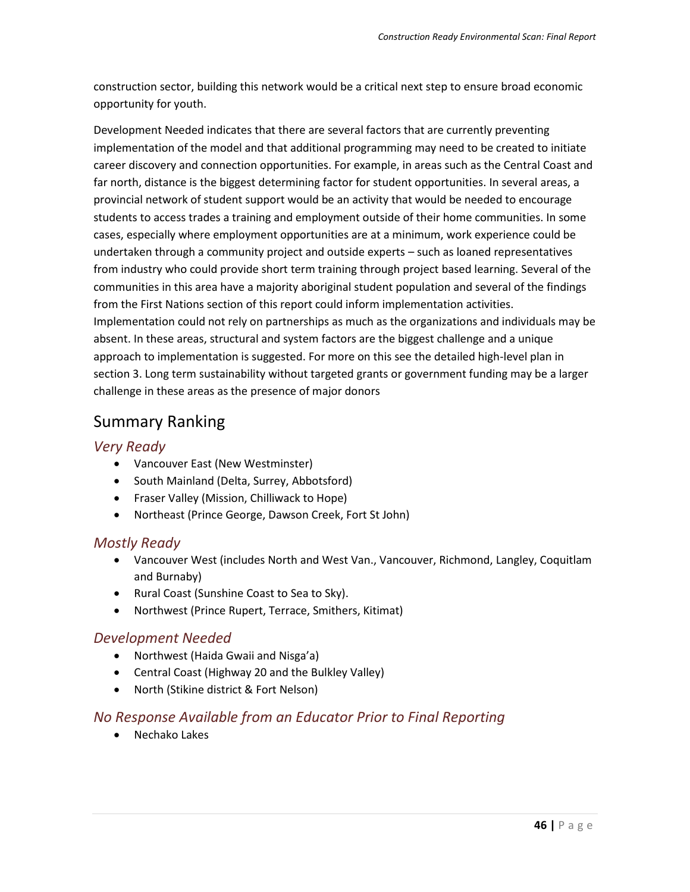construction sector, building this network would be a critical next step to ensure broad economic opportunity for youth.

Development Needed indicates that there are several factors that are currently preventing implementation of the model and that additional programming may need to be created to initiate career discovery and connection opportunities. For example, in areas such as the Central Coast and far north, distance is the biggest determining factor for student opportunities. In several areas, a provincial network of student support would be an activity that would be needed to encourage students to access trades a training and employment outside of their home communities. In some cases, especially where employment opportunities are at a minimum, work experience could be undertaken through a community project and outside experts – such as loaned representatives from industry who could provide short term training through project based learning. Several of the communities in this area have a majority aboriginal student population and several of the findings from the First Nations section of this report could inform implementation activities. Implementation could not rely on partnerships as much as the organizations and individuals may be absent. In these areas, structural and system factors are the biggest challenge and a unique approach to implementation is suggested. For more on this see the detailed high-level plan in section 3. Long term sustainability without targeted grants or government funding may be a larger challenge in these areas as the presence of major donors

## Summary Ranking

### *Very Ready*

- Vancouver East (New Westminster)
- South Mainland (Delta, Surrey, Abbotsford)
- Fraser Valley (Mission, Chilliwack to Hope)
- Northeast (Prince George, Dawson Creek, Fort St John)

### *Mostly Ready*

- Vancouver West (includes North and West Van., Vancouver, Richmond, Langley, Coquitlam and Burnaby)
- Rural Coast (Sunshine Coast to Sea to Sky).
- Northwest (Prince Rupert, Terrace, Smithers, Kitimat)

### *Development Needed*

- Northwest (Haida Gwaii and Nisga'a)
- Central Coast (Highway 20 and the Bulkley Valley)
- North (Stikine district & Fort Nelson)

### *No Response Available from an Educator Prior to Final Reporting*

- Nechako Lakes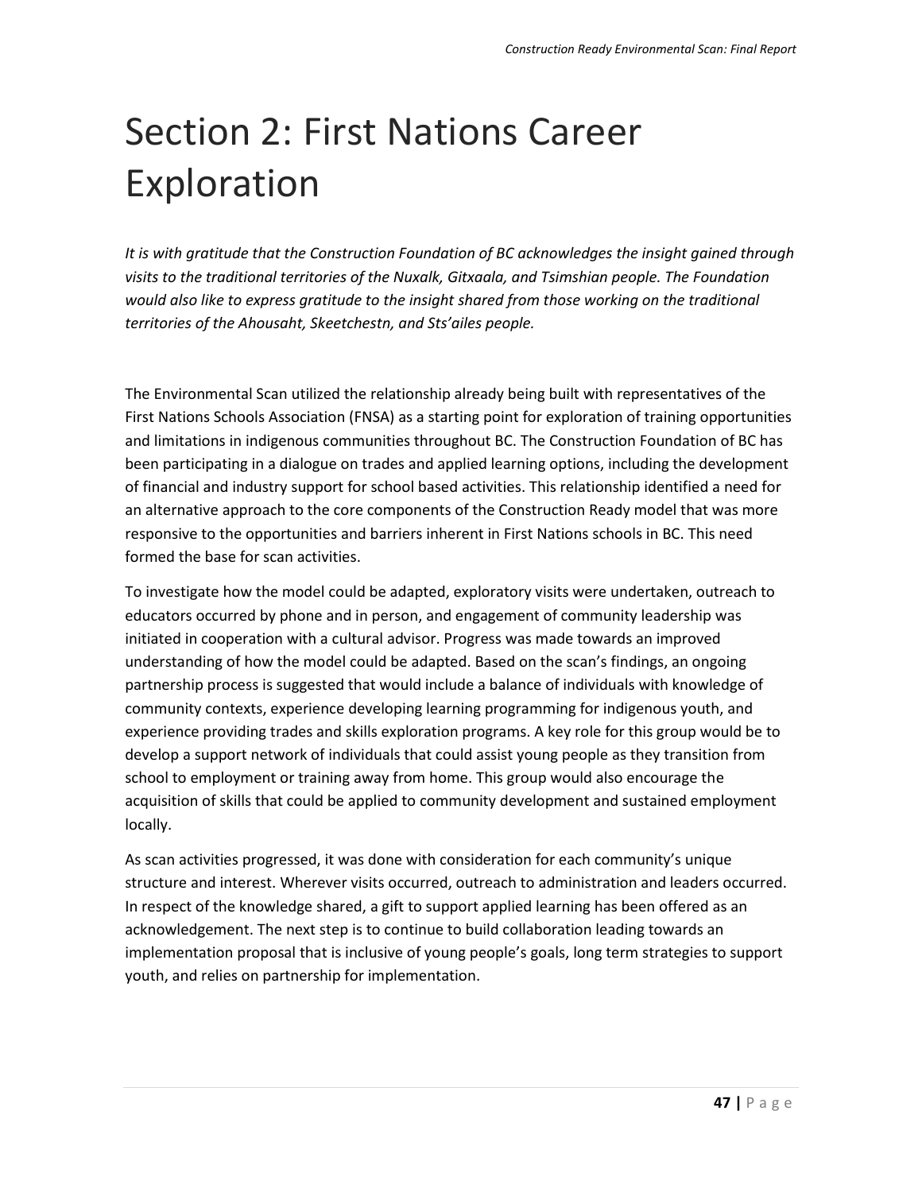# Section 2: First Nations Career Exploration

*It is with gratitude that the Construction Foundation of BC acknowledges the insight gained through visits to the traditional territories of the Nuxalk, Gitxaala, and Tsimshian people. The Foundation would also like to express gratitude to the insight shared from those working on the traditional territories of the Ahousaht, Skeetchestn, and Sts'ailes people.*

The Environmental Scan utilized the relationship already being built with representatives of the First Nations Schools Association (FNSA) as a starting point for exploration of training opportunities and limitations in indigenous communities throughout BC. The Construction Foundation of BC has been participating in a dialogue on trades and applied learning options, including the development of financial and industry support for school based activities. This relationship identified a need for an alternative approach to the core components of the Construction Ready model that was more responsive to the opportunities and barriers inherent in First Nations schools in BC. This need formed the base for scan activities.

To investigate how the model could be adapted, exploratory visits were undertaken, outreach to educators occurred by phone and in person, and engagement of community leadership was initiated in cooperation with a cultural advisor. Progress was made towards an improved understanding of how the model could be adapted. Based on the scan's findings, an ongoing partnership process is suggested that would include a balance of individuals with knowledge of community contexts, experience developing learning programming for indigenous youth, and experience providing trades and skills exploration programs. A key role for this group would be to develop a support network of individuals that could assist young people as they transition from school to employment or training away from home. This group would also encourage the acquisition of skills that could be applied to community development and sustained employment locally.

As scan activities progressed, it was done with consideration for each community's unique structure and interest. Wherever visits occurred, outreach to administration and leaders occurred. In respect of the knowledge shared, a gift to support applied learning has been offered as an acknowledgement. The next step is to continue to build collaboration leading towards an implementation proposal that is inclusive of young people's goals, long term strategies to support youth, and relies on partnership for implementation.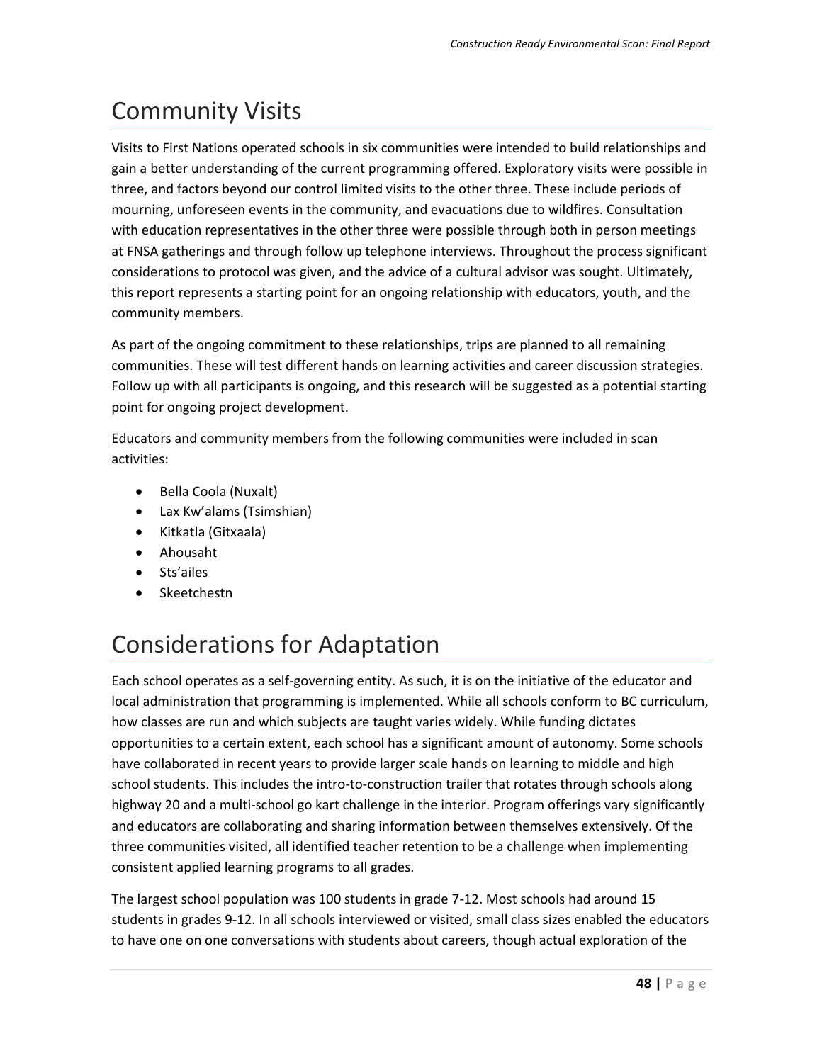# Community Visits

Visits to First Nations operated schools in six communities were intended to build relationships and gain a better understanding of the current programming offered. Exploratory visits were possible in three, and factors beyond our control limited visits to the other three. These include periods of mourning, unforeseen events in the community, and evacuations due to wildfires. Consultation with education representatives in the other three were possible through both in person meetings at FNSA gatherings and through follow up telephone interviews. Throughout the process significant considerations to protocol was given, and the advice of a cultural advisor was sought. Ultimately, this report represents a starting point for an ongoing relationship with educators, youth, and the community members.

As part of the ongoing commitment to these relationships, trips are planned to all remaining communities. These will test different hands on learning activities and career discussion strategies. Follow up with all participants is ongoing, and this research will be suggested as a potential starting point for ongoing project development.

Educators and community members from the following communities were included in scan activities:

- Bella Coola (Nuxalt)
- Lax Kw'alams (Tsimshian)
- Kitkatla (Gitxaala)
- Ahousaht
- Sts'ailes
- Skeetchestn

# Considerations for Adaptation

Each school operates as a self-governing entity. As such, it is on the initiative of the educator and local administration that programming is implemented. While all schools conform to BC curriculum, how classes are run and which subjects are taught varies widely. While funding dictates opportunities to a certain extent, each school has a significant amount of autonomy. Some schools have collaborated in recent years to provide larger scale hands on learning to middle and high school students. This includes the intro-to-construction trailer that rotates through schools along highway 20 and a multi-school go kart challenge in the interior. Program offerings vary significantly and educators are collaborating and sharing information between themselves extensively. Of the three communities visited, all identified teacher retention to be a challenge when implementing consistent applied learning programs to all grades.

The largest school population was 100 students in grade 7-12. Most schools had around 15 students in grades 9-12. In all schools interviewed or visited, small class sizes enabled the educators to have one on one conversations with students about careers, though actual exploration of the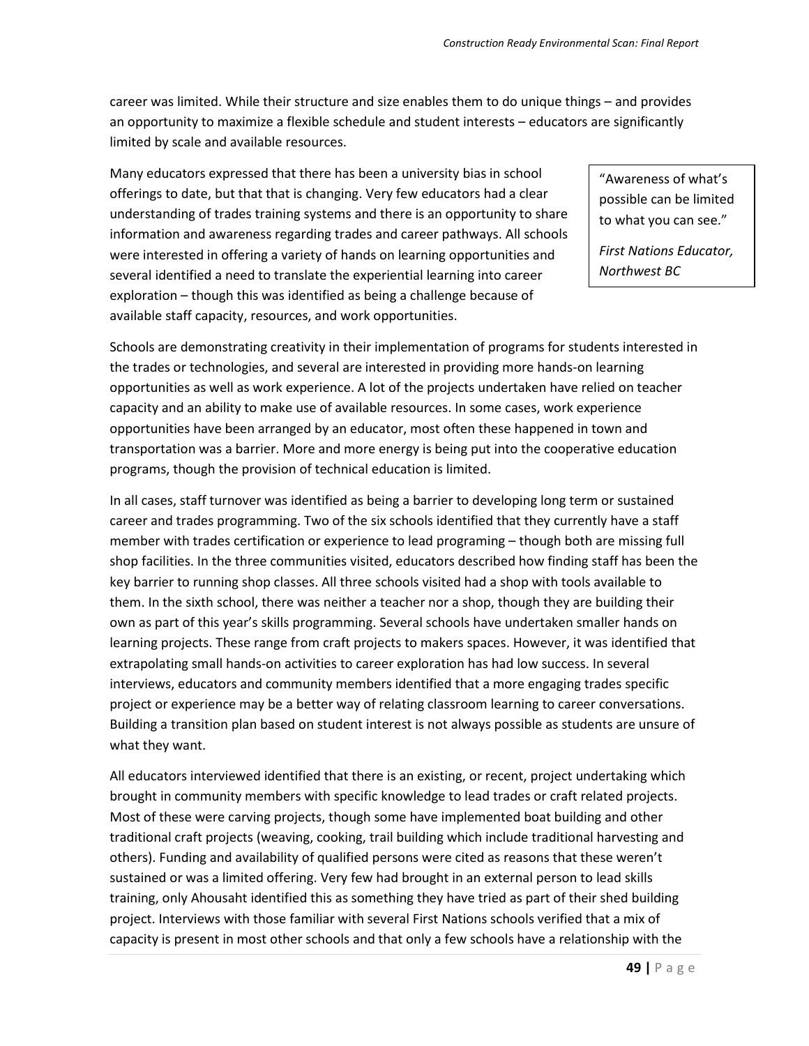career was limited. While their structure and size enables them to do unique things – and provides an opportunity to maximize a flexible schedule and student interests – educators are significantly limited by scale and available resources.

Many educators expressed that there has been a university bias in school offerings to date, but that that is changing. Very few educators had a clear understanding of trades training systems and there is an opportunity to share information and awareness regarding trades and career pathways. All schools were interested in offering a variety of hands on learning opportunities and several identified a need to translate the experiential learning into career exploration – though this was identified as being a challenge because of available staff capacity, resources, and work opportunities.

> "Awareness of what's possible can be limited to what you can see."
>
> *First Nations Educator, Northwest BC*

Schools are demonstrating creativity in their implementation of programs for students interested in the trades or technologies, and several are interested in providing more hands-on learning opportunities as well as work experience. A lot of the projects undertaken have relied on teacher capacity and an ability to make use of available resources. In some cases, work experience opportunities have been arranged by an educator, most often these happened in town and transportation was a barrier. More and more energy is being put into the cooperative education programs, though the provision of technical education is limited.

In all cases, staff turnover was identified as being a barrier to developing long term or sustained career and trades programming. Two of the six schools identified that they currently have a staff member with trades certification or experience to lead programing – though both are missing full shop facilities. In the three communities visited, educators described how finding staff has been the key barrier to running shop classes. All three schools visited had a shop with tools available to them. In the sixth school, there was neither a teacher nor a shop, though they are building their own as part of this year's skills programming. Several schools have undertaken smaller hands on learning projects. These range from craft projects to makers spaces. However, it was identified that extrapolating small hands-on activities to career exploration has had low success. In several interviews, educators and community members identified that a more engaging trades specific project or experience may be a better way of relating classroom learning to career conversations. Building a transition plan based on student interest is not always possible as students are unsure of what they want.

All educators interviewed identified that there is an existing, or recent, project undertaking which brought in community members with specific knowledge to lead trades or craft related projects. Most of these were carving projects, though some have implemented boat building and other traditional craft projects (weaving, cooking, trail building which include traditional harvesting and others). Funding and availability of qualified persons were cited as reasons that these weren't sustained or was a limited offering. Very few had brought in an external person to lead skills training, only Ahousaht identified this as something they have tried as part of their shed building project. Interviews with those familiar with several First Nations schools verified that a mix of capacity is present in most other schools and that only a few schools have a relationship with the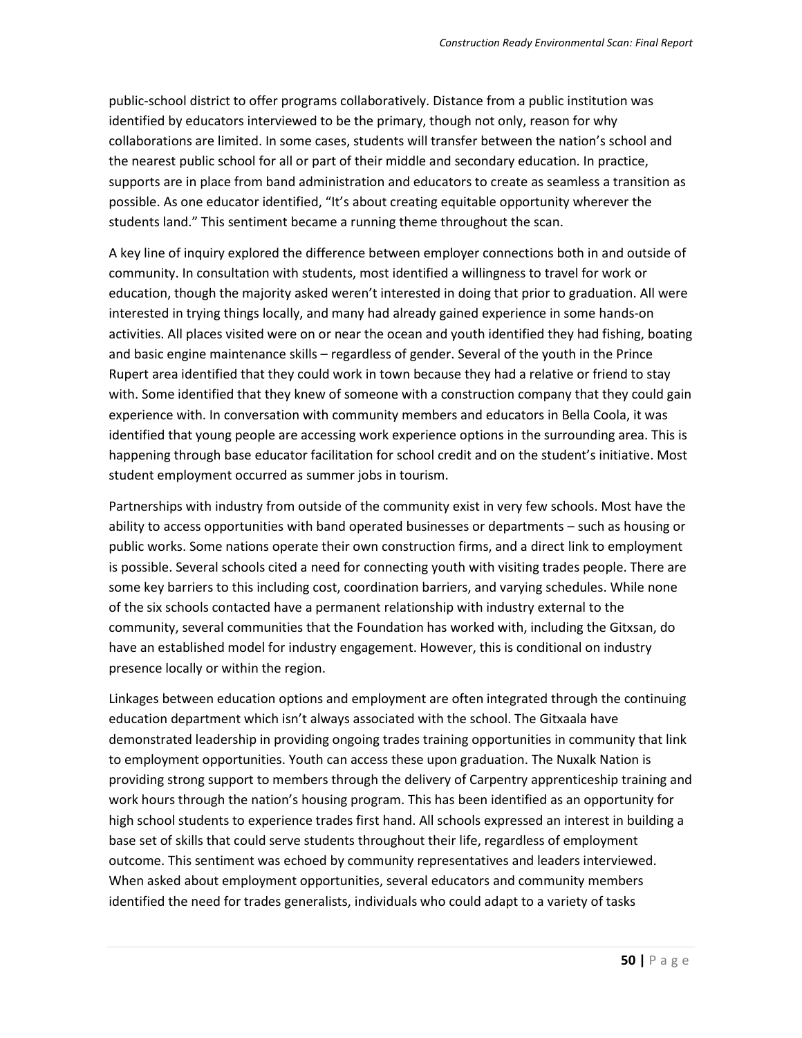public-school district to offer programs collaboratively. Distance from a public institution was identified by educators interviewed to be the primary, though not only, reason for why collaborations are limited. In some cases, students will transfer between the nation's school and the nearest public school for all or part of their middle and secondary education. In practice, supports are in place from band administration and educators to create as seamless a transition as possible. As one educator identified, "It's about creating equitable opportunity wherever the students land." This sentiment became a running theme throughout the scan.

A key line of inquiry explored the difference between employer connections both in and outside of community. In consultation with students, most identified a willingness to travel for work or education, though the majority asked weren't interested in doing that prior to graduation. All were interested in trying things locally, and many had already gained experience in some hands-on activities. All places visited were on or near the ocean and youth identified they had fishing, boating and basic engine maintenance skills – regardless of gender. Several of the youth in the Prince Rupert area identified that they could work in town because they had a relative or friend to stay with. Some identified that they knew of someone with a construction company that they could gain experience with. In conversation with community members and educators in Bella Coola, it was identified that young people are accessing work experience options in the surrounding area. This is happening through base educator facilitation for school credit and on the student's initiative. Most student employment occurred as summer jobs in tourism.

Partnerships with industry from outside of the community exist in very few schools. Most have the ability to access opportunities with band operated businesses or departments – such as housing or public works. Some nations operate their own construction firms, and a direct link to employment is possible. Several schools cited a need for connecting youth with visiting trades people. There are some key barriers to this including cost, coordination barriers, and varying schedules. While none of the six schools contacted have a permanent relationship with industry external to the community, several communities that the Foundation has worked with, including the Gitxsan, do have an established model for industry engagement. However, this is conditional on industry presence locally or within the region.

Linkages between education options and employment are often integrated through the continuing education department which isn't always associated with the school. The Gitxaala have demonstrated leadership in providing ongoing trades training opportunities in community that link to employment opportunities. Youth can access these upon graduation. The Nuxalk Nation is providing strong support to members through the delivery of Carpentry apprenticeship training and work hours through the nation's housing program. This has been identified as an opportunity for high school students to experience trades first hand. All schools expressed an interest in building a base set of skills that could serve students throughout their life, regardless of employment outcome. This sentiment was echoed by community representatives and leaders interviewed. When asked about employment opportunities, several educators and community members identified the need for trades generalists, individuals who could adapt to a variety of tasks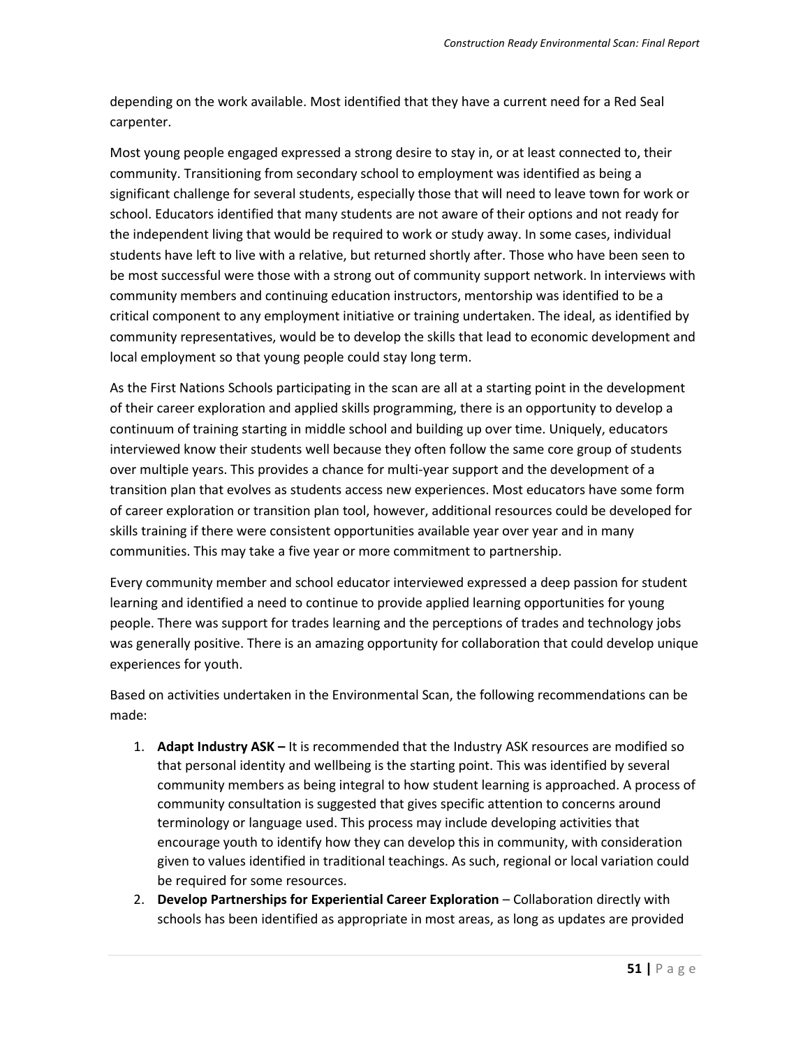depending on the work available. Most identified that they have a current need for a Red Seal carpenter.

Most young people engaged expressed a strong desire to stay in, or at least connected to, their community. Transitioning from secondary school to employment was identified as being a significant challenge for several students, especially those that will need to leave town for work or school. Educators identified that many students are not aware of their options and not ready for the independent living that would be required to work or study away. In some cases, individual students have left to live with a relative, but returned shortly after. Those who have been seen to be most successful were those with a strong out of community support network. In interviews with community members and continuing education instructors, mentorship was identified to be a critical component to any employment initiative or training undertaken. The ideal, as identified by community representatives, would be to develop the skills that lead to economic development and local employment so that young people could stay long term.

As the First Nations Schools participating in the scan are all at a starting point in the development of their career exploration and applied skills programming, there is an opportunity to develop a continuum of training starting in middle school and building up over time. Uniquely, educators interviewed know their students well because they often follow the same core group of students over multiple years. This provides a chance for multi-year support and the development of a transition plan that evolves as students access new experiences. Most educators have some form of career exploration or transition plan tool, however, additional resources could be developed for skills training if there were consistent opportunities available year over year and in many communities. This may take a five year or more commitment to partnership.

Every community member and school educator interviewed expressed a deep passion for student learning and identified a need to continue to provide applied learning opportunities for young people. There was support for trades learning and the perceptions of trades and technology jobs was generally positive. There is an amazing opportunity for collaboration that could develop unique experiences for youth.

Based on activities undertaken in the Environmental Scan, the following recommendations can be made:

1. **Adapt Industry ASK –** It is recommended that the Industry ASK resources are modified so that personal identity and wellbeing is the starting point. This was identified by several community members as being integral to how student learning is approached. A process of community consultation is suggested that gives specific attention to concerns around terminology or language used. This process may include developing activities that encourage youth to identify how they can develop this in community, with consideration given to values identified in traditional teachings. As such, regional or local variation could be required for some resources.
2. **Develop Partnerships for Experiential Career Exploration** – Collaboration directly with schools has been identified as appropriate in most areas, as long as updates are provided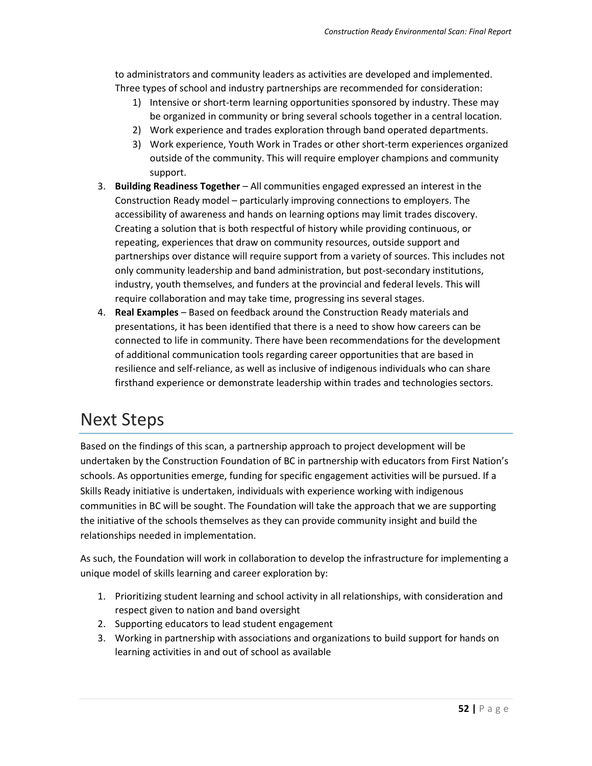to administrators and community leaders as activities are developed and implemented. Three types of school and industry partnerships are recommended for consideration:

1) Intensive or short-term learning opportunities sponsored by industry. These may be organized in community or bring several schools together in a central location.
2) Work experience and trades exploration through band operated departments.
3) Work experience, Youth Work in Trades or other short-term experiences organized outside of the community. This will require employer champions and community support.

3. **Building Readiness Together** – All communities engaged expressed an interest in the Construction Ready model – particularly improving connections to employers. The accessibility of awareness and hands on learning options may limit trades discovery. Creating a solution that is both respectful of history while providing continuous, or repeating, experiences that draw on community resources, outside support and partnerships over distance will require support from a variety of sources. This includes not only community leadership and band administration, but post-secondary institutions, industry, youth themselves, and funders at the provincial and federal levels. This will require collaboration and may take time, progressing ins several stages.
4. **Real Examples** – Based on feedback around the Construction Ready materials and presentations, it has been identified that there is a need to show how careers can be connected to life in community. There have been recommendations for the development of additional communication tools regarding career opportunities that are based in resilience and self-reliance, as well as inclusive of indigenous individuals who can share firsthand experience or demonstrate leadership within trades and technologies sectors.

# Next Steps

Based on the findings of this scan, a partnership approach to project development will be undertaken by the Construction Foundation of BC in partnership with educators from First Nation's schools. As opportunities emerge, funding for specific engagement activities will be pursued. If a Skills Ready initiative is undertaken, individuals with experience working with indigenous communities in BC will be sought. The Foundation will take the approach that we are supporting the initiative of the schools themselves as they can provide community insight and build the relationships needed in implementation.

As such, the Foundation will work in collaboration to develop the infrastructure for implementing a unique model of skills learning and career exploration by:

1. Prioritizing student learning and school activity in all relationships, with consideration and respect given to nation and band oversight
2. Supporting educators to lead student engagement
3. Working in partnership with associations and organizations to build support for hands on learning activities in and out of school as available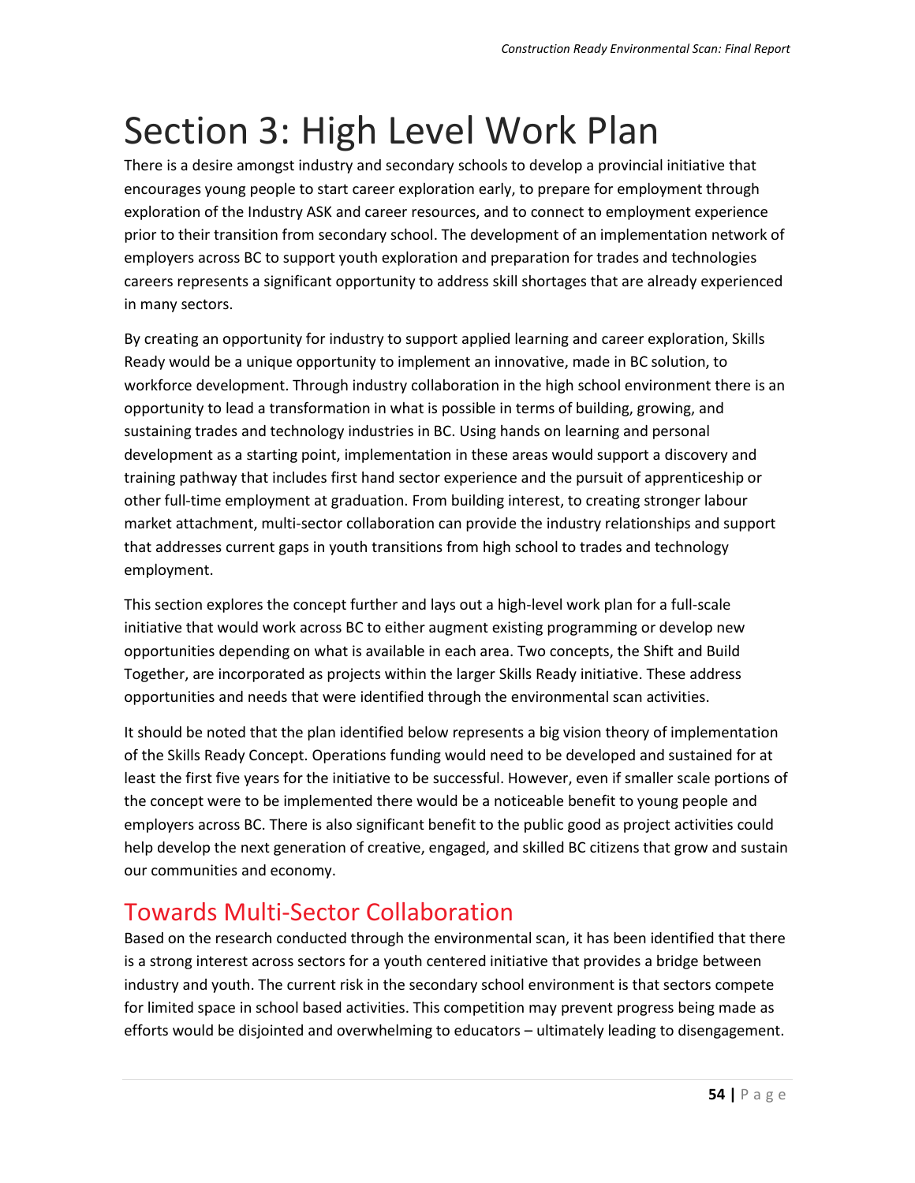# Section 3: High Level Work Plan

There is a desire amongst industry and secondary schools to develop a provincial initiative that encourages young people to start career exploration early, to prepare for employment through exploration of the Industry ASK and career resources, and to connect to employment experience prior to their transition from secondary school. The development of an implementation network of employers across BC to support youth exploration and preparation for trades and technologies careers represents a significant opportunity to address skill shortages that are already experienced in many sectors.

By creating an opportunity for industry to support applied learning and career exploration, Skills Ready would be a unique opportunity to implement an innovative, made in BC solution, to workforce development. Through industry collaboration in the high school environment there is an opportunity to lead a transformation in what is possible in terms of building, growing, and sustaining trades and technology industries in BC. Using hands on learning and personal development as a starting point, implementation in these areas would support a discovery and training pathway that includes first hand sector experience and the pursuit of apprenticeship or other full-time employment at graduation. From building interest, to creating stronger labour market attachment, multi-sector collaboration can provide the industry relationships and support that addresses current gaps in youth transitions from high school to trades and technology employment.

This section explores the concept further and lays out a high-level work plan for a full-scale initiative that would work across BC to either augment existing programming or develop new opportunities depending on what is available in each area. Two concepts, the Shift and Build Together, are incorporated as projects within the larger Skills Ready initiative. These address opportunities and needs that were identified through the environmental scan activities.

It should be noted that the plan identified below represents a big vision theory of implementation of the Skills Ready Concept. Operations funding would need to be developed and sustained for at least the first five years for the initiative to be successful. However, even if smaller scale portions of the concept were to be implemented there would be a noticeable benefit to young people and employers across BC. There is also significant benefit to the public good as project activities could help develop the next generation of creative, engaged, and skilled BC citizens that grow and sustain our communities and economy.

## Towards Multi-Sector Collaboration

Based on the research conducted through the environmental scan, it has been identified that there is a strong interest across sectors for a youth centered initiative that provides a bridge between industry and youth. The current risk in the secondary school environment is that sectors compete for limited space in school based activities. This competition may prevent progress being made as efforts would be disjointed and overwhelming to educators – ultimately leading to disengagement.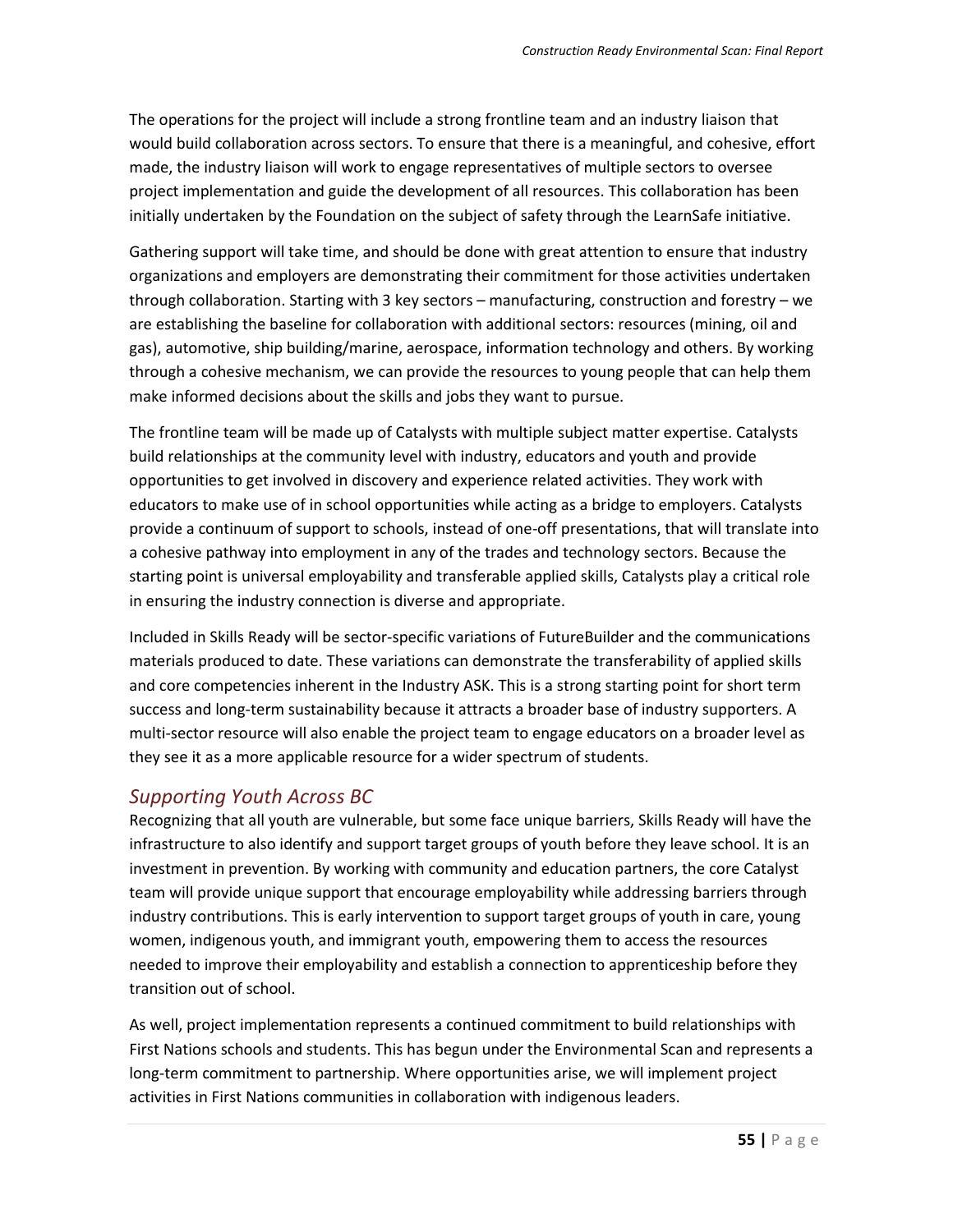The operations for the project will include a strong frontline team and an industry liaison that would build collaboration across sectors. To ensure that there is a meaningful, and cohesive, effort made, the industry liaison will work to engage representatives of multiple sectors to oversee project implementation and guide the development of all resources. This collaboration has been initially undertaken by the Foundation on the subject of safety through the LearnSafe initiative.

Gathering support will take time, and should be done with great attention to ensure that industry organizations and employers are demonstrating their commitment for those activities undertaken through collaboration. Starting with 3 key sectors – manufacturing, construction and forestry – we are establishing the baseline for collaboration with additional sectors: resources (mining, oil and gas), automotive, ship building/marine, aerospace, information technology and others. By working through a cohesive mechanism, we can provide the resources to young people that can help them make informed decisions about the skills and jobs they want to pursue.

The frontline team will be made up of Catalysts with multiple subject matter expertise. Catalysts build relationships at the community level with industry, educators and youth and provide opportunities to get involved in discovery and experience related activities. They work with educators to make use of in school opportunities while acting as a bridge to employers. Catalysts provide a continuum of support to schools, instead of one-off presentations, that will translate into a cohesive pathway into employment in any of the trades and technology sectors. Because the starting point is universal employability and transferable applied skills, Catalysts play a critical role in ensuring the industry connection is diverse and appropriate.

Included in Skills Ready will be sector-specific variations of FutureBuilder and the communications materials produced to date. These variations can demonstrate the transferability of applied skills and core competencies inherent in the Industry ASK. This is a strong starting point for short term success and long-term sustainability because it attracts a broader base of industry supporters. A multi-sector resource will also enable the project team to engage educators on a broader level as they see it as a more applicable resource for a wider spectrum of students.

## *Supporting Youth Across BC*

Recognizing that all youth are vulnerable, but some face unique barriers, Skills Ready will have the infrastructure to also identify and support target groups of youth before they leave school. It is an investment in prevention. By working with community and education partners, the core Catalyst team will provide unique support that encourage employability while addressing barriers through industry contributions. This is early intervention to support target groups of youth in care, young women, indigenous youth, and immigrant youth, empowering them to access the resources needed to improve their employability and establish a connection to apprenticeship before they transition out of school.

As well, project implementation represents a continued commitment to build relationships with First Nations schools and students. This has begun under the Environmental Scan and represents a long-term commitment to partnership. Where opportunities arise, we will implement project activities in First Nations communities in collaboration with indigenous leaders.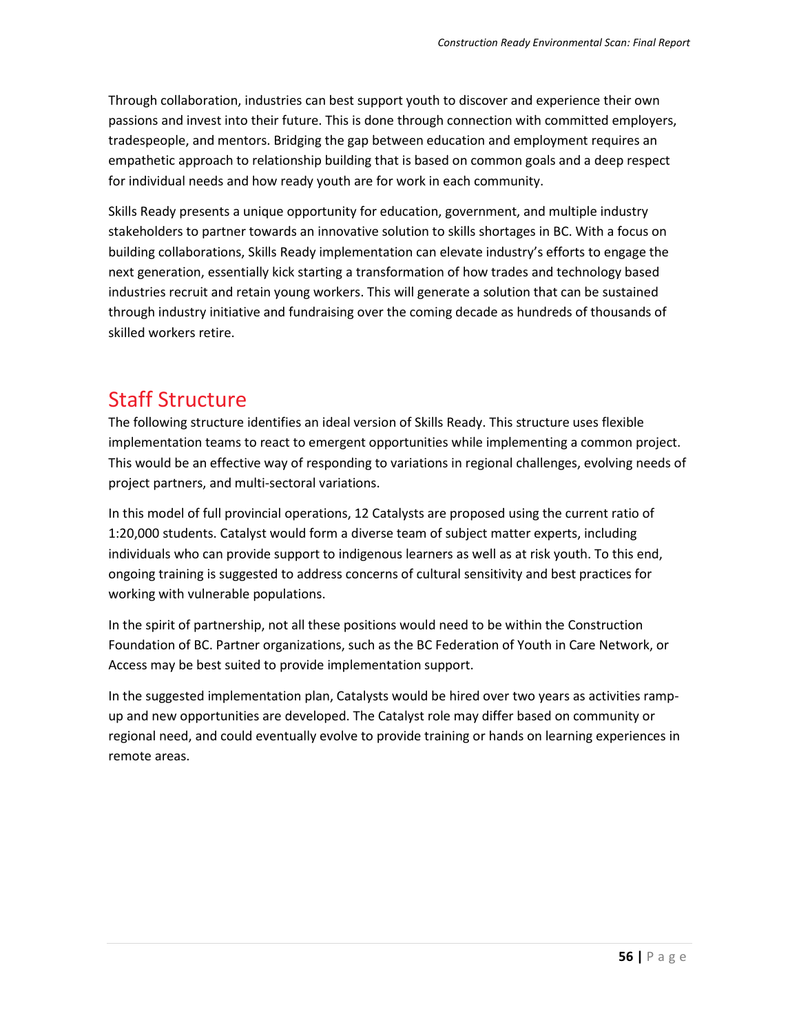Through collaboration, industries can best support youth to discover and experience their own passions and invest into their future. This is done through connection with committed employers, tradespeople, and mentors. Bridging the gap between education and employment requires an empathetic approach to relationship building that is based on common goals and a deep respect for individual needs and how ready youth are for work in each community.

Skills Ready presents a unique opportunity for education, government, and multiple industry stakeholders to partner towards an innovative solution to skills shortages in BC. With a focus on building collaborations, Skills Ready implementation can elevate industry's efforts to engage the next generation, essentially kick starting a transformation of how trades and technology based industries recruit and retain young workers. This will generate a solution that can be sustained through industry initiative and fundraising over the coming decade as hundreds of thousands of skilled workers retire.

## Staff Structure

The following structure identifies an ideal version of Skills Ready. This structure uses flexible implementation teams to react to emergent opportunities while implementing a common project. This would be an effective way of responding to variations in regional challenges, evolving needs of project partners, and multi-sectoral variations.

In this model of full provincial operations, 12 Catalysts are proposed using the current ratio of 1:20,000 students. Catalyst would form a diverse team of subject matter experts, including individuals who can provide support to indigenous learners as well as at risk youth. To this end, ongoing training is suggested to address concerns of cultural sensitivity and best practices for working with vulnerable populations.

In the spirit of partnership, not all these positions would need to be within the Construction Foundation of BC. Partner organizations, such as the BC Federation of Youth in Care Network, or Access may be best suited to provide implementation support.

In the suggested implementation plan, Catalysts would be hired over two years as activities ramp-up and new opportunities are developed. The Catalyst role may differ based on community or regional need, and could eventually evolve to provide training or hands on learning experiences in remote areas.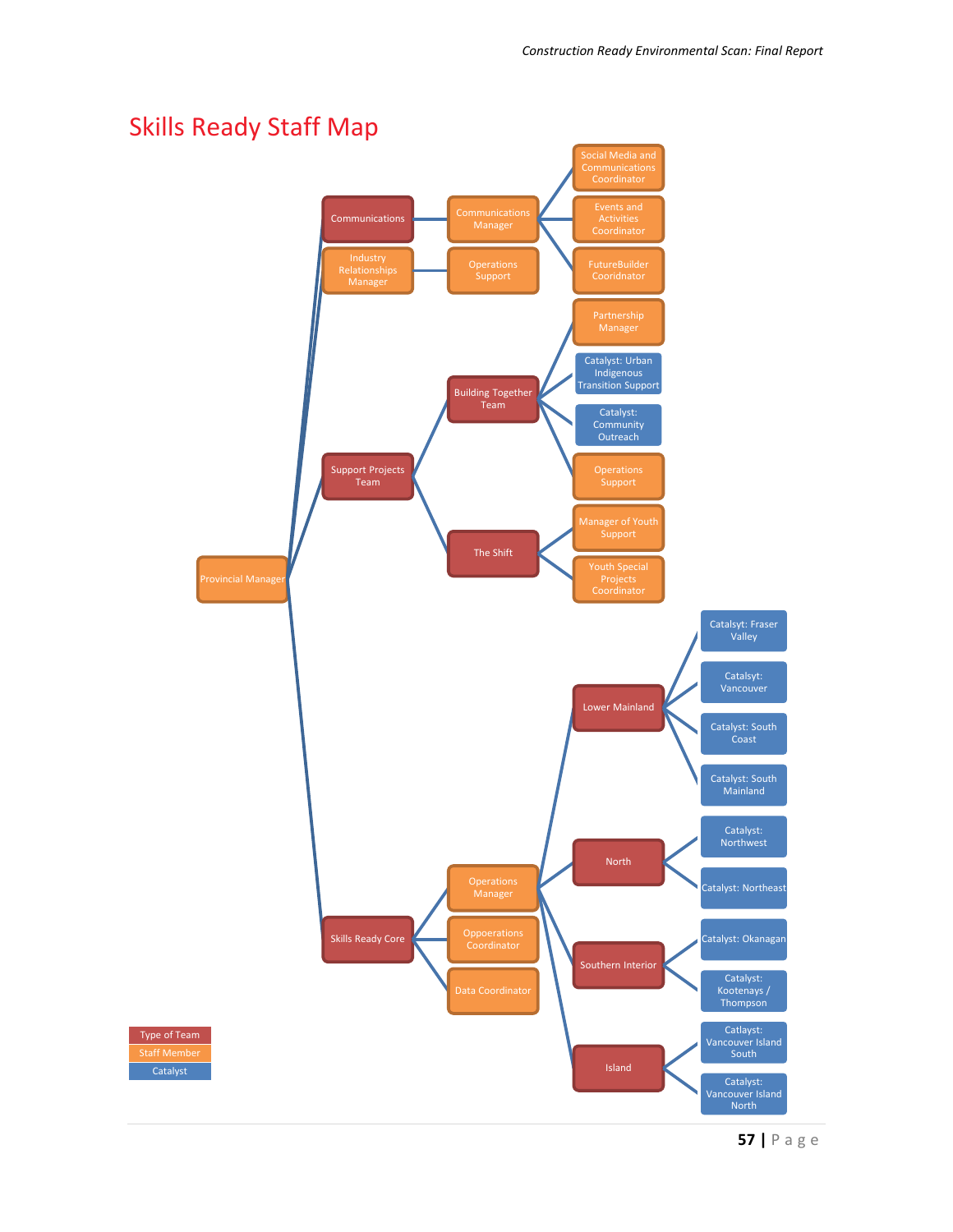# Skills Ready Staff Map

- **Provincial Manager**
  - **Communications**
    - Communications Manager
      - Social Media and Communications Coordinator
      - Events and Activities Coordinator
      - FutureBuilder Cooridnator
  - Industry Relationships Manager
    - Operations Support
  - **Support Projects Team**
    - **Building Together Team**
      - Partnership Manager
      - Catalyst: Urban Indigenous Transition Support
      - Catalyst: Community Outreach
      - Operations Support
    - **The Shift**
      - Manager of Youth Support
      - Youth Special Projects Coordinator
  - **Skills Ready Core**
    - Operations Manager
      - **Lower Mainland**
        - Catalsyt: Fraser Valley
        - Catalsyt: Vancouver
        - Catalyst: South Coast
        - Catalyst: South Mainland
      - **North**
        - Catalyst: Northwest
        - Catalyst: Northeast
      - **Southern Interior**
        - Catalyst: Okanagan
        - Catalyst: Kootenays / Thompson
      - **Island**
        - Catlayst: Vancouver Island South
        - Catalyst: Vancouver Island North
    - Oppoerations Coordinator
    - Data Coordinator

Legend:
- Type of Team
- Staff Member
- Catalyst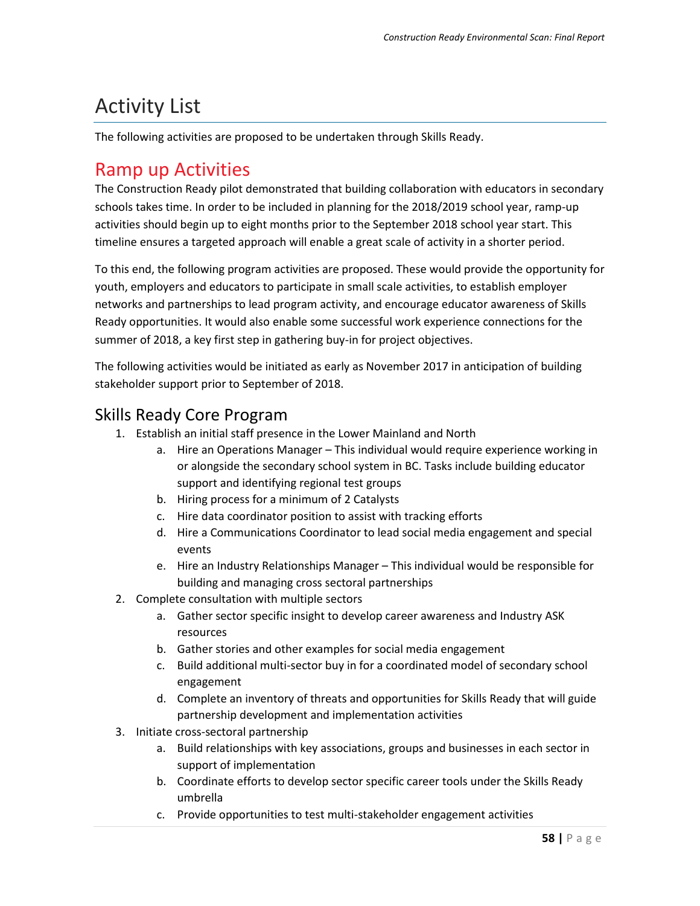# Activity List

The following activities are proposed to be undertaken through Skills Ready.

## Ramp up Activities

The Construction Ready pilot demonstrated that building collaboration with educators in secondary schools takes time. In order to be included in planning for the 2018/2019 school year, ramp-up activities should begin up to eight months prior to the September 2018 school year start. This timeline ensures a targeted approach will enable a great scale of activity in a shorter period.

To this end, the following program activities are proposed. These would provide the opportunity for youth, employers and educators to participate in small scale activities, to establish employer networks and partnerships to lead program activity, and encourage educator awareness of Skills Ready opportunities. It would also enable some successful work experience connections for the summer of 2018, a key first step in gathering buy-in for project objectives.

The following activities would be initiated as early as November 2017 in anticipation of building stakeholder support prior to September of 2018.

### Skills Ready Core Program

1. Establish an initial staff presence in the Lower Mainland and North
    a. Hire an Operations Manager – This individual would require experience working in or alongside the secondary school system in BC. Tasks include building educator support and identifying regional test groups
    b. Hiring process for a minimum of 2 Catalysts
    c. Hire data coordinator position to assist with tracking efforts
    d. Hire a Communications Coordinator to lead social media engagement and special events
    e. Hire an Industry Relationships Manager – This individual would be responsible for building and managing cross sectoral partnerships
2. Complete consultation with multiple sectors
    a. Gather sector specific insight to develop career awareness and Industry ASK resources
    b. Gather stories and other examples for social media engagement
    c. Build additional multi-sector buy in for a coordinated model of secondary school engagement
    d. Complete an inventory of threats and opportunities for Skills Ready that will guide partnership development and implementation activities
3. Initiate cross-sectoral partnership
    a. Build relationships with key associations, groups and businesses in each sector in support of implementation
    b. Coordinate efforts to develop sector specific career tools under the Skills Ready umbrella
    c. Provide opportunities to test multi-stakeholder engagement activities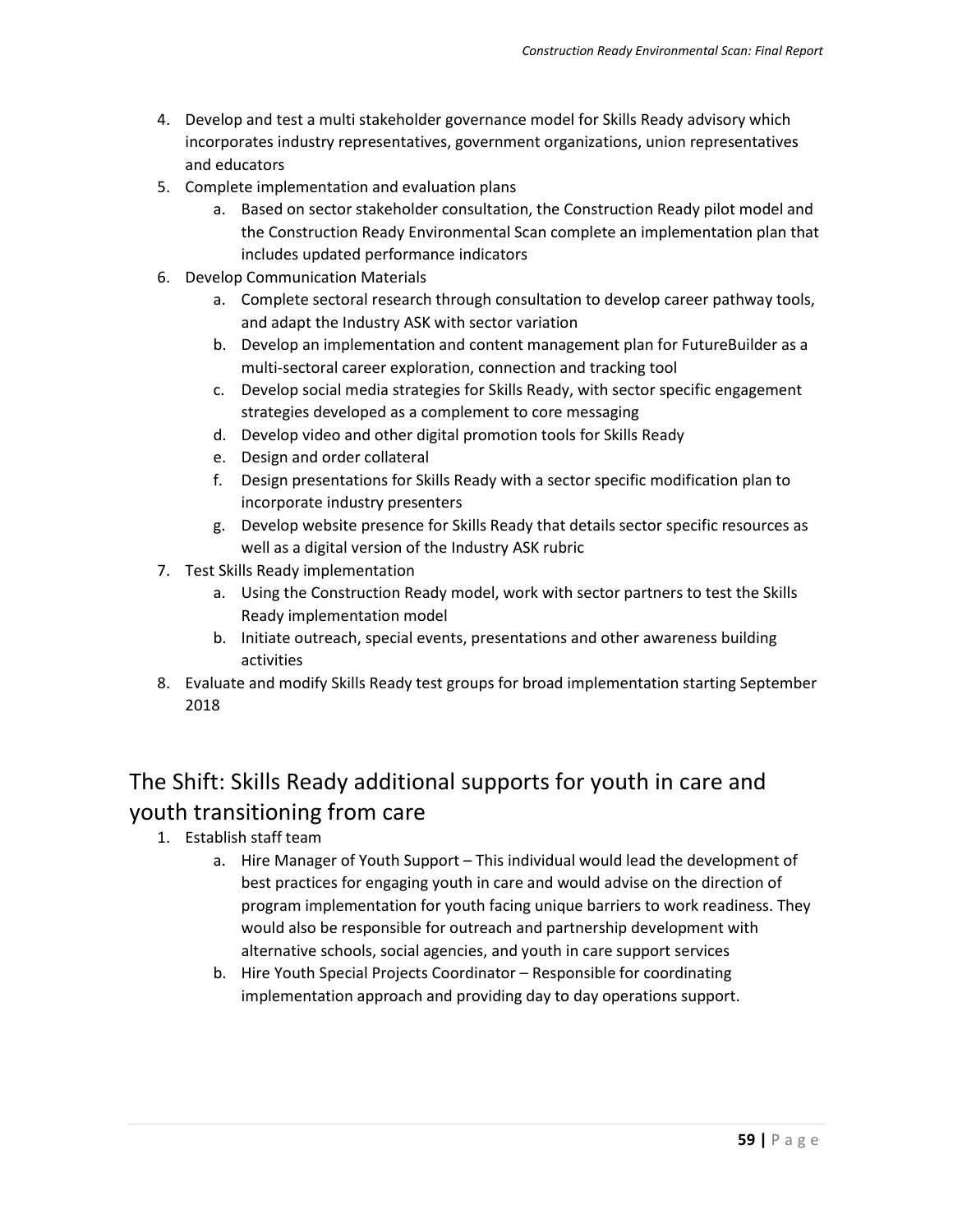4. Develop and test a multi stakeholder governance model for Skills Ready advisory which incorporates industry representatives, government organizations, union representatives and educators
5. Complete implementation and evaluation plans
    a. Based on sector stakeholder consultation, the Construction Ready pilot model and the Construction Ready Environmental Scan complete an implementation plan that includes updated performance indicators
6. Develop Communication Materials
    a. Complete sectoral research through consultation to develop career pathway tools, and adapt the Industry ASK with sector variation
    b. Develop an implementation and content management plan for FutureBuilder as a multi-sectoral career exploration, connection and tracking tool
    c. Develop social media strategies for Skills Ready, with sector specific engagement strategies developed as a complement to core messaging
    d. Develop video and other digital promotion tools for Skills Ready
    e. Design and order collateral
    f. Design presentations for Skills Ready with a sector specific modification plan to incorporate industry presenters
    g. Develop website presence for Skills Ready that details sector specific resources as well as a digital version of the Industry ASK rubric
7. Test Skills Ready implementation
    a. Using the Construction Ready model, work with sector partners to test the Skills Ready implementation model
    b. Initiate outreach, special events, presentations and other awareness building activities
8. Evaluate and modify Skills Ready test groups for broad implementation starting September 2018

## The Shift: Skills Ready additional supports for youth in care and youth transitioning from care

1. Establish staff team
    a. Hire Manager of Youth Support – This individual would lead the development of best practices for engaging youth in care and would advise on the direction of program implementation for youth facing unique barriers to work readiness. They would also be responsible for outreach and partnership development with alternative schools, social agencies, and youth in care support services
    b. Hire Youth Special Projects Coordinator – Responsible for coordinating implementation approach and providing day to day operations support.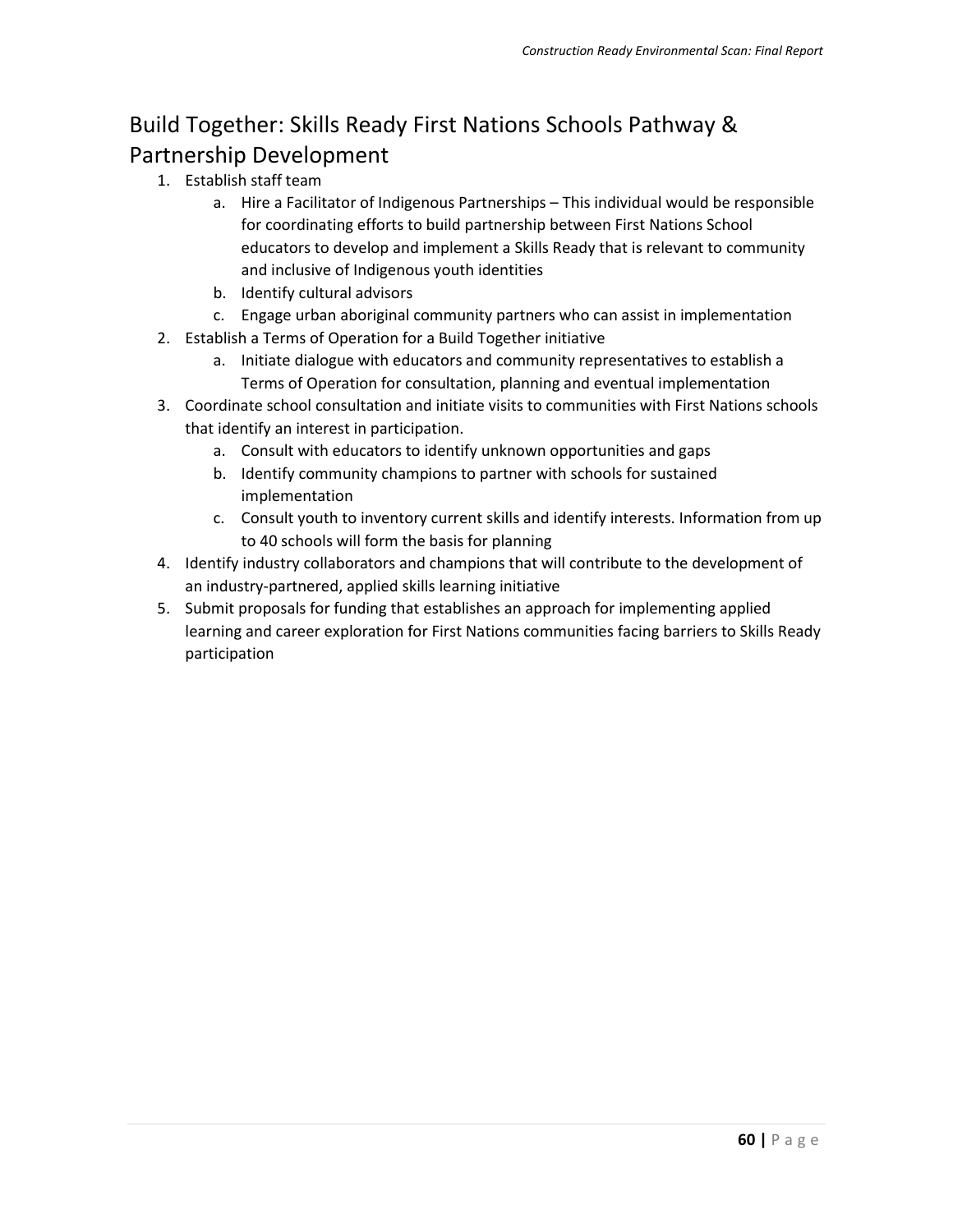## Build Together: Skills Ready First Nations Schools Pathway & Partnership Development

1. Establish staff team
   a. Hire a Facilitator of Indigenous Partnerships – This individual would be responsible for coordinating efforts to build partnership between First Nations School educators to develop and implement a Skills Ready that is relevant to community and inclusive of Indigenous youth identities
   b. Identify cultural advisors
   c. Engage urban aboriginal community partners who can assist in implementation
2. Establish a Terms of Operation for a Build Together initiative
   a. Initiate dialogue with educators and community representatives to establish a Terms of Operation for consultation, planning and eventual implementation
3. Coordinate school consultation and initiate visits to communities with First Nations schools that identify an interest in participation.
   a. Consult with educators to identify unknown opportunities and gaps
   b. Identify community champions to partner with schools for sustained implementation
   c. Consult youth to inventory current skills and identify interests. Information from up to 40 schools will form the basis for planning
4. Identify industry collaborators and champions that will contribute to the development of an industry-partnered, applied skills learning initiative
5. Submit proposals for funding that establishes an approach for implementing applied learning and career exploration for First Nations communities facing barriers to Skills Ready participation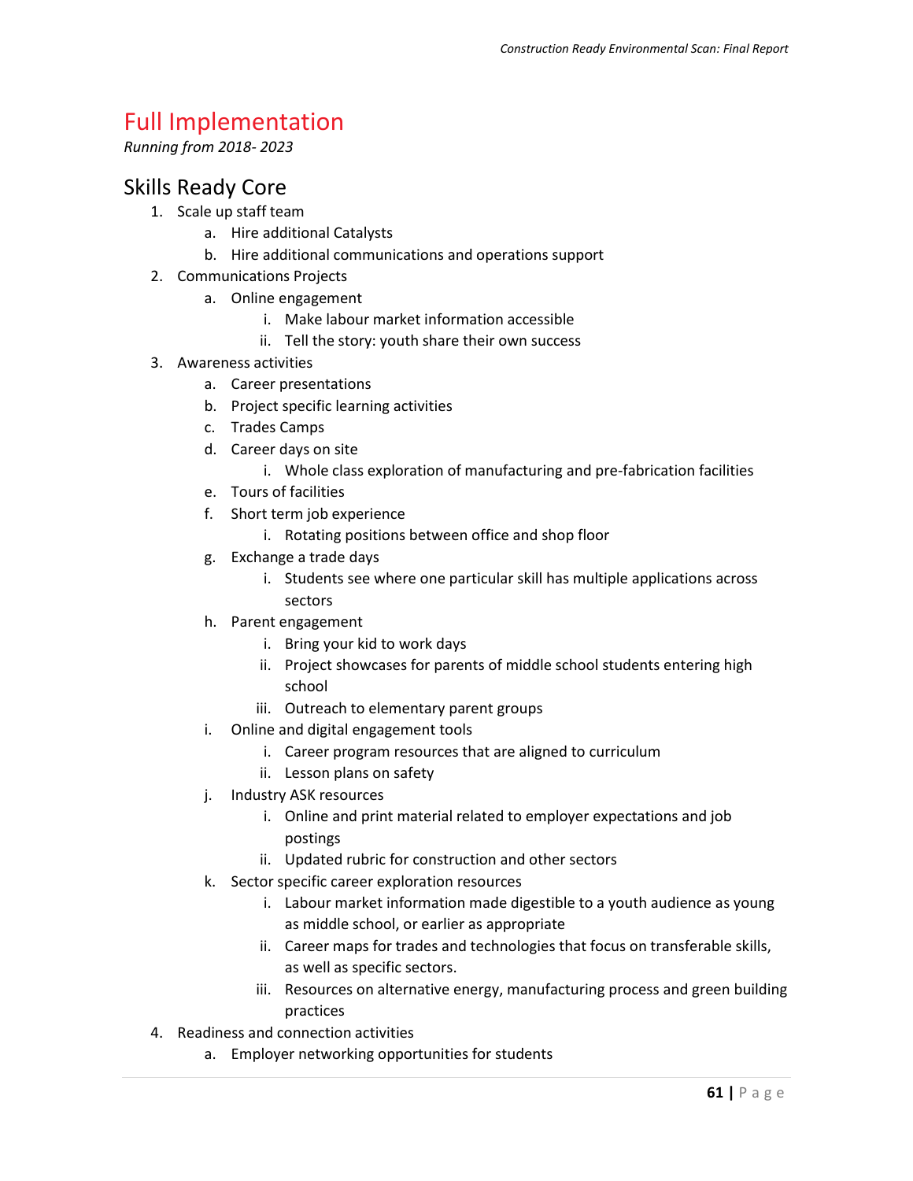# Full Implementation

*Running from 2018- 2023*

## Skills Ready Core

1. Scale up staff team
    a. Hire additional Catalysts
    b. Hire additional communications and operations support
2. Communications Projects
    a. Online engagement
        i. Make labour market information accessible
        ii. Tell the story: youth share their own success
3. Awareness activities
    a. Career presentations
    b. Project specific learning activities
    c. Trades Camps
    d. Career days on site
        i. Whole class exploration of manufacturing and pre-fabrication facilities
    e. Tours of facilities
    f. Short term job experience
        i. Rotating positions between office and shop floor
    g. Exchange a trade days
        i. Students see where one particular skill has multiple applications across sectors
    h. Parent engagement
        i. Bring your kid to work days
        ii. Project showcases for parents of middle school students entering high school
        iii. Outreach to elementary parent groups
    i. Online and digital engagement tools
        i. Career program resources that are aligned to curriculum
        ii. Lesson plans on safety
    j. Industry ASK resources
        i. Online and print material related to employer expectations and job postings
        ii. Updated rubric for construction and other sectors
    k. Sector specific career exploration resources
        i. Labour market information made digestible to a youth audience as young as middle school, or earlier as appropriate
        ii. Career maps for trades and technologies that focus on transferable skills, as well as specific sectors.
        iii. Resources on alternative energy, manufacturing process and green building practices
4. Readiness and connection activities
    a. Employer networking opportunities for students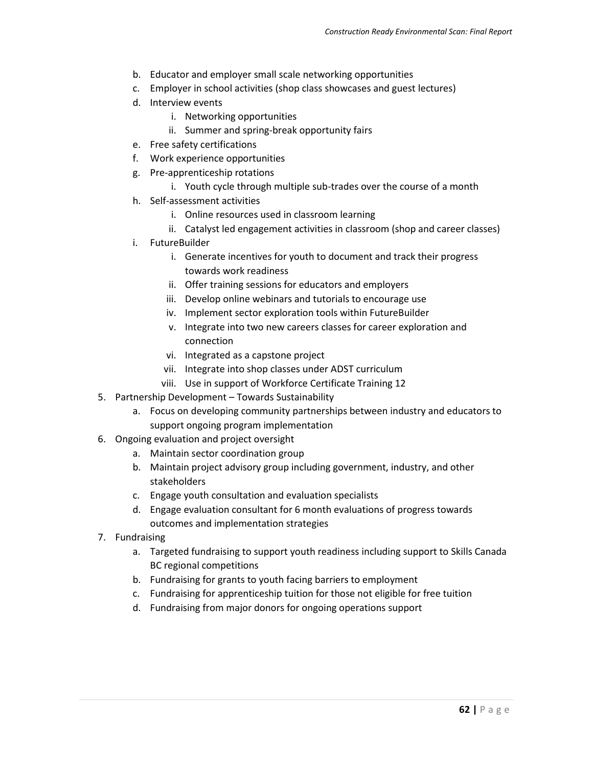b. Educator and employer small scale networking opportunities
   c. Employer in school activities (shop class showcases and guest lectures)
   d. Interview events
      i. Networking opportunities
      ii. Summer and spring-break opportunity fairs
   e. Free safety certifications
   f. Work experience opportunities
   g. Pre-apprenticeship rotations
      i. Youth cycle through multiple sub-trades over the course of a month
   h. Self-assessment activities
      i. Online resources used in classroom learning
      ii. Catalyst led engagement activities in classroom (shop and career classes)
   i. FutureBuilder
      i. Generate incentives for youth to document and track their progress towards work readiness
      ii. Offer training sessions for educators and employers
      iii. Develop online webinars and tutorials to encourage use
      iv. Implement sector exploration tools within FutureBuilder
      v. Integrate into two new careers classes for career exploration and connection
      vi. Integrated as a capstone project
      vii. Integrate into shop classes under ADST curriculum
      viii. Use in support of Workforce Certificate Training 12

5. Partnership Development – Towards Sustainability
   a. Focus on developing community partnerships between industry and educators to support ongoing program implementation
6. Ongoing evaluation and project oversight
   a. Maintain sector coordination group
   b. Maintain project advisory group including government, industry, and other stakeholders
   c. Engage youth consultation and evaluation specialists
   d. Engage evaluation consultant for 6 month evaluations of progress towards outcomes and implementation strategies
7. Fundraising
   a. Targeted fundraising to support youth readiness including support to Skills Canada BC regional competitions
   b. Fundraising for grants to youth facing barriers to employment
   c. Fundraising for apprenticeship tuition for those not eligible for free tuition
   d. Fundraising from major donors for ongoing operations support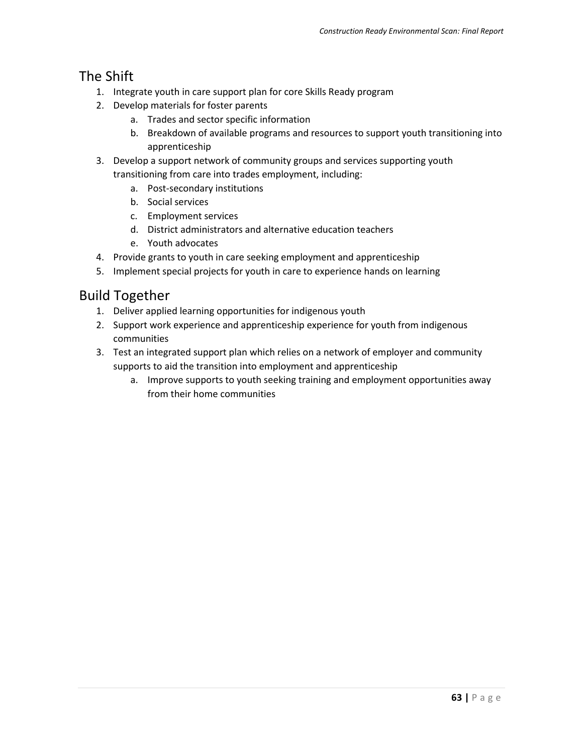## The Shift

1. Integrate youth in care support plan for core Skills Ready program
2. Develop materials for foster parents
    a. Trades and sector specific information
    b. Breakdown of available programs and resources to support youth transitioning into apprenticeship
3. Develop a support network of community groups and services supporting youth transitioning from care into trades employment, including:
    a. Post-secondary institutions
    b. Social services
    c. Employment services
    d. District administrators and alternative education teachers
    e. Youth advocates
4. Provide grants to youth in care seeking employment and apprenticeship
5. Implement special projects for youth in care to experience hands on learning

## Build Together

1. Deliver applied learning opportunities for indigenous youth
2. Support work experience and apprenticeship experience for youth from indigenous communities
3. Test an integrated support plan which relies on a network of employer and community supports to aid the transition into employment and apprenticeship
    a. Improve supports to youth seeking training and employment opportunities away from their home communities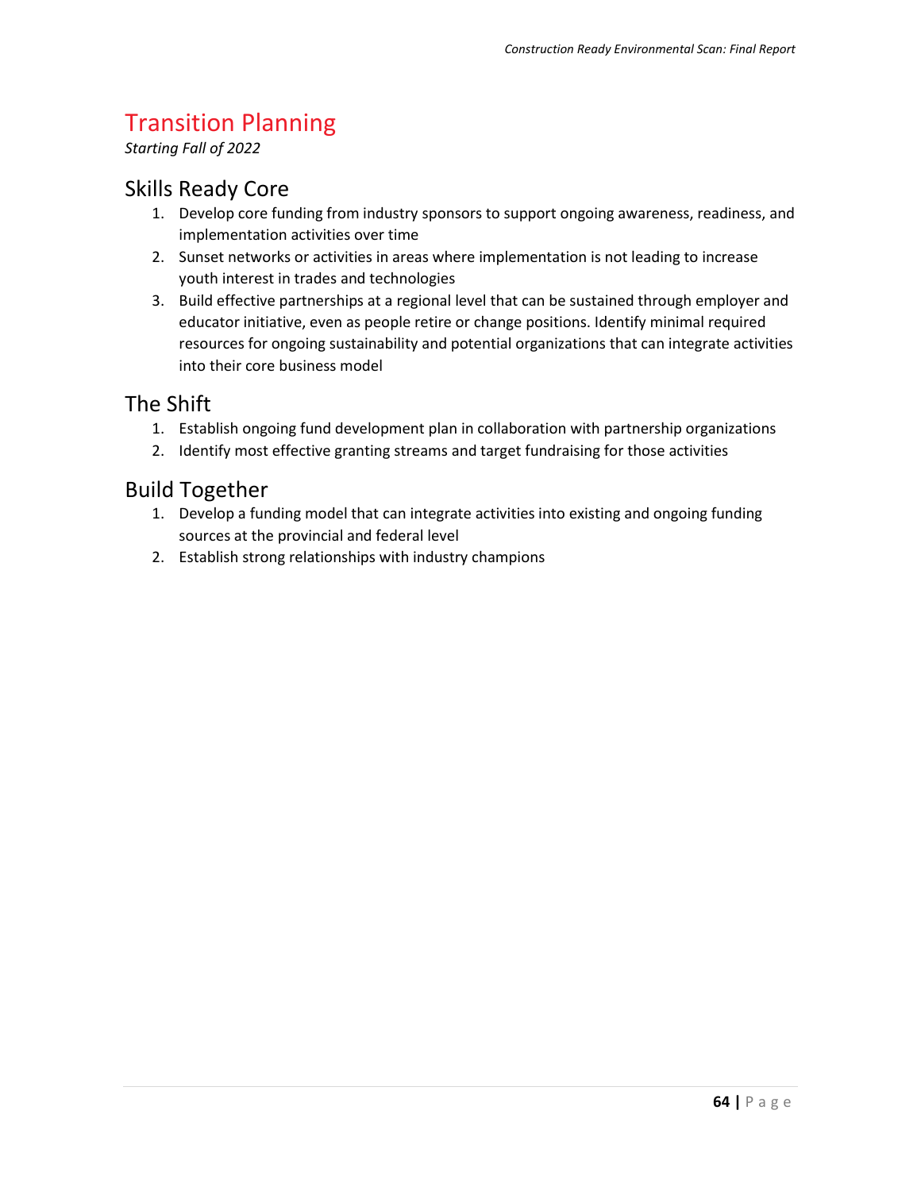# Transition Planning

*Starting Fall of 2022*

## Skills Ready Core

1. Develop core funding from industry sponsors to support ongoing awareness, readiness, and implementation activities over time
2. Sunset networks or activities in areas where implementation is not leading to increase youth interest in trades and technologies
3. Build effective partnerships at a regional level that can be sustained through employer and educator initiative, even as people retire or change positions. Identify minimal required resources for ongoing sustainability and potential organizations that can integrate activities into their core business model

## The Shift

1. Establish ongoing fund development plan in collaboration with partnership organizations
2. Identify most effective granting streams and target fundraising for those activities

## Build Together

1. Develop a funding model that can integrate activities into existing and ongoing funding sources at the provincial and federal level
2. Establish strong relationships with industry champions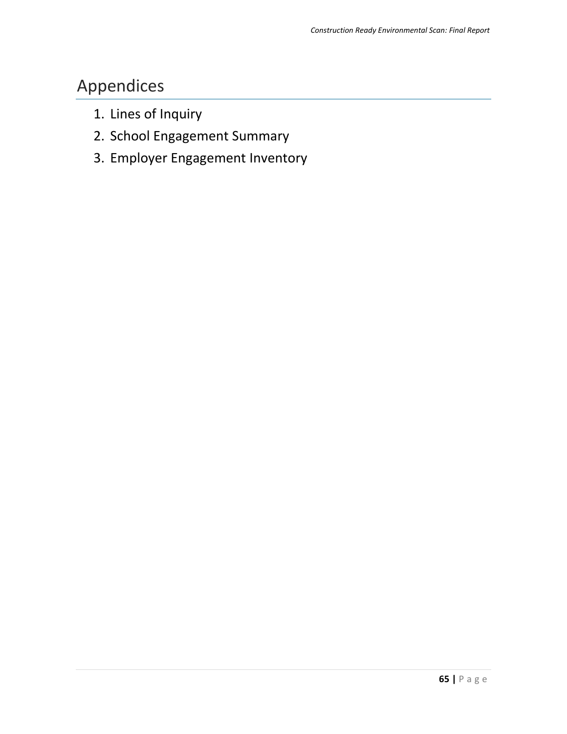# Appendices

1. Lines of Inquiry
2. School Engagement Summary
3. Employer Engagement Inventory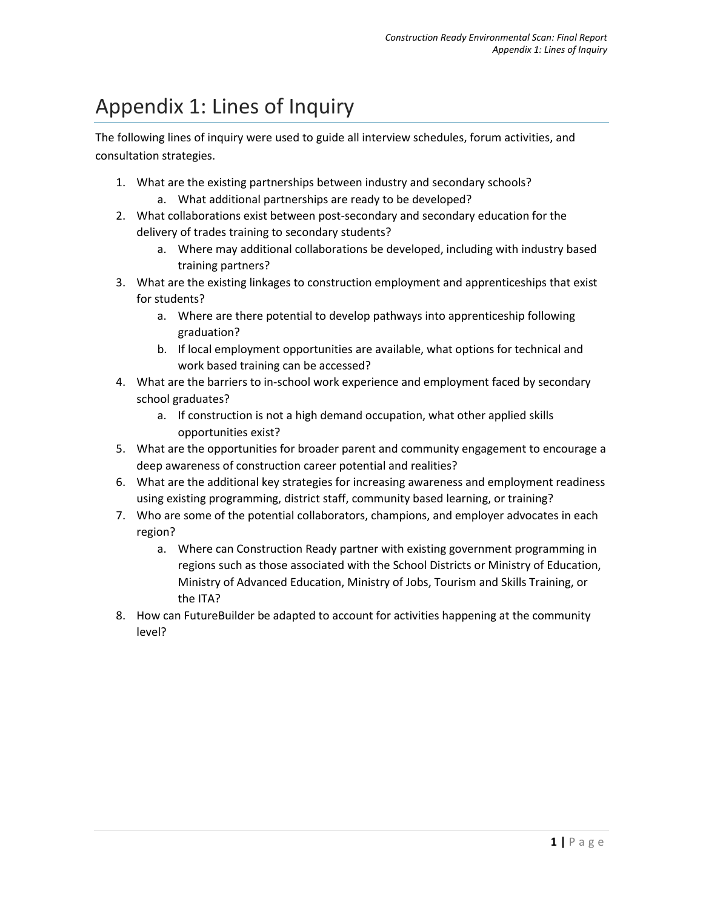# Appendix 1: Lines of Inquiry

The following lines of inquiry were used to guide all interview schedules, forum activities, and consultation strategies.

1. What are the existing partnerships between industry and secondary schools?
   a. What additional partnerships are ready to be developed?
2. What collaborations exist between post-secondary and secondary education for the delivery of trades training to secondary students?
   a. Where may additional collaborations be developed, including with industry based training partners?
3. What are the existing linkages to construction employment and apprenticeships that exist for students?
   a. Where are there potential to develop pathways into apprenticeship following graduation?
   b. If local employment opportunities are available, what options for technical and work based training can be accessed?
4. What are the barriers to in-school work experience and employment faced by secondary school graduates?
   a. If construction is not a high demand occupation, what other applied skills opportunities exist?
5. What are the opportunities for broader parent and community engagement to encourage a deep awareness of construction career potential and realities?
6. What are the additional key strategies for increasing awareness and employment readiness using existing programming, district staff, community based learning, or training?
7. Who are some of the potential collaborators, champions, and employer advocates in each region?
   a. Where can Construction Ready partner with existing government programming in regions such as those associated with the School Districts or Ministry of Education, Ministry of Advanced Education, Ministry of Jobs, Tourism and Skills Training, or the ITA?
8. How can FutureBuilder be adapted to account for activities happening at the community level?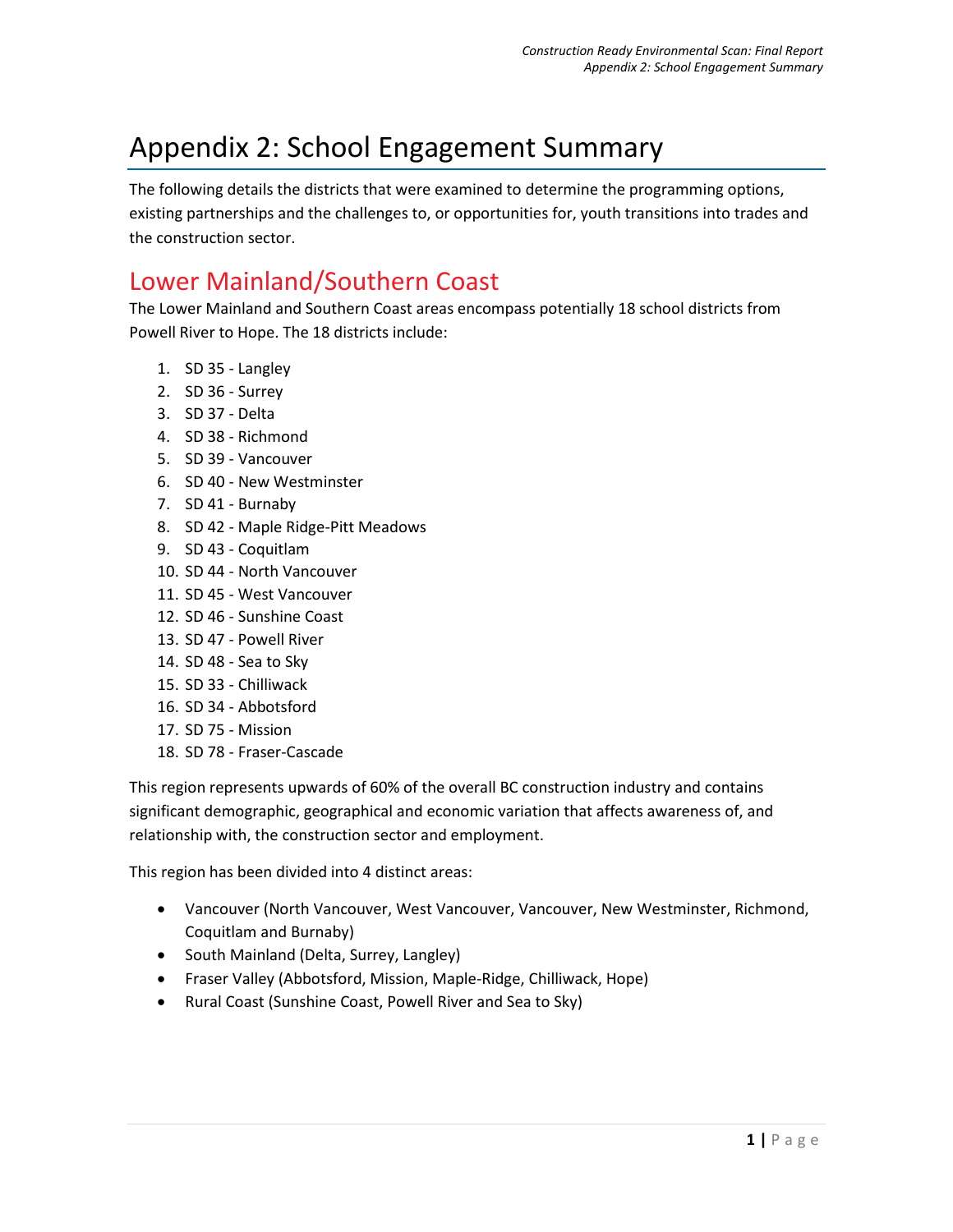# Appendix 2: School Engagement Summary

The following details the districts that were examined to determine the programming options, existing partnerships and the challenges to, or opportunities for, youth transitions into trades and the construction sector.

## Lower Mainland/Southern Coast

The Lower Mainland and Southern Coast areas encompass potentially 18 school districts from Powell River to Hope. The 18 districts include:

1. SD 35 - Langley
2. SD 36 - Surrey
3. SD 37 - Delta
4. SD 38 - Richmond
5. SD 39 - Vancouver
6. SD 40 - New Westminster
7. SD 41 - Burnaby
8. SD 42 - Maple Ridge-Pitt Meadows
9. SD 43 - Coquitlam
10. SD 44 - North Vancouver
11. SD 45 - West Vancouver
12. SD 46 - Sunshine Coast
13. SD 47 - Powell River
14. SD 48 - Sea to Sky
15. SD 33 - Chilliwack
16. SD 34 - Abbotsford
17. SD 75 - Mission
18. SD 78 - Fraser-Cascade

This region represents upwards of 60% of the overall BC construction industry and contains significant demographic, geographical and economic variation that affects awareness of, and relationship with, the construction sector and employment.

This region has been divided into 4 distinct areas:

- Vancouver (North Vancouver, West Vancouver, Vancouver, New Westminster, Richmond, Coquitlam and Burnaby)
- South Mainland (Delta, Surrey, Langley)
- Fraser Valley (Abbotsford, Mission, Maple-Ridge, Chilliwack, Hope)
- Rural Coast (Sunshine Coast, Powell River and Sea to Sky)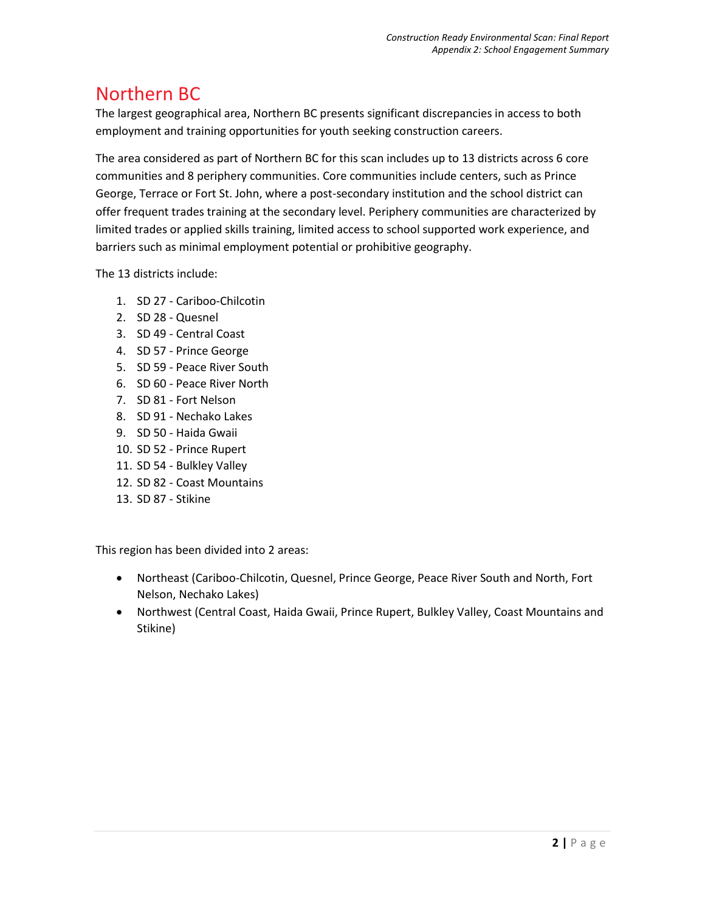# Northern BC

The largest geographical area, Northern BC presents significant discrepancies in access to both employment and training opportunities for youth seeking construction careers.

The area considered as part of Northern BC for this scan includes up to 13 districts across 6 core communities and 8 periphery communities. Core communities include centers, such as Prince George, Terrace or Fort St. John, where a post-secondary institution and the school district can offer frequent trades training at the secondary level. Periphery communities are characterized by limited trades or applied skills training, limited access to school supported work experience, and barriers such as minimal employment potential or prohibitive geography.

The 13 districts include:

1. SD 27 - Cariboo-Chilcotin
2. SD 28 - Quesnel
3. SD 49 - Central Coast
4. SD 57 - Prince George
5. SD 59 - Peace River South
6. SD 60 - Peace River North
7. SD 81 - Fort Nelson
8. SD 91 - Nechako Lakes
9. SD 50 - Haida Gwaii
10. SD 52 - Prince Rupert
11. SD 54 - Bulkley Valley
12. SD 82 - Coast Mountains
13. SD 87 - Stikine

This region has been divided into 2 areas:

- Northeast (Cariboo-Chilcotin, Quesnel, Prince George, Peace River South and North, Fort Nelson, Nechako Lakes)
- Northwest (Central Coast, Haida Gwaii, Prince Rupert, Bulkley Valley, Coast Mountains and Stikine)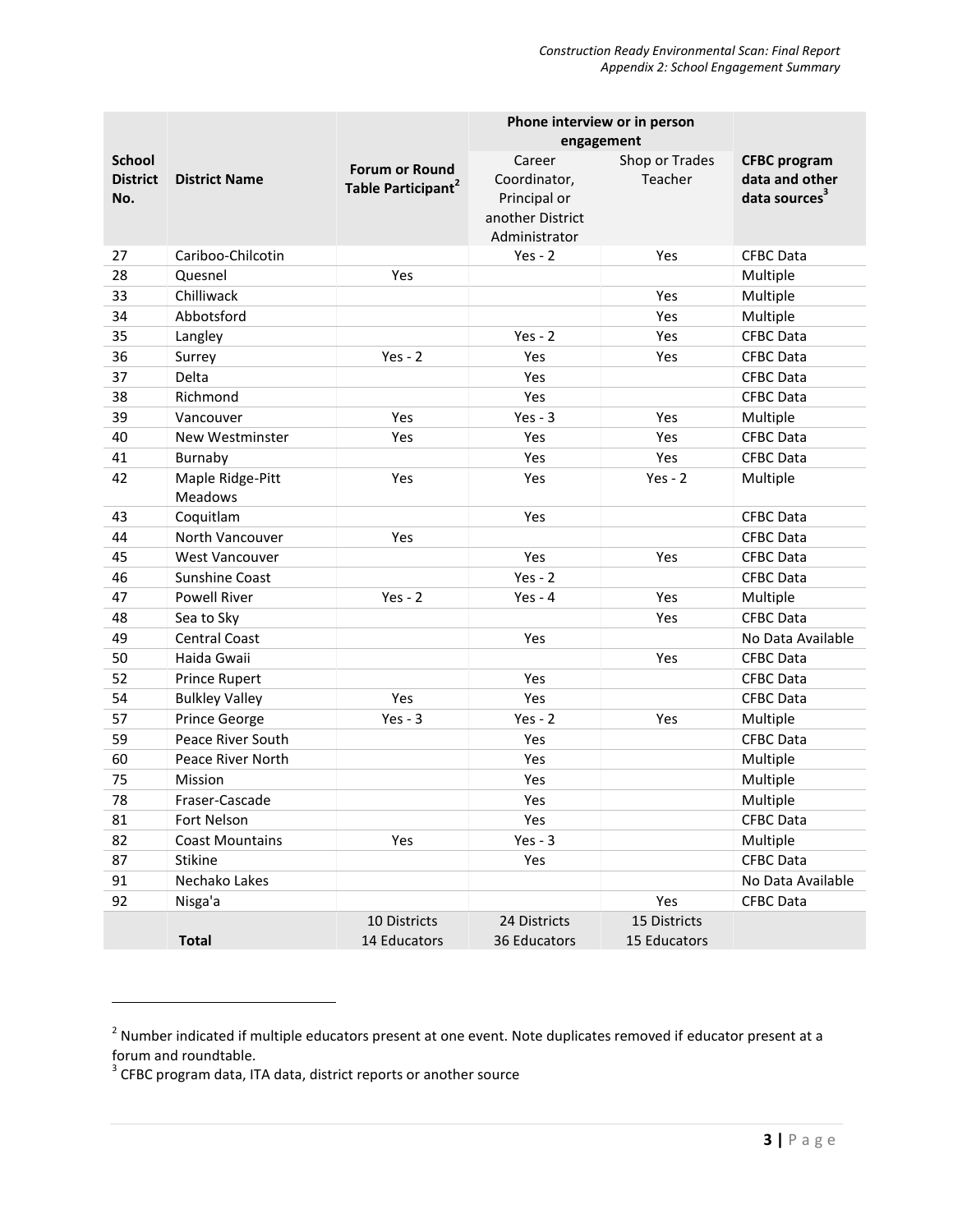| School District No. | District Name | Forum or Round Table Participant[2] | Phone interview or in person engagement | | CFBC program data and other data sources[3] |
|---|---|---|---|---|---|
| | | | Career Coordinator, Principal or another District Administrator | Shop or Trades Teacher | |
| 27 | Cariboo-Chilcotin | | Yes - 2 | Yes | CFBC Data |
| 28 | Quesnel | Yes | | | Multiple |
| 33 | Chilliwack | | | Yes | Multiple |
| 34 | Abbotsford | | | Yes | Multiple |
| 35 | Langley | | Yes - 2 | Yes | CFBC Data |
| 36 | Surrey | Yes - 2 | Yes | Yes | CFBC Data |
| 37 | Delta | | Yes | | CFBC Data |
| 38 | Richmond | | Yes | | CFBC Data |
| 39 | Vancouver | Yes | Yes - 3 | Yes | Multiple |
| 40 | New Westminster | Yes | Yes | Yes | CFBC Data |
| 41 | Burnaby | | Yes | Yes | CFBC Data |
| 42 | Maple Ridge-Pitt Meadows | Yes | Yes | Yes - 2 | Multiple |
| 43 | Coquitlam | | Yes | | CFBC Data |
| 44 | North Vancouver | Yes | | | CFBC Data |
| 45 | West Vancouver | | Yes | Yes | CFBC Data |
| 46 | Sunshine Coast | | Yes - 2 | | CFBC Data |
| 47 | Powell River | Yes - 2 | Yes - 4 | Yes | Multiple |
| 48 | Sea to Sky | | | Yes | CFBC Data |
| 49 | Central Coast | | Yes | | No Data Available |
| 50 | Haida Gwaii | | | Yes | CFBC Data |
| 52 | Prince Rupert | | Yes | | CFBC Data |
| 54 | Bulkley Valley | Yes | Yes | | CFBC Data |
| 57 | Prince George | Yes - 3 | Yes - 2 | Yes | Multiple |
| 59 | Peace River South | | Yes | | CFBC Data |
| 60 | Peace River North | | Yes | | Multiple |
| 75 | Mission | | Yes | | Multiple |
| 78 | Fraser-Cascade | | Yes | | Multiple |
| 81 | Fort Nelson | | Yes | | CFBC Data |
| 82 | Coast Mountains | Yes | Yes - 3 | | Multiple |
| 87 | Stikine | | Yes | | CFBC Data |
| 91 | Nechako Lakes | | | | No Data Available |
| 92 | Nisga'a | | | Yes | CFBC Data |
| | **Total** | 10 Districts<br>14 Educators | 24 Districts<br>36 Educators | 15 Districts<br>15 Educators | |

[2] Number indicated if multiple educators present at one event. Note duplicates removed if educator present at a forum and roundtable.

[3] CFBC program data, ITA data, district reports or another source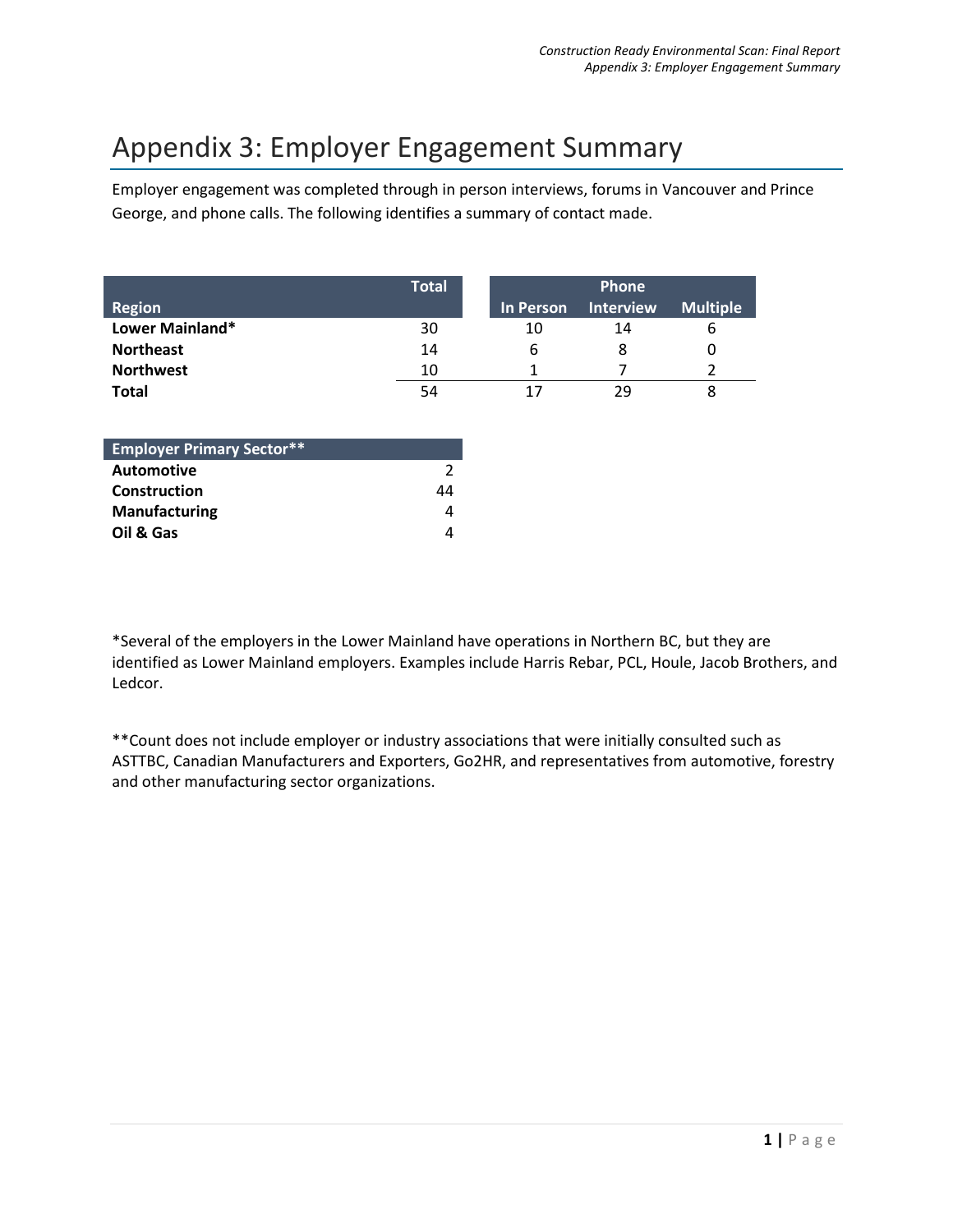# Appendix 3: Employer Engagement Summary

Employer engagement was completed through in person interviews, forums in Vancouver and Prince George, and phone calls. The following identifies a summary of contact made.

| Region | Total | In Person | Phone Interview | Multiple |
|---|---|---|---|---|
| **Lower Mainland*** | 30 | 10 | 14 | 6 |
| **Northeast** | 14 | 6 | 8 | 0 |
| **Northwest** | 10 | 1 | 7 | 2 |
| **Total** | 54 | 17 | 29 | 8 |

| Employer Primary Sector** | |
|---|---|
| **Automotive** | 2 |
| **Construction** | 44 |
| **Manufacturing** | 4 |
| **Oil & Gas** | 4 |

*Several of the employers in the Lower Mainland have operations in Northern BC, but they are identified as Lower Mainland employers. Examples include Harris Rebar, PCL, Houle, Jacob Brothers, and Ledcor.

**Count does not include employer or industry associations that were initially consulted such as ASTTBC, Canadian Manufacturers and Exporters, Go2HR, and representatives from automotive, forestry and other manufacturing sector organizations.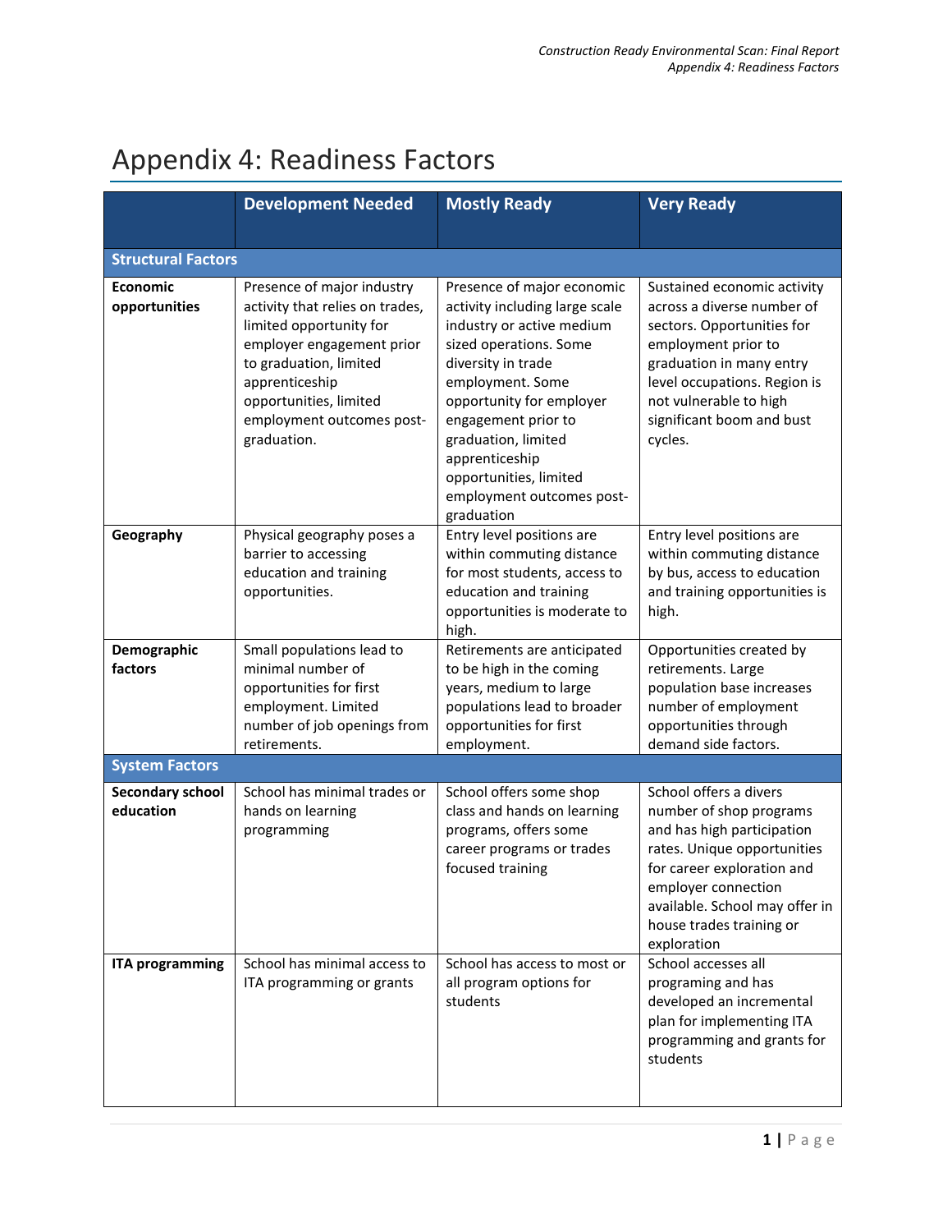# Appendix 4: Readiness Factors

| | Development Needed | Mostly Ready | Very Ready |
|---|---|---|---|
| **Structural Factors** | | | |
| **Economic opportunities** | Presence of major industry activity that relies on trades, limited opportunity for employer engagement prior to graduation, limited apprenticeship opportunities, limited employment outcomes post-graduation. | Presence of major economic activity including large scale industry or active medium sized operations. Some diversity in trade employment. Some opportunity for employer engagement prior to graduation, limited apprenticeship opportunities, limited employment outcomes post-graduation | Sustained economic activity across a diverse number of sectors. Opportunities for employment prior to graduation in many entry level occupations. Region is not vulnerable to high significant boom and bust cycles. |
| **Geography** | Physical geography poses a barrier to accessing education and training opportunities. | Entry level positions are within commuting distance for most students, access to education and training opportunities is moderate to high. | Entry level positions are within commuting distance by bus, access to education and training opportunities is high. |
| **Demographic factors** | Small populations lead to minimal number of opportunities for first employment. Limited number of job openings from retirements. | Retirements are anticipated to be high in the coming years, medium to large populations lead to broader opportunities for first employment. | Opportunities created by retirements. Large population base increases number of employment opportunities through demand side factors. |
| **System Factors** | | | |
| **Secondary school education** | School has minimal trades or hands on learning programming | School offers some shop class and hands on learning programs, offers some career programs or trades focused training | School offers a divers number of shop programs and has high participation rates. Unique opportunities for career exploration and employer connection available. School may offer in house trades training or exploration |
| **ITA programming** | School has minimal access to ITA programming or grants | School has access to most or all program options for students | School accesses all programing and has developed an incremental plan for implementing ITA programming and grants for students |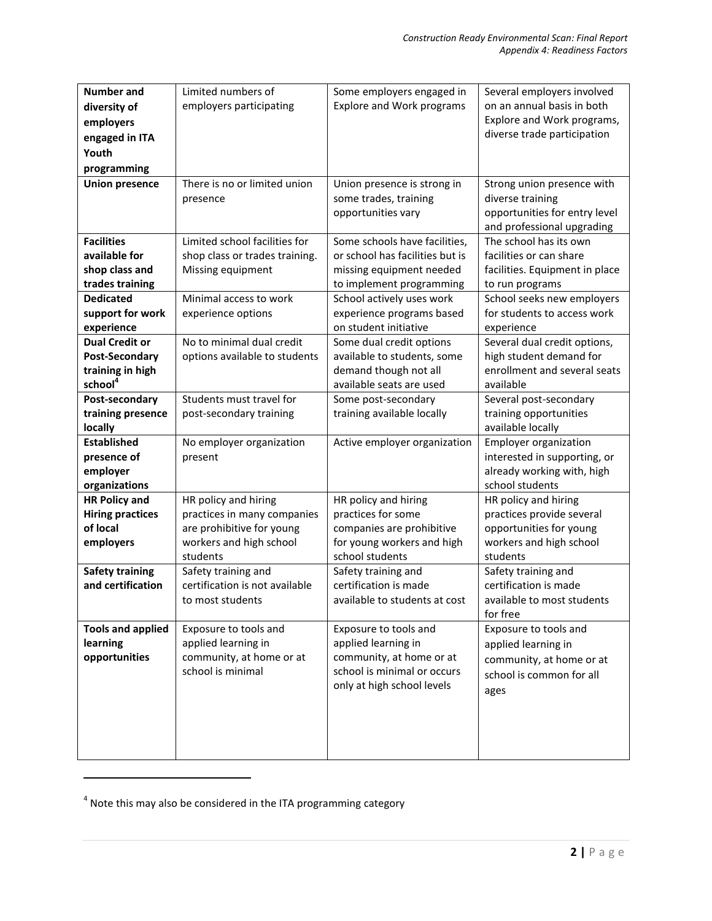| **Number and diversity of employers engaged in ITA Youth programming** | Limited numbers of employers participating | Some employers engaged in Explore and Work programs | Several employers involved on an annual basis in both Explore and Work programs, diverse trade participation |
|---|---|---|---|
| **Union presence** | There is no or limited union presence | Union presence is strong in some trades, training opportunities vary | Strong union presence with diverse training opportunities for entry level and professional upgrading |
| **Facilities available for shop class and trades training** | Limited school facilities for shop class or trades training. Missing equipment | Some schools have facilities, or school has facilities but is missing equipment needed to implement programming | The school has its own facilities or can share facilities. Equipment in place to run programs |
| **Dedicated support for work experience** | Minimal access to work experience options | School actively uses work experience programs based on student initiative | School seeks new employers for students to access work experience |
| **Dual Credit or Post-Secondary training in high school**[4] | No to minimal dual credit options available to students | Some dual credit options available to students, some demand though not all available seats are used | Several dual credit options, high student demand for enrollment and several seats available |
| **Post-secondary training presence locally** | Students must travel for post-secondary training | Some post-secondary training available locally | Several post-secondary training opportunities available locally |
| **Established presence of employer organizations** | No employer organization present | Active employer organization | Employer organization interested in supporting, or already working with, high school students |
| **HR Policy and Hiring practices of local employers** | HR policy and hiring practices in many companies are prohibitive for young workers and high school students | HR policy and hiring practices for some companies are prohibitive for young workers and high school students | HR policy and hiring practices provide several opportunities for young workers and high school students |
| **Safety training and certification** | Safety training and certification is not available to most students | Safety training and certification is made available to students at cost | Safety training and certification is made available to most students for free |
| **Tools and applied learning opportunities** | Exposure to tools and applied learning in community, at home or at school is minimal | Exposure to tools and applied learning in community, at home or at school is minimal or occurs only at high school levels | Exposure to tools and applied learning in community, at home or at school is common for all ages |

[4] Note this may also be considered in the ITA programming category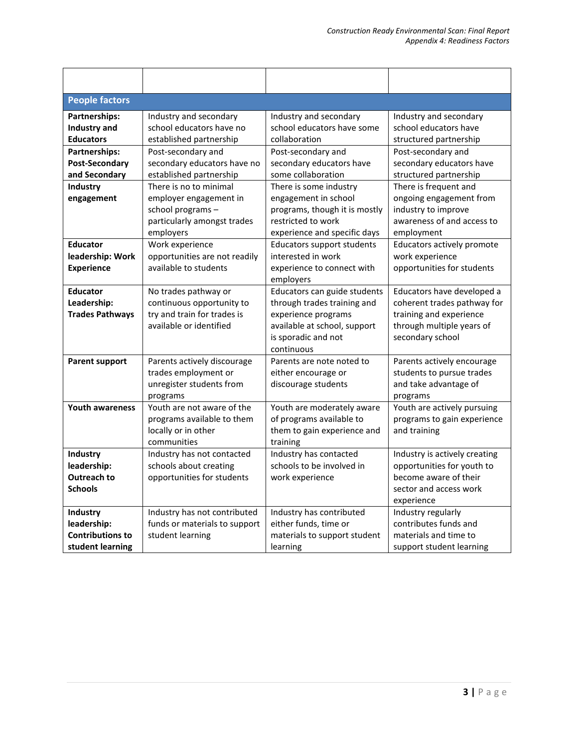| | | | |
|---|---|---|---|
| **People factors** | | | |
| **Partnerships: Industry and Educators** | Industry and secondary school educators have no established partnership | Industry and secondary school educators have some collaboration | Industry and secondary school educators have structured partnership |
| **Partnerships: Post-Secondary and Secondary** | Post-secondary and secondary educators have no established partnership | Post-secondary and secondary educators have some collaboration | Post-secondary and secondary educators have structured partnership |
| **Industry engagement** | There is no to minimal employer engagement in school programs – particularly amongst trades employers | There is some industry engagement in school programs, though it is mostly restricted to work experience and specific days | There is frequent and ongoing engagement from industry to improve awareness of and access to employment |
| **Educator leadership: Work Experience** | Work experience opportunities are not readily available to students | Educators support students interested in work experience to connect with employers | Educators actively promote work experience opportunities for students |
| **Educator Leadership: Trades Pathways** | No trades pathway or continuous opportunity to try and train for trades is available or identified | Educators can guide students through trades training and experience programs available at school, support is sporadic and not continuous | Educators have developed a coherent trades pathway for training and experience through multiple years of secondary school |
| **Parent support** | Parents actively discourage trades employment or unregister students from programs | Parents are note noted to either encourage or discourage students | Parents actively encourage students to pursue trades and take advantage of programs |
| **Youth awareness** | Youth are not aware of the programs available to them locally or in other communities | Youth are moderately aware of programs available to them to gain experience and training | Youth are actively pursuing programs to gain experience and training |
| **Industry leadership: Outreach to Schools** | Industry has not contacted schools about creating opportunities for students | Industry has contacted schools to be involved in work experience | Industry is actively creating opportunities for youth to become aware of their sector and access work experience |
| **Industry leadership: Contributions to student learning** | Industry has not contributed funds or materials to support student learning | Industry has contributed either funds, time or materials to support student learning | Industry regularly contributes funds and materials and time to support student learning |